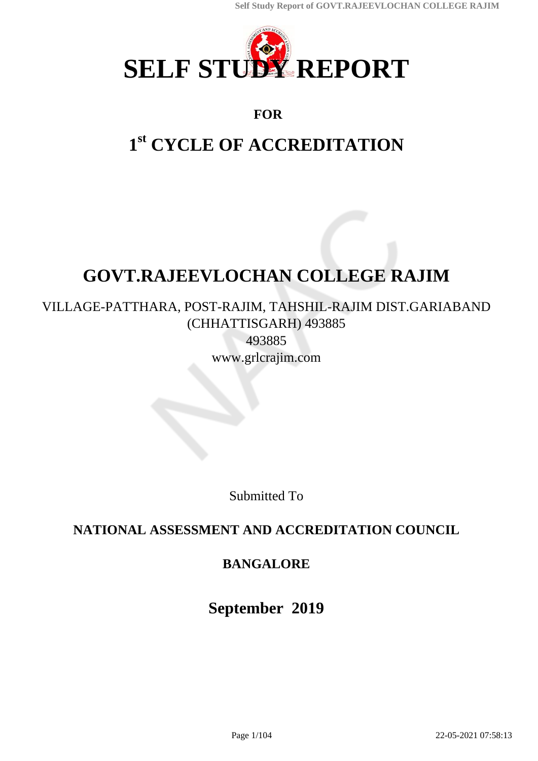# SELF STUDY REPORT

## FOR

# 1st CYCLE OF ACCREDITATION

# GOVT.RAJEEVLOCHAN COLLEGE RAJIM

VILLAGE-PATTHARA, POST-RAJIM, TAHSHIL-RAJIM DIST.GARIABAND (CHHATTISGARH) 493885

493885

www.grlcrajim.com

Submitted To

## NATIONAL ASSESSMENT AND ACCREDITATION COUNCIL

## BANGALORE

## September 2019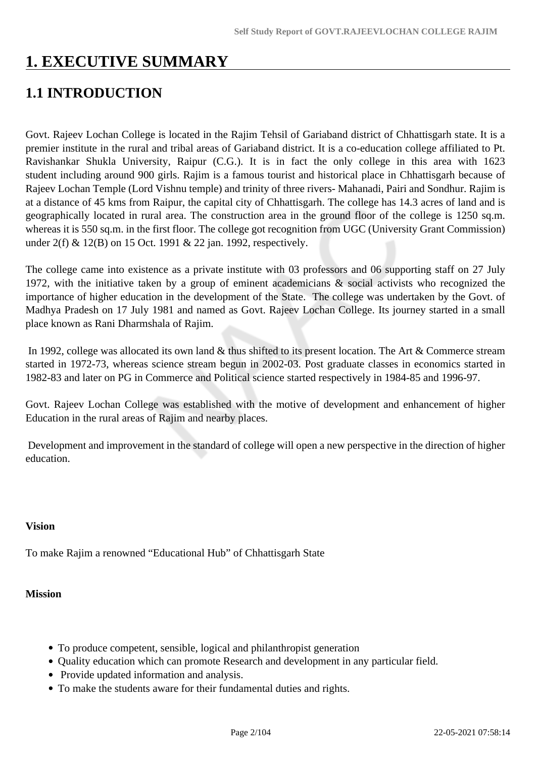# 1. EXECUTIVE SUMMARY

## 1.1 INTRODUCTION

Govt. Rajeev Lochan College is located in the Rajim Tehsil of Gariaband district of Chhattisgarh state. It is a premier institute in the rural and tribal areas of Gariaband district. It is a co-education college affiliated to Pt. Ravishankar Shukla University, Raipur (C.G.). It is in fact the only college in this area with 1623 student including around 900 girls. Rajim is a famous tourist and historical place in Chhattisgarh because of Rajeev Lochan Temple (Lord Vishnu temple) and trinity of three rivers- Mahanadi, Pairi and Sondhur. Rajim is at a distance of 45 kms from Raipur, the capital city of Chhattisgarh. The college has 14.3 acres of land and is geographically located in rural area. The construction area in the ground floor of the college is 1250 sq.m. whereas it is 550 sq.m. in the first floor. The college got recognition from UGC (University Grant Commission) under 2(f) & 12(B) on 15 Oct. 1991 & 22 jan. 1992, respectively.

The college came into existence as a private institute with 03 professors and 06 supporting staff on 27 July 1972, with the initiative taken by a group of eminent academicians & social activists who recognized the importance of higher education in the development of the State. The college was undertaken by the Govt. of Madhya Pradesh on 17 July 1981 and named as Govt. Rajeev Lochan College. Its journey started in a small place known as Rani Dharmshala of Rajim.

In 1992, college was allocated its own land & thus shifted to its present location. The Art & Commerce stream started in 1972-73, whereas science stream begun in 2002-03. Post graduate classes in economics started in 1982-83 and later on PG in Commerce and Political science started respectively in 1984-85 and 1996-97.

Govt. Rajeev Lochan College was established with the motive of development and enhancement of higher Education in the rural areas of Rajim and nearby places.

Development and improvement in the standard of college will open a new perspective in the direction of higher education.

**Vision**

To make Rajim a renowned "Educational Hub" of Chhattisgarh State

**Mission**

- To produce competent, sensible, logical and philanthropist generation
- Quality education which can promote Research and development in any particular field.
- Provide updated information and analysis.
- To make the students aware for their fundamental duties and rights.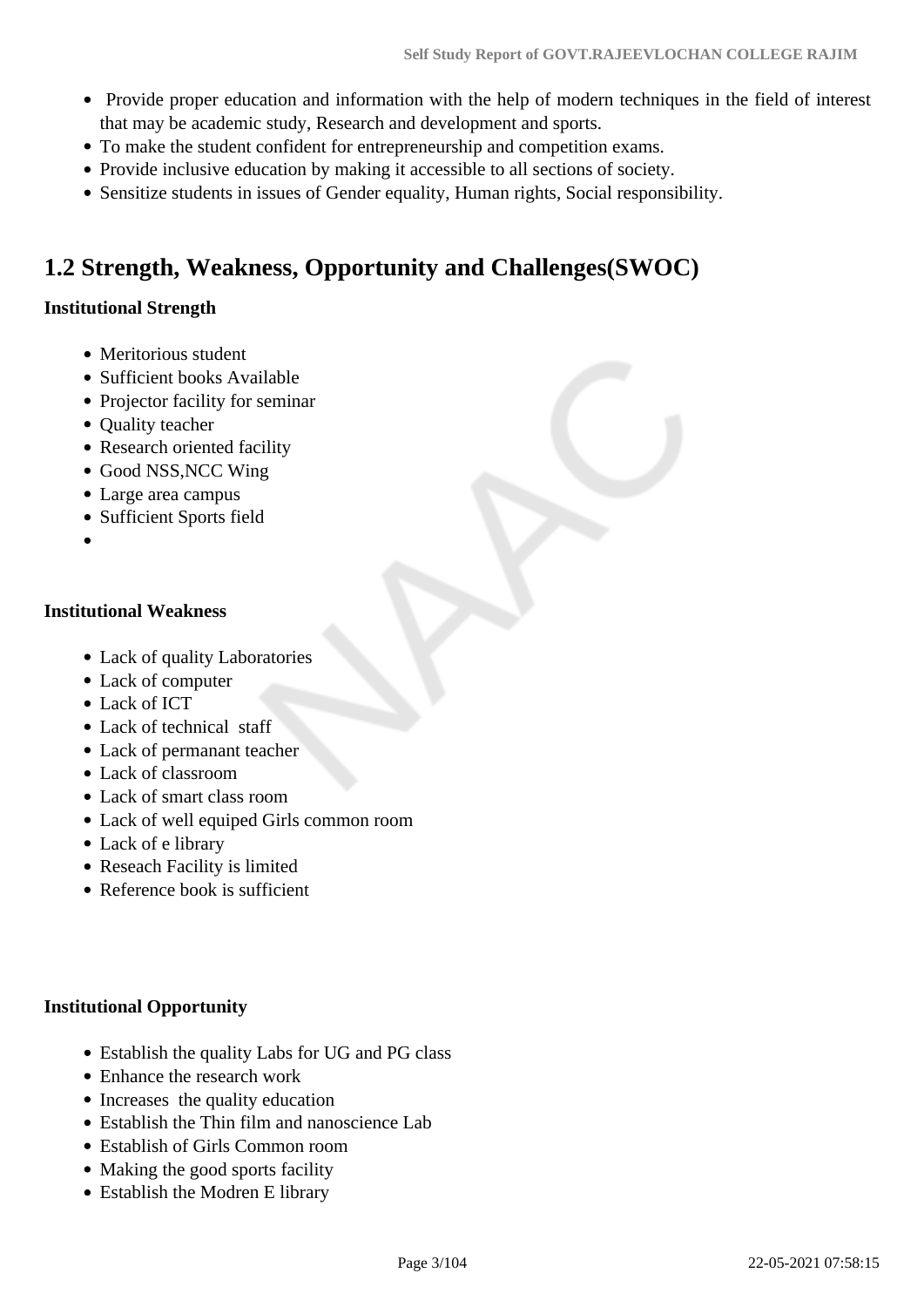- Provide proper education and information with the help of modern techniques in the field of interest that may be academic study, Research and development and sports.
- To make the student confident for entrepreneurship and competition exams.
- Provide inclusive education by making it accessible to all sections of society.
- Sensitize students in issues of Gender equality, Human rights, Social responsibility.

## 1.2 Strength, Weakness, Opportunity and Challenges(SWOC)

**Institutional Strength**

- Meritorious student
- Sufficient books Available
- Projector facility for seminar
- Quality teacher
- Research oriented facility
- Good NSS,NCC Wing
- Large area campus
- Sufficient Sports field
- 

**Institutional Weakness**

- Lack of quality Laboratories
- Lack of computer
- Lack of ICT
- Lack of technical staff
- Lack of permanant teacher
- Lack of classroom
- Lack of smart class room
- Lack of well equiped Girls common room
- Lack of e library
- Reseach Facility is limited
- Reference book is sufficient

**Institutional Opportunity**

- Establish the quality Labs for UG and PG class
- Enhance the research work
- Increases the quality education
- Establish the Thin film and nanoscience Lab
- Establish of Girls Common room
- Making the good sports facility
- Establish the Modren E library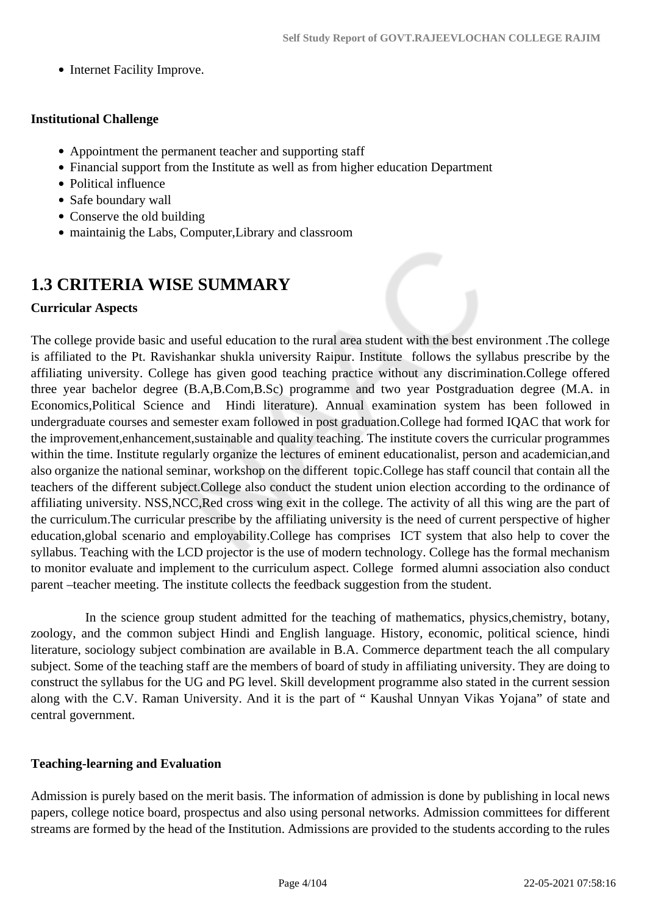- Internet Facility Improve.

**Institutional Challenge**

- Appointment the permanent teacher and supporting staff
- Financial support from the Institute as well as from higher education Department
- Political influence
- Safe boundary wall
- Conserve the old building
- maintainig the Labs, Computer,Library and classroom

## 1.3 CRITERIA WISE SUMMARY

**Curricular Aspects**

The college provide basic and useful education to the rural area student with the best environment .The college is affiliated to the Pt. Ravishankar shukla university Raipur. Institute follows the syllabus prescribe by the affiliating university. College has given good teaching practice without any discrimination.College offered three year bachelor degree (B.A,B.Com,B.Sc) programme and two year Postgraduation degree (M.A. in Economics,Political Science and Hindi literature). Annual examination system has been followed in undergraduate courses and semester exam followed in post graduation.College had formed IQAC that work for the improvement,enhancement,sustainable and quality teaching. The institute covers the curricular programmes within the time. Institute regularly organize the lectures of eminent educationalist, person and academician,and also organize the national seminar, workshop on the different topic.College has staff council that contain all the teachers of the different subject.College also conduct the student union election according to the ordinance of affiliating university. NSS,NCC,Red cross wing exit in the college. The activity of all this wing are the part of the curriculum.The curricular prescribe by the affiliating university is the need of current perspective of higher education,global scenario and employability.College has comprises ICT system that also help to cover the syllabus. Teaching with the LCD projector is the use of modern technology. College has the formal mechanism to monitor evaluate and implement to the curriculum aspect. College formed alumni association also conduct parent –teacher meeting. The institute collects the feedback suggestion from the student.

In the science group student admitted for the teaching of mathematics, physics,chemistry, botany, zoology, and the common subject Hindi and English language. History, economic, political science, hindi literature, sociology subject combination are available in B.A. Commerce department teach the all compulary subject. Some of the teaching staff are the members of board of study in affiliating university. They are doing to construct the syllabus for the UG and PG level. Skill development programme also stated in the current session along with the C.V. Raman University. And it is the part of " Kaushal Unnyan Vikas Yojana" of state and central government.

**Teaching-learning and Evaluation**

Admission is purely based on the merit basis. The information of admission is done by publishing in local news papers, college notice board, prospectus and also using personal networks. Admission committees for different streams are formed by the head of the Institution. Admissions are provided to the students according to the rules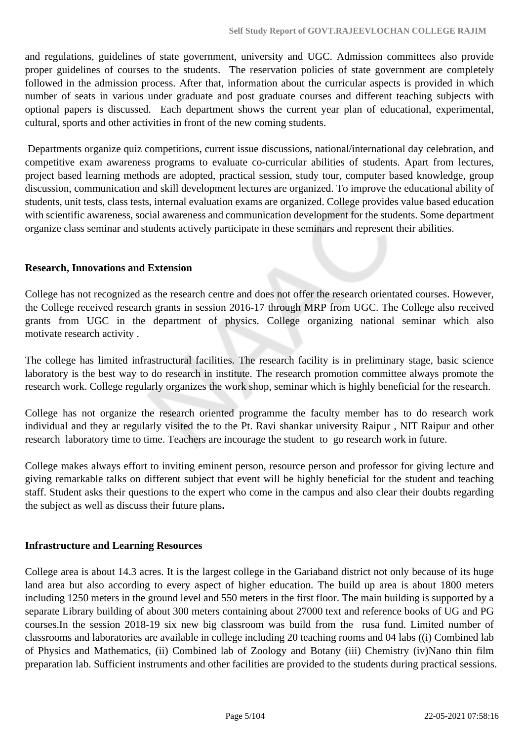and regulations, guidelines of state government, university and UGC. Admission committees also provide proper guidelines of courses to the students. The reservation policies of state government are completely followed in the admission process. After that, information about the curricular aspects is provided in which number of seats in various under graduate and post graduate courses and different teaching subjects with optional papers is discussed. Each department shows the current year plan of educational, experimental, cultural, sports and other activities in front of the new coming students.

Departments organize quiz competitions, current issue discussions, national/international day celebration, and competitive exam awareness programs to evaluate co-curricular abilities of students. Apart from lectures, project based learning methods are adopted, practical session, study tour, computer based knowledge, group discussion, communication and skill development lectures are organized. To improve the educational ability of students, unit tests, class tests, internal evaluation exams are organized. College provides value based education with scientific awareness, social awareness and communication development for the students. Some department organize class seminar and students actively participate in these seminars and represent their abilities.

**Research, Innovations and Extension**

College has not recognized as the research centre and does not offer the research orientated courses. However, the College received research grants in session 2016-17 through MRP from UGC. The College also received grants from UGC in the department of physics. College organizing national seminar which also motivate research activity .

The college has limited infrastructural facilities. The research facility is in preliminary stage, basic science laboratory is the best way to do research in institute. The research promotion committee always promote the research work. College regularly organizes the work shop, seminar which is highly beneficial for the research.

College has not organize the research oriented programme the faculty member has to do research work individual and they ar regularly visited the to the Pt. Ravi shankar university Raipur , NIT Raipur and other research laboratory time to time. Teachers are incourage the student to go research work in future.

College makes always effort to inviting eminent person, resource person and professor for giving lecture and giving remarkable talks on different subject that event will be highly beneficial for the student and teaching staff. Student asks their questions to the expert who come in the campus and also clear their doubts regarding the subject as well as discuss their future plans**.**

**Infrastructure and Learning Resources**

College area is about 14.3 acres. It is the largest college in the Gariaband district not only because of its huge land area but also according to every aspect of higher education. The build up area is about 1800 meters including 1250 meters in the ground level and 550 meters in the first floor. The main building is supported by a separate Library building of about 300 meters containing about 27000 text and reference books of UG and PG courses.In the session 2018-19 six new big classroom was build from the rusa fund. Limited number of classrooms and laboratories are available in college including 20 teaching rooms and 04 labs ((i) Combined lab of Physics and Mathematics, (ii) Combined lab of Zoology and Botany (iii) Chemistry (iv)Nano thin film preparation lab. Sufficient instruments and other facilities are provided to the students during practical sessions.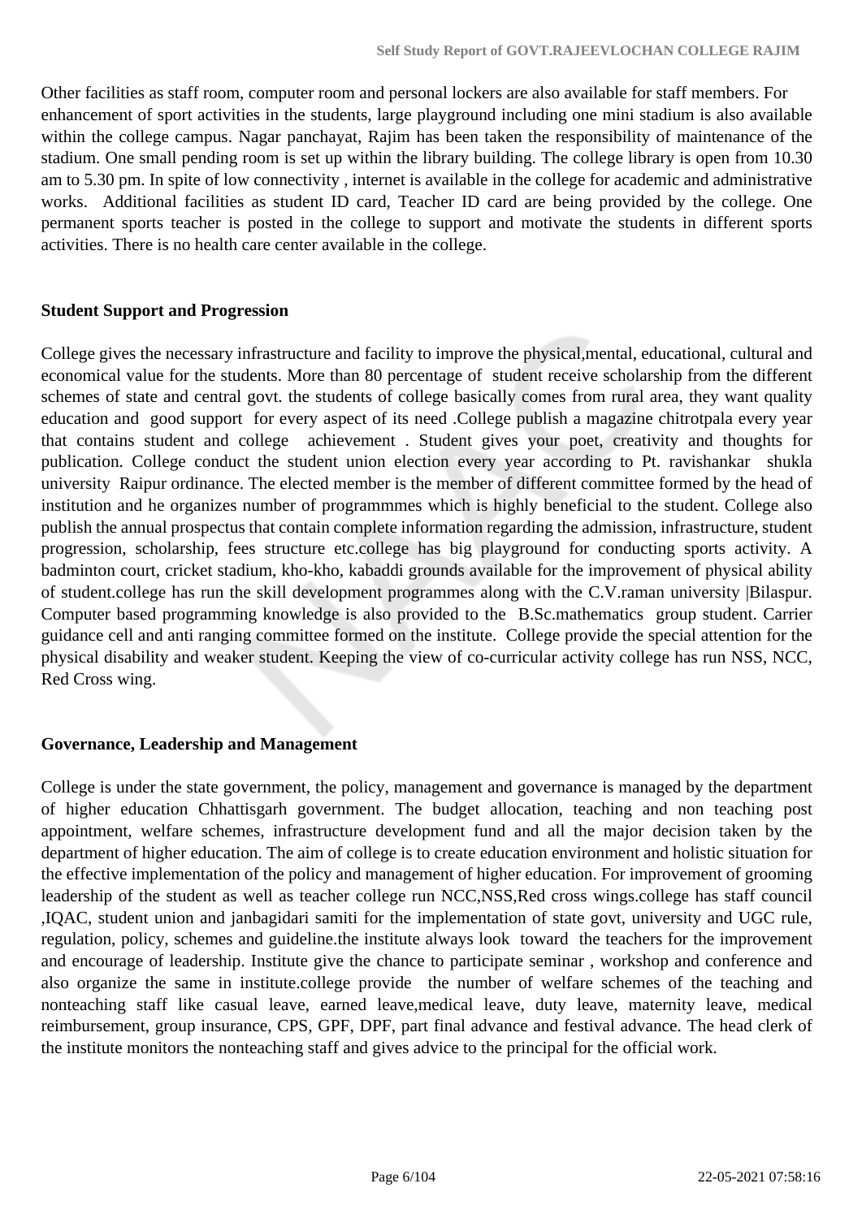Other facilities as staff room, computer room and personal lockers are also available for staff members. For enhancement of sport activities in the students, large playground including one mini stadium is also available within the college campus. Nagar panchayat, Rajim has been taken the responsibility of maintenance of the stadium. One small pending room is set up within the library building. The college library is open from 10.30 am to 5.30 pm. In spite of low connectivity , internet is available in the college for academic and administrative works. Additional facilities as student ID card, Teacher ID card are being provided by the college. One permanent sports teacher is posted in the college to support and motivate the students in different sports activities. There is no health care center available in the college.

**Student Support and Progression**

College gives the necessary infrastructure and facility to improve the physical,mental, educational, cultural and economical value for the students. More than 80 percentage of student receive scholarship from the different schemes of state and central govt. the students of college basically comes from rural area, they want quality education and good support for every aspect of its need .College publish a magazine chitrotpala every year that contains student and college achievement . Student gives your poet, creativity and thoughts for publication. College conduct the student union election every year according to Pt. ravishankar shukla university Raipur ordinance. The elected member is the member of different committee formed by the head of institution and he organizes number of programmmes which is highly beneficial to the student. College also publish the annual prospectus that contain complete information regarding the admission, infrastructure, student progression, scholarship, fees structure etc.college has big playground for conducting sports activity. A badminton court, cricket stadium, kho-kho, kabaddi grounds available for the improvement of physical ability of student.college has run the skill development programmes along with the C.V.raman university |Bilaspur. Computer based programming knowledge is also provided to the B.Sc.mathematics group student. Carrier guidance cell and anti ranging committee formed on the institute. College provide the special attention for the physical disability and weaker student. Keeping the view of co-curricular activity college has run NSS, NCC, Red Cross wing.

**Governance, Leadership and Management**

College is under the state government, the policy, management and governance is managed by the department of higher education Chhattisgarh government. The budget allocation, teaching and non teaching post appointment, welfare schemes, infrastructure development fund and all the major decision taken by the department of higher education. The aim of college is to create education environment and holistic situation for the effective implementation of the policy and management of higher education. For improvement of grooming leadership of the student as well as teacher college run NCC,NSS,Red cross wings.college has staff council ,IQAC, student union and janbagidari samiti for the implementation of state govt, university and UGC rule, regulation, policy, schemes and guideline.the institute always look toward the teachers for the improvement and encourage of leadership. Institute give the chance to participate seminar , workshop and conference and also organize the same in institute.college provide the number of welfare schemes of the teaching and nonteaching staff like casual leave, earned leave,medical leave, duty leave, maternity leave, medical reimbursement, group insurance, CPS, GPF, DPF, part final advance and festival advance. The head clerk of the institute monitors the nonteaching staff and gives advice to the principal for the official work.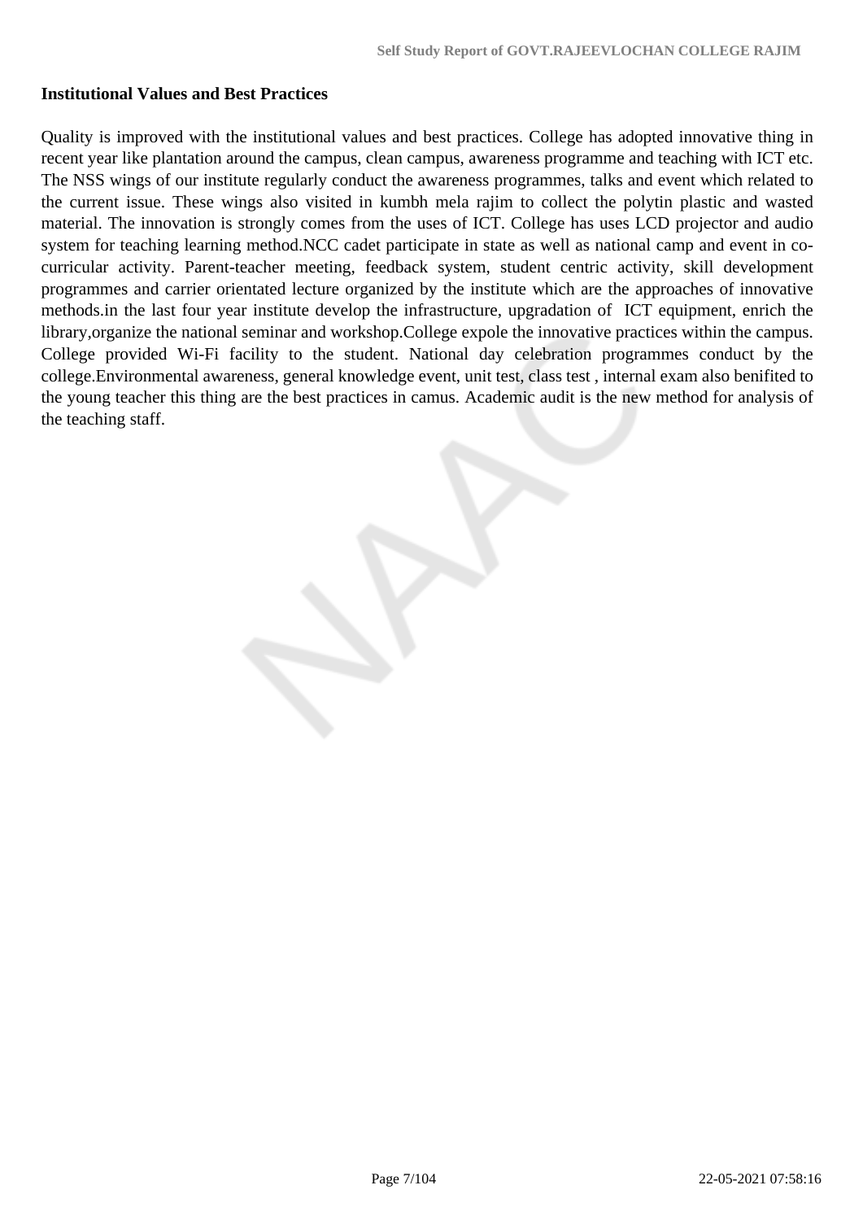**Institutional Values and Best Practices**

Quality is improved with the institutional values and best practices. College has adopted innovative thing in recent year like plantation around the campus, clean campus, awareness programme and teaching with ICT etc. The NSS wings of our institute regularly conduct the awareness programmes, talks and event which related to the current issue. These wings also visited in kumbh mela rajim to collect the polytin plastic and wasted material. The innovation is strongly comes from the uses of ICT. College has uses LCD projector and audio system for teaching learning method.NCC cadet participate in state as well as national camp and event in co-curricular activity. Parent-teacher meeting, feedback system, student centric activity, skill development programmes and carrier orientated lecture organized by the institute which are the approaches of innovative methods.in the last four year institute develop the infrastructure, upgradation of ICT equipment, enrich the library,organize the national seminar and workshop.College expole the innovative practices within the campus. College provided Wi-Fi facility to the student. National day celebration programmes conduct by the college.Environmental awareness, general knowledge event, unit test, class test , internal exam also benifited to the young teacher this thing are the best practices in camus. Academic audit is the new method for analysis of the teaching staff.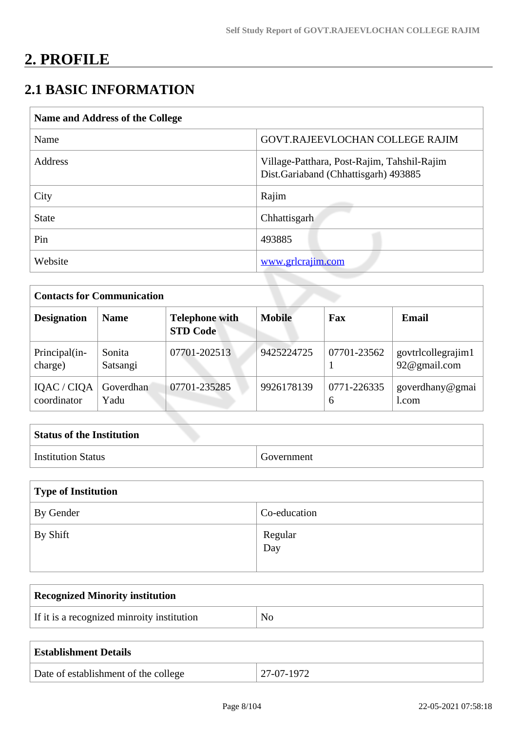# 2. PROFILE

## 2.1 BASIC INFORMATION

| Name and Address of the College | |
|---|---|
| Name | GOVT.RAJEEVLOCHAN COLLEGE RAJIM |
| Address | Village-Patthara, Post-Rajim, Tahshil-Rajim Dist.Gariaband (Chhattisgarh) 493885 |
| City | Rajim |
| State | Chhattisgarh |
| Pin | 493885 |
| Website | www.grlcrajim.com |

| Contacts for Communication | | | | | |
|---|---|---|---|---|---|
| **Designation** | **Name** | **Telephone with STD Code** | **Mobile** | **Fax** | **Email** |
| Principal(in-charge) | Sonita Satsangi | 07701-202513 | 9425224725 | 07701-235621 | govtrlcollegrajim192@gmail.com |
| IQAC / CIQA coordinator | Goverdhan Yadu | 07701-235285 | 9926178139 | 0771-2263356 | goverdhany@gmail.com |

| Status of the Institution | |
|---|---|
| Institution Status | Government |

| Type of Institution | |
|---|---|
| By Gender | Co-education |
| By Shift | Regular<br>Day |

| Recognized Minority institution | |
|---|---|
| If it is a recognized minroity institution | No |

| Establishment Details | |
|---|---|
| Date of establishment of the college | 27-07-1972 |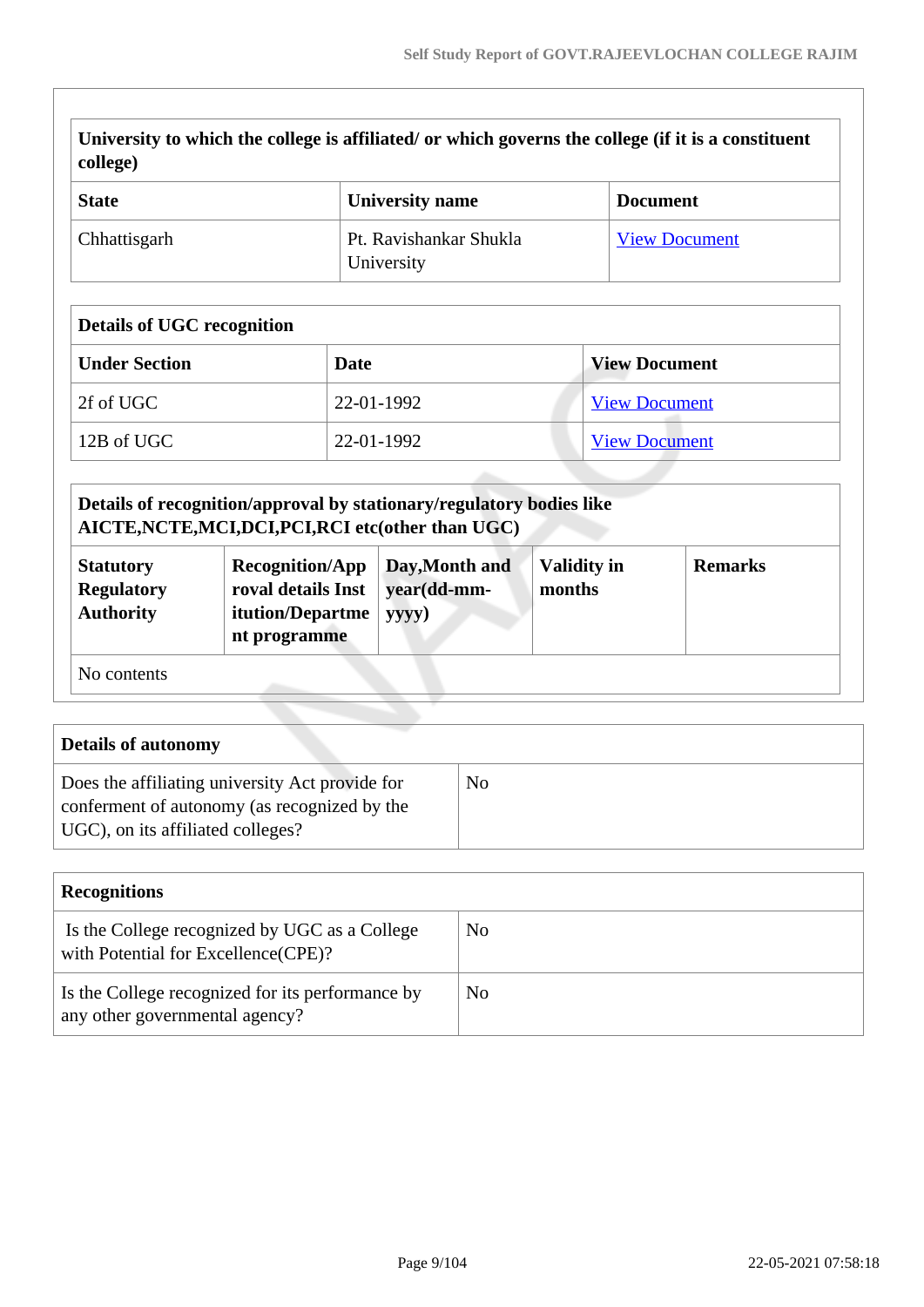| University to which the college is affiliated/ or which governs the college (if it is a constituent college) | | |
|---|---|---|
| **State** | **University name** | **Document** |
| Chhattisgarh | Pt. Ravishankar Shukla University | View Document |

| Details of UGC recognition | | |
|---|---|---|
| **Under Section** | **Date** | **View Document** |
| 2f of UGC | 22-01-1992 | View Document |
| 12B of UGC | 22-01-1992 | View Document |

| Details of recognition/approval by stationary/regulatory bodies like AICTE,NCTE,MCI,DCI,PCI,RCI etc(other than UGC) | | | | |
|---|---|---|---|---|
| **Statutory Regulatory Authority** | **Recognition/Approval details Institution/Department programme** | **Day,Month and year(dd-mm-yyyy)** | **Validity in months** | **Remarks** |
| No contents | | | | |

| Details of autonomy | |
|---|---|
| Does the affiliating university Act provide for conferment of autonomy (as recognized by the UGC), on its affiliated colleges? | No |

| Recognitions | |
|---|---|
| Is the College recognized by UGC as a College with Potential for Excellence(CPE)? | No |
| Is the College recognized for its performance by any other governmental agency? | No |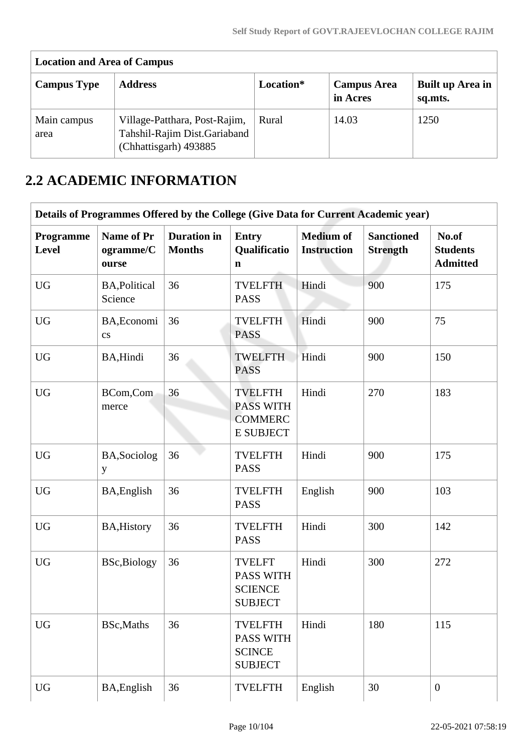| Location and Area of Campus | | | | |
|---|---|---|---|---|
| **Campus Type** | **Address** | **Location*** | **Campus Area in Acres** | **Built up Area in sq.mts.** |
| Main campus area | Village-Patthara, Post-Rajim, Tahshil-Rajim Dist.Gariaband (Chhattisgarh) 493885 | Rural | 14.03 | 1250 |

## 2.2 ACADEMIC INFORMATION

| Details of Programmes Offered by the College (Give Data for Current Academic year) | | | | | | |
|---|---|---|---|---|---|---|
| **Programme Level** | **Name of Programme/Course** | **Duration in Months** | **Entry Qualification** | **Medium of Instruction** | **Sanctioned Strength** | **No.of Students Admitted** |
| UG | BA,Political Science | 36 | TVELFTH PASS | Hindi | 900 | 175 |
| UG | BA,Economics | 36 | TVELFTH PASS | Hindi | 900 | 75 |
| UG | BA,Hindi | 36 | TWELFTH PASS | Hindi | 900 | 150 |
| UG | BCom,Commerce | 36 | TVELFTH PASS WITH COMMERCE SUBJECT | Hindi | 270 | 183 |
| UG | BA,Sociology | 36 | TVELFTH PASS | Hindi | 900 | 175 |
| UG | BA,English | 36 | TVELFTH PASS | English | 900 | 103 |
| UG | BA,History | 36 | TVELFTH PASS | Hindi | 300 | 142 |
| UG | BSc,Biology | 36 | TVELFT PASS WITH SCIENCE SUBJECT | Hindi | 300 | 272 |
| UG | BSc,Maths | 36 | TVELFTH PASS WITH SCINCE SUBJECT | Hindi | 180 | 115 |
| UG | BA,English | 36 | TVELFTH | English | 30 | 0 |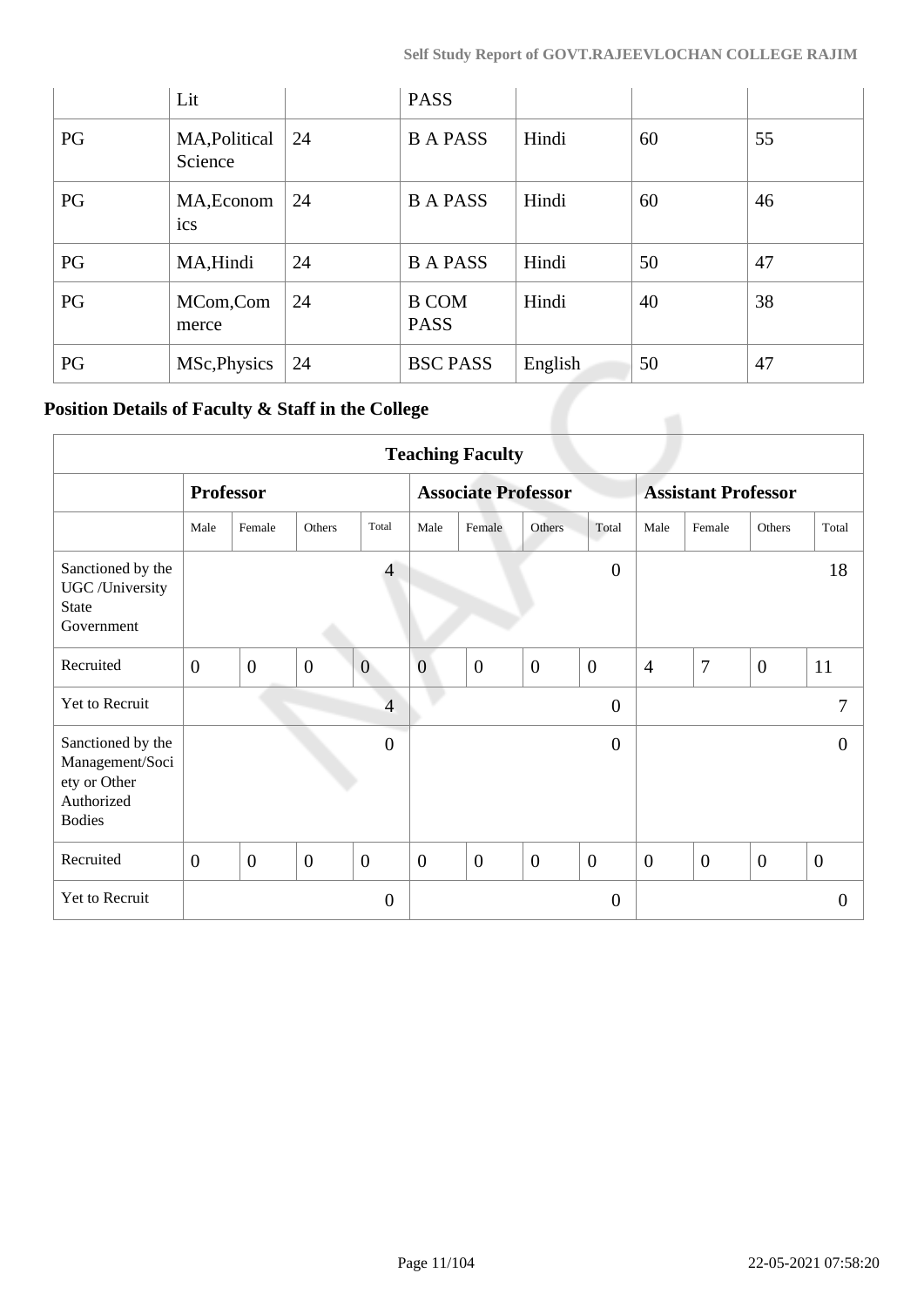|  | Lit |  | PASS |  |  |  |
| --- | --- | --- | --- | --- | --- | --- |
| PG | MA,Political Science | 24 | B A PASS | Hindi | 60 | 55 |
| PG | MA,Economics | 24 | B A PASS | Hindi | 60 | 46 |
| PG | MA,Hindi | 24 | B A PASS | Hindi | 50 | 47 |
| PG | MCom,Commerce | 24 | B COM PASS | Hindi | 40 | 38 |
| PG | MSc,Physics | 24 | BSC PASS | English | 50 | 47 |

### Position Details of Faculty & Staff in the College

| Teaching Faculty | | | | | | | | | | | | |
| --- | --- | --- | --- | --- | --- | --- | --- | --- | --- | --- | --- | --- |
|  | **Professor** | | | | **Associate Professor** | | | | **Assistant Professor** | | | |
|  | Male | Female | Others | Total | Male | Female | Others | Total | Male | Female | Others | Total |
| Sanctioned by the UGC /University State Government |  |  |  | 4 |  |  |  | 0 |  |  |  | 18 |
| Recruited | 0 | 0 | 0 | 0 | 0 | 0 | 0 | 0 | 4 | 7 | 0 | 11 |
| Yet to Recruit |  |  |  | 4 |  |  |  | 0 |  |  |  | 7 |
| Sanctioned by the Management/Society or Other Authorized Bodies |  |  |  | 0 |  |  |  | 0 |  |  |  | 0 |
| Recruited | 0 | 0 | 0 | 0 | 0 | 0 | 0 | 0 | 0 | 0 | 0 | 0 |
| Yet to Recruit |  |  |  | 0 |  |  |  | 0 |  |  |  | 0 |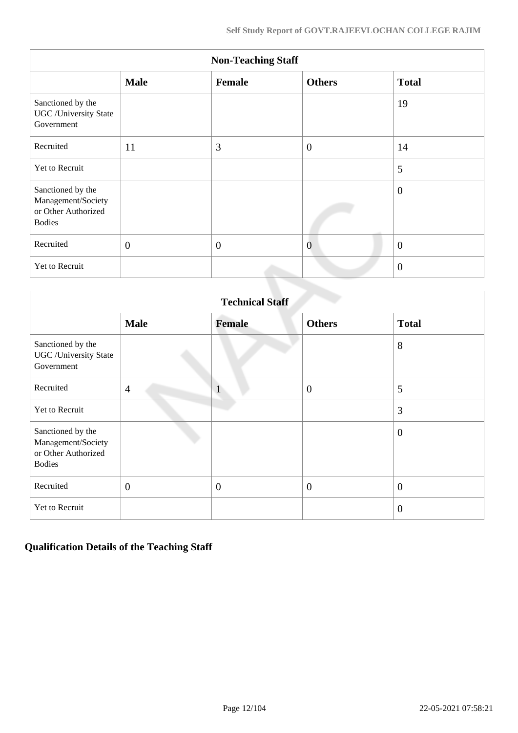| Non-Teaching Staff | | | | |
|---|---|---|---|---|
| | **Male** | **Female** | **Others** | **Total** |
| Sanctioned by the UGC /University State Government | | | | 19 |
| Recruited | 11 | 3 | 0 | 14 |
| Yet to Recruit | | | | 5 |
| Sanctioned by the Management/Society or Other Authorized Bodies | | | | 0 |
| Recruited | 0 | 0 | 0 | 0 |
| Yet to Recruit | | | | 0 |

| Technical Staff | | | | |
|---|---|---|---|---|
| | **Male** | **Female** | **Others** | **Total** |
| Sanctioned by the UGC /University State Government | | | | 8 |
| Recruited | 4 | 1 | 0 | 5 |
| Yet to Recruit | | | | 3 |
| Sanctioned by the Management/Society or Other Authorized Bodies | | | | 0 |
| Recruited | 0 | 0 | 0 | 0 |
| Yet to Recruit | | | | 0 |

## Qualification Details of the Teaching Staff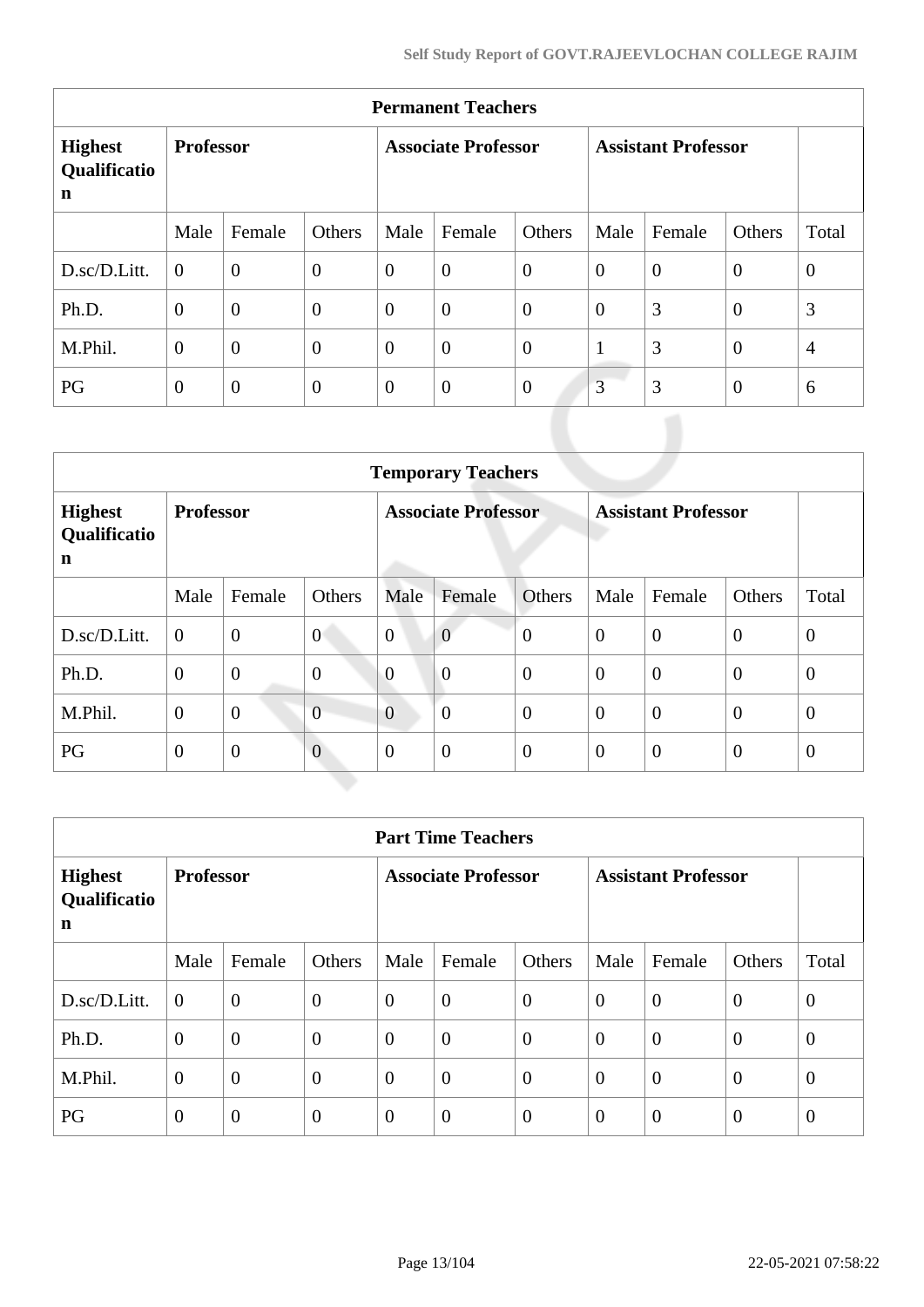| Permanent Teachers | | | | | | | | | |
|---|---|---|---|---|---|---|---|---|---|
| **Highest Qualification** | **Professor** | | | **Associate Professor** | | | **Assistant Professor** | | | |
| | Male | Female | Others | Male | Female | Others | Male | Female | Others | Total |
| D.sc/D.Litt. | 0 | 0 | 0 | 0 | 0 | 0 | 0 | 0 | 0 | 0 |
| Ph.D. | 0 | 0 | 0 | 0 | 0 | 0 | 0 | 3 | 0 | 3 |
| M.Phil. | 0 | 0 | 0 | 0 | 0 | 0 | 1 | 3 | 0 | 4 |
| PG | 0 | 0 | 0 | 0 | 0 | 0 | 3 | 3 | 0 | 6 |

| Temporary Teachers | | | | | | | | | | |
|---|---|---|---|---|---|---|---|---|---|---|
| **Highest Qualification** | **Professor** | | | **Associate Professor** | | | **Assistant Professor** | | | |
| | Male | Female | Others | Male | Female | Others | Male | Female | Others | Total |
| D.sc/D.Litt. | 0 | 0 | 0 | 0 | 0 | 0 | 0 | 0 | 0 | 0 |
| Ph.D. | 0 | 0 | 0 | 0 | 0 | 0 | 0 | 0 | 0 | 0 |
| M.Phil. | 0 | 0 | 0 | 0 | 0 | 0 | 0 | 0 | 0 | 0 |
| PG | 0 | 0 | 0 | 0 | 0 | 0 | 0 | 0 | 0 | 0 |

| Part Time Teachers | | | | | | | | | | |
|---|---|---|---|---|---|---|---|---|---|---|
| **Highest Qualification** | **Professor** | | | **Associate Professor** | | | **Assistant Professor** | | | |
| | Male | Female | Others | Male | Female | Others | Male | Female | Others | Total |
| D.sc/D.Litt. | 0 | 0 | 0 | 0 | 0 | 0 | 0 | 0 | 0 | 0 |
| Ph.D. | 0 | 0 | 0 | 0 | 0 | 0 | 0 | 0 | 0 | 0 |
| M.Phil. | 0 | 0 | 0 | 0 | 0 | 0 | 0 | 0 | 0 | 0 |
| PG | 0 | 0 | 0 | 0 | 0 | 0 | 0 | 0 | 0 | 0 |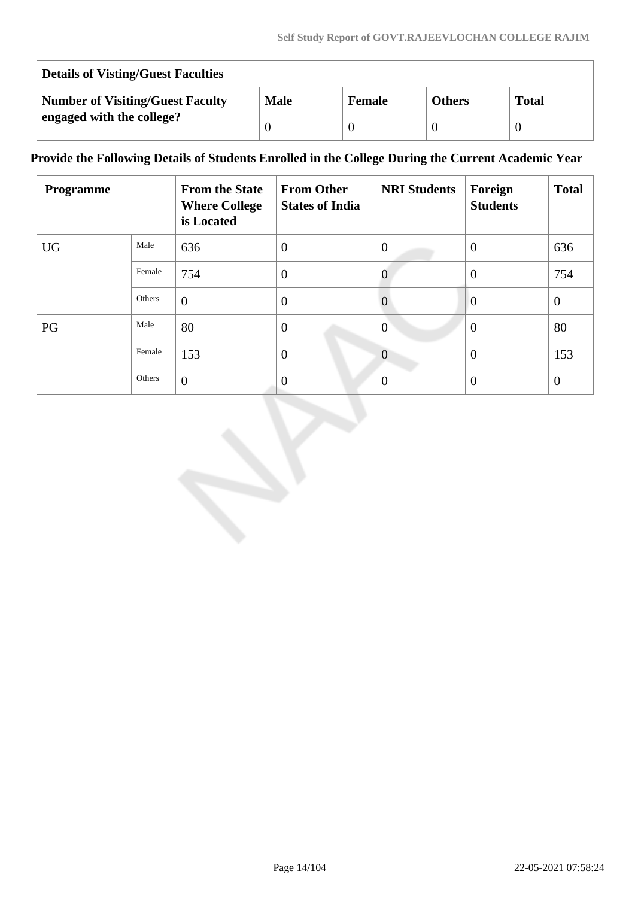| Details of Visting/Guest Faculties | | | | |
|---|---|---|---|---|
| Number of Visiting/Guest Faculty engaged with the college? | Male | Female | Others | Total |
| | 0 | 0 | 0 | 0 |

**Provide the Following Details of Students Enrolled in the College During the Current Academic Year**

| Programme | | From the State Where College is Located | From Other States of India | NRI Students | Foreign Students | Total |
|---|---|---|---|---|---|---|
| UG | Male | 636 | 0 | 0 | 0 | 636 |
| | Female | 754 | 0 | 0 | 0 | 754 |
| | Others | 0 | 0 | 0 | 0 | 0 |
| PG | Male | 80 | 0 | 0 | 0 | 80 |
| | Female | 153 | 0 | 0 | 0 | 153 |
| | Others | 0 | 0 | 0 | 0 | 0 |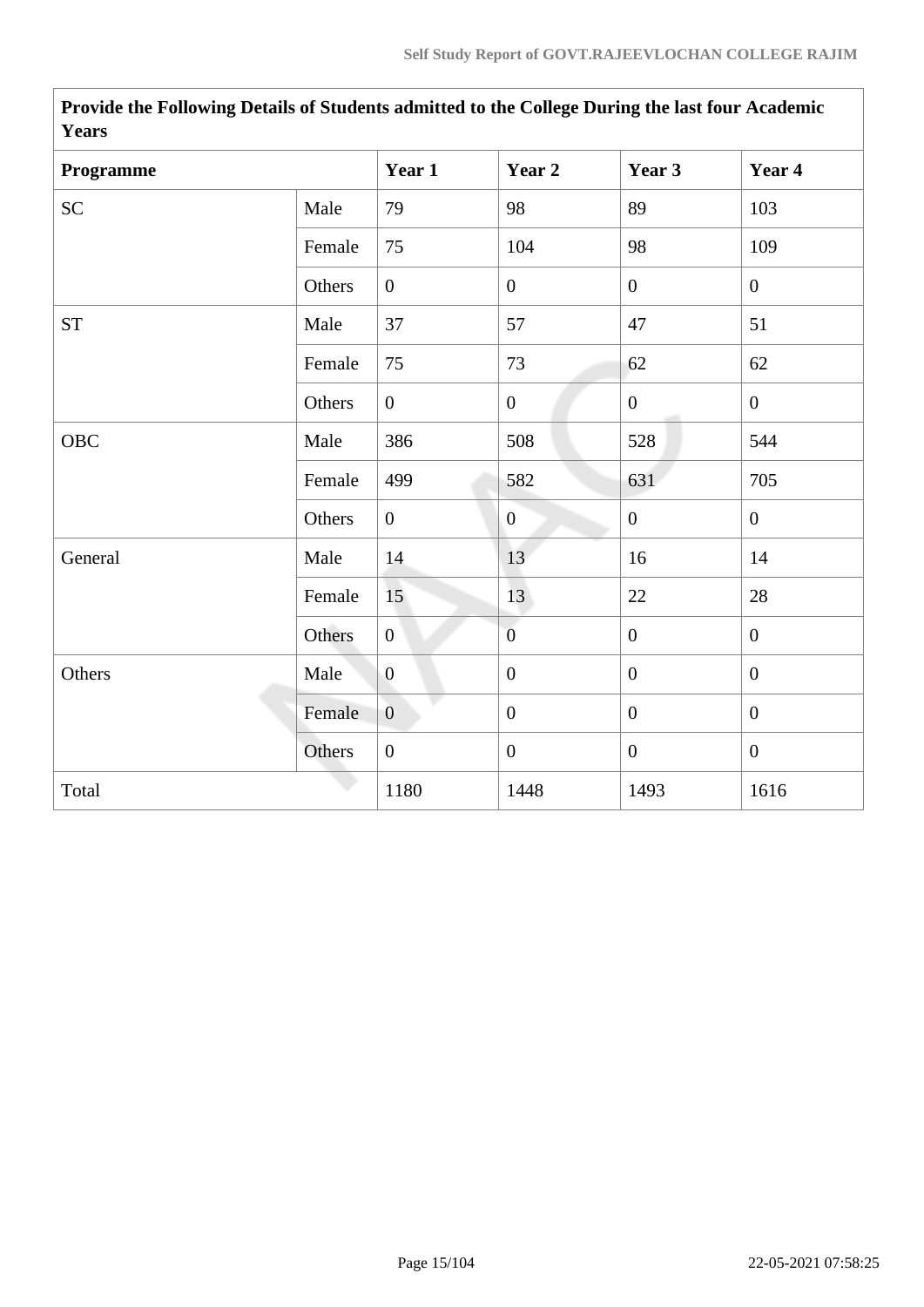| **Provide the Following Details of Students admitted to the College During the last four Academic Years** | | | | | |
|---|---|---|---|---|---|
| **Programme** | | **Year 1** | **Year 2** | **Year 3** | **Year 4** |
| SC | Male | 79 | 98 | 89 | 103 |
| | Female | 75 | 104 | 98 | 109 |
| | Others | 0 | 0 | 0 | 0 |
| ST | Male | 37 | 57 | 47 | 51 |
| | Female | 75 | 73 | 62 | 62 |
| | Others | 0 | 0 | 0 | 0 |
| OBC | Male | 386 | 508 | 528 | 544 |
| | Female | 499 | 582 | 631 | 705 |
| | Others | 0 | 0 | 0 | 0 |
| General | Male | 14 | 13 | 16 | 14 |
| | Female | 15 | 13 | 22 | 28 |
| | Others | 0 | 0 | 0 | 0 |
| Others | Male | 0 | 0 | 0 | 0 |
| | Female | 0 | 0 | 0 | 0 |
| | Others | 0 | 0 | 0 | 0 |
| Total | | 1180 | 1448 | 1493 | 1616 |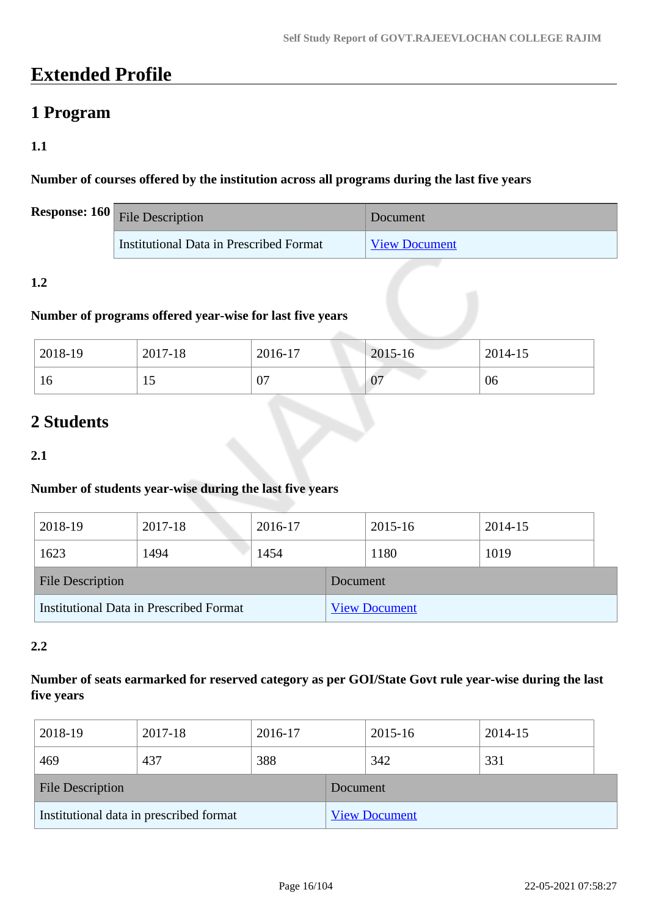# Extended Profile

## 1 Program

### 1.1

**Number of courses offered by the institution across all programs during the last five years**

**Response: 160**

| File Description | Document |
|---|---|
| Institutional Data in Prescribed Format | View Document |

### 1.2

**Number of programs offered year-wise for last five years**

| 2018-19 | 2017-18 | 2016-17 | 2015-16 | 2014-15 |
|---|---|---|---|---|
| 16 | 15 | 07 | 07 | 06 |

## 2 Students

### 2.1

**Number of students year-wise during the last five years**

| 2018-19 | 2017-18 | 2016-17 | 2015-16 | 2014-15 |
|---|---|---|---|---|
| 1623 | 1494 | 1454 | 1180 | 1019 |

| File Description | Document |
|---|---|
| Institutional Data in Prescribed Format | View Document |

### 2.2

**Number of seats earmarked for reserved category as per GOI/State Govt rule year-wise during the last five years**

| 2018-19 | 2017-18 | 2016-17 | 2015-16 | 2014-15 |
|---|---|---|---|---|
| 469 | 437 | 388 | 342 | 331 |

| File Description | Document |
|---|---|
| Institutional data in prescribed format | View Document |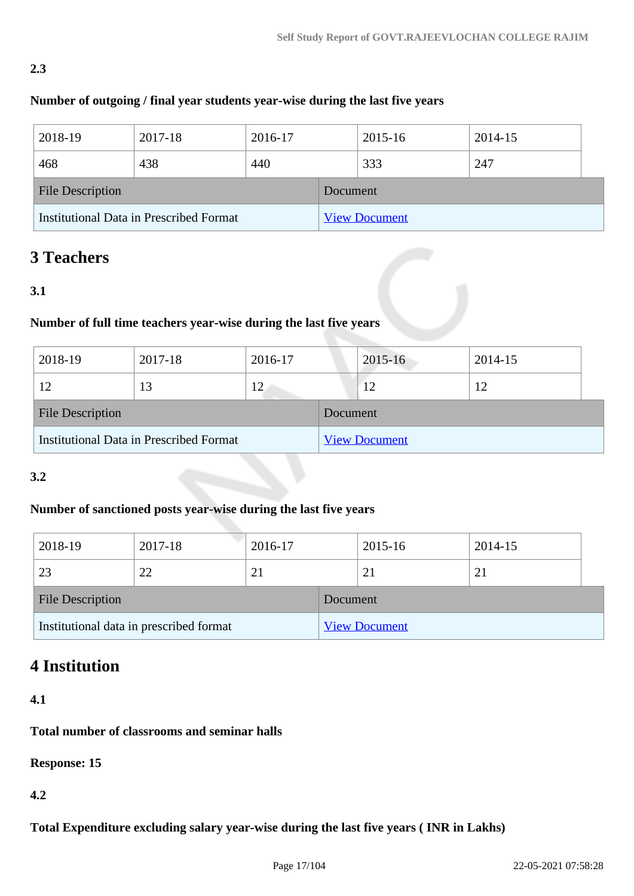**2.3**

**Number of outgoing / final year students year-wise during the last five years**

| 2018-19 | 2017-18 | 2016-17 | 2015-16 | 2014-15 |
|---|---|---|---|---|
| 468 | 438 | 440 | 333 | 247 |

| File Description | Document |
|---|---|
| Institutional Data in Prescribed Format | View Document |

## 3 Teachers

**3.1**

**Number of full time teachers year-wise during the last five years**

| 2018-19 | 2017-18 | 2016-17 | 2015-16 | 2014-15 |
|---|---|---|---|---|
| 12 | 13 | 12 | 12 | 12 |

| File Description | Document |
|---|---|
| Institutional Data in Prescribed Format | View Document |

**3.2**

**Number of sanctioned posts year-wise during the last five years**

| 2018-19 | 2017-18 | 2016-17 | 2015-16 | 2014-15 |
|---|---|---|---|---|
| 23 | 22 | 21 | 21 | 21 |

| File Description | Document |
|---|---|
| Institutional data in prescribed format | View Document |

## 4 Institution

**4.1**

**Total number of classrooms and seminar halls**

**Response: 15**

**4.2**

**Total Expenditure excluding salary year-wise during the last five years ( INR in Lakhs)**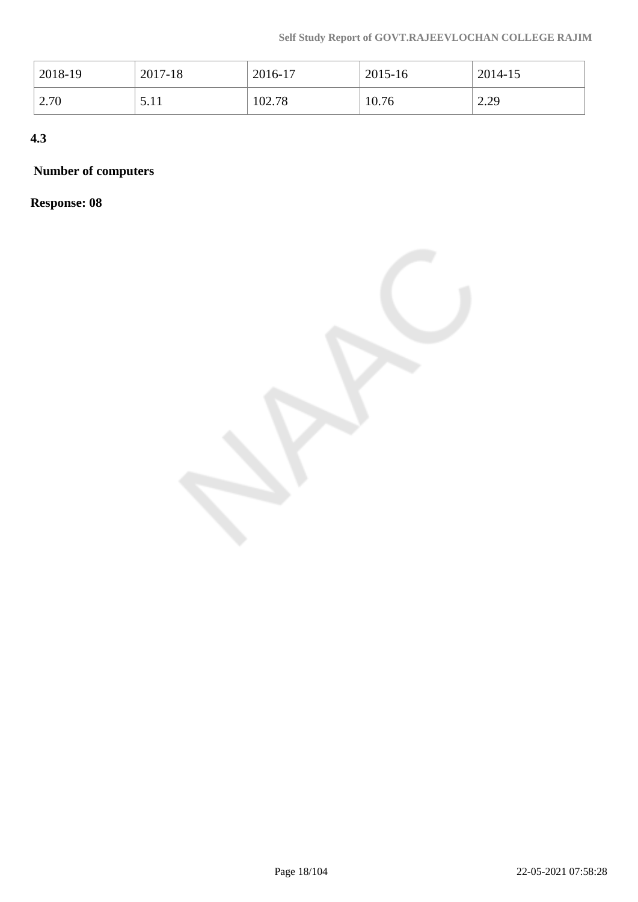| 2018-19 | 2017-18 | 2016-17 | 2015-16 | 2014-15 |
|---|---|---|---|---|
| 2.70 | 5.11 | 102.78 | 10.76 | 2.29 |

**4.3**

**Number of computers**

**Response: 08**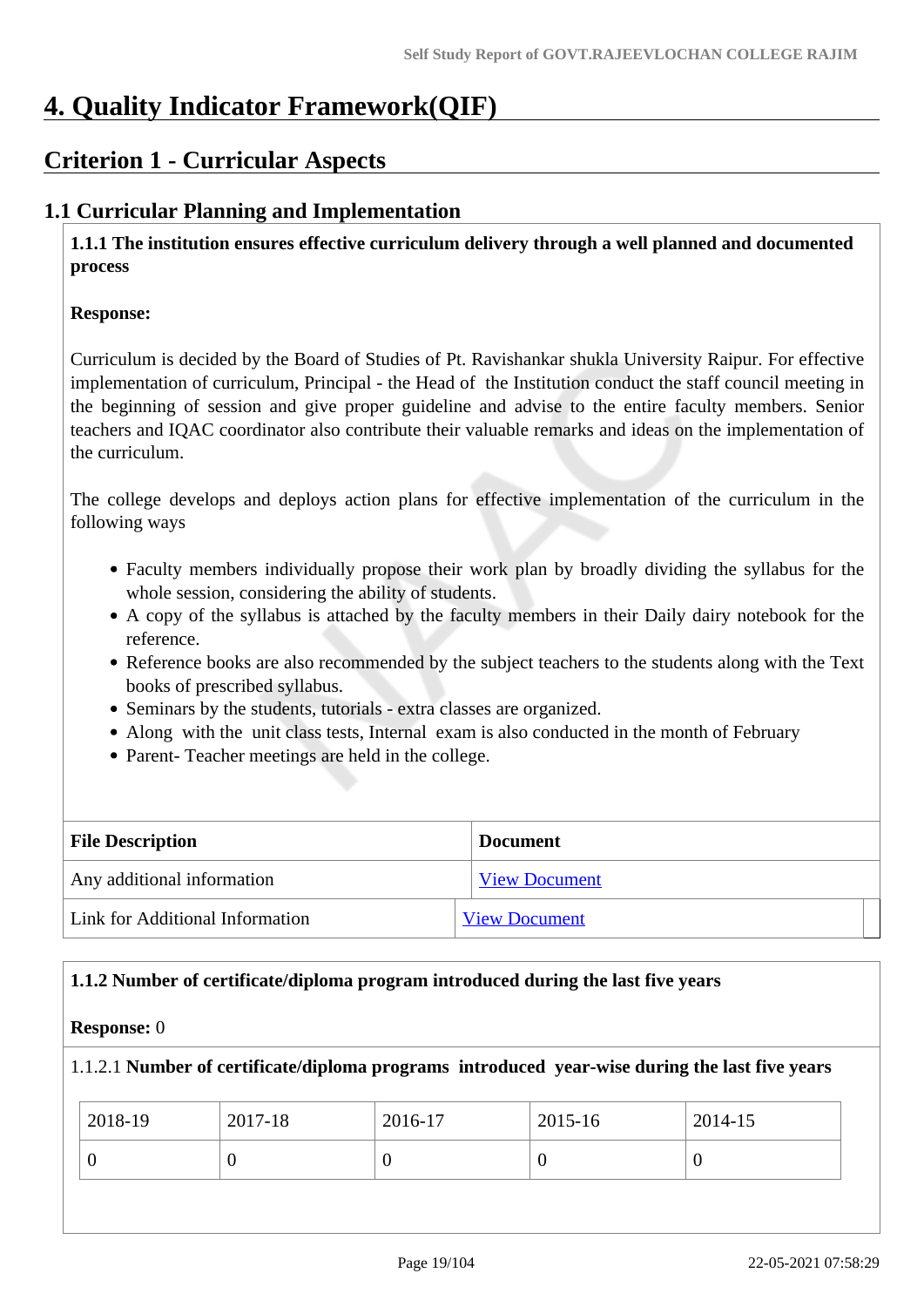# 4. Quality Indicator Framework(QIF)

## Criterion 1 - Curricular Aspects

### 1.1 Curricular Planning and Implementation

**1.1.1 The institution ensures effective curriculum delivery through a well planned and documented process**

**Response:**

Curriculum is decided by the Board of Studies of Pt. Ravishankar shukla University Raipur. For effective implementation of curriculum, Principal - the Head of the Institution conduct the staff council meeting in the beginning of session and give proper guideline and advise to the entire faculty members. Senior teachers and IQAC coordinator also contribute their valuable remarks and ideas on the implementation of the curriculum.

The college develops and deploys action plans for effective implementation of the curriculum in the following ways

- Faculty members individually propose their work plan by broadly dividing the syllabus for the whole session, considering the ability of students.
- A copy of the syllabus is attached by the faculty members in their Daily dairy notebook for the reference.
- Reference books are also recommended by the subject teachers to the students along with the Text books of prescribed syllabus.
- Seminars by the students, tutorials - extra classes are organized.
- Along with the unit class tests, Internal exam is also conducted in the month of February
- Parent- Teacher meetings are held in the college.

| File Description | Document |
|---|---|
| Any additional information | View Document |
| Link for Additional Information | View Document |

**1.1.2 Number of certificate/diploma program introduced during the last five years**

**Response:** 0

1.1.2.1 **Number of certificate/diploma programs introduced year-wise during the last five years**

| 2018-19 | 2017-18 | 2016-17 | 2015-16 | 2014-15 |
|---|---|---|---|---|
| 0 | 0 | 0 | 0 | 0 |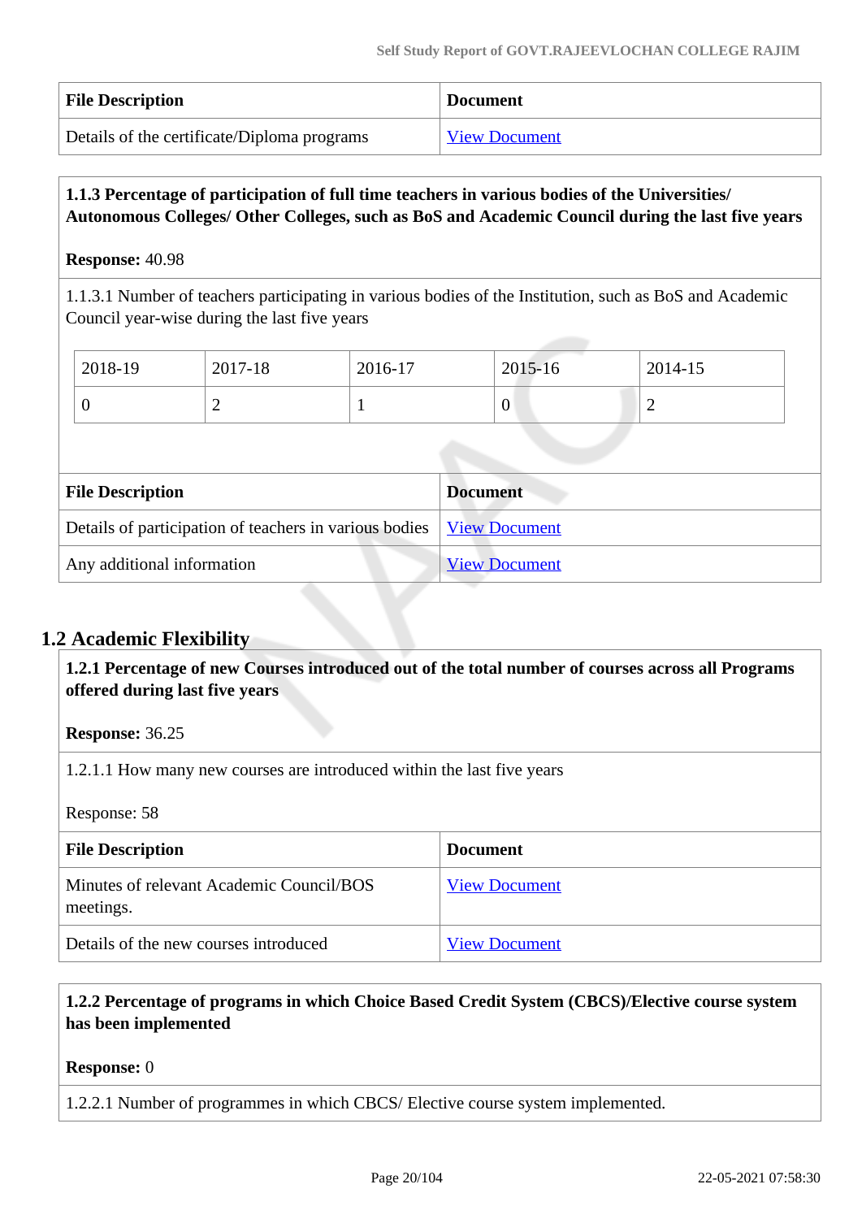| File Description | Document |
|---|---|
| Details of the certificate/Diploma programs | View Document |

**1.1.3 Percentage of participation of full time teachers in various bodies of the Universities/ Autonomous Colleges/ Other Colleges, such as BoS and Academic Council during the last five years**

**Response:** 40.98

1.1.3.1 Number of teachers participating in various bodies of the Institution, such as BoS and Academic Council year-wise during the last five years

| 2018-19 | 2017-18 | 2016-17 | 2015-16 | 2014-15 |
|---|---|---|---|---|
| 0 | 2 | 1 | 0 | 2 |

| File Description | Document |
|---|---|
| Details of participation of teachers in various bodies | View Document |
| Any additional information | View Document |

## 1.2 Academic Flexibility

**1.2.1 Percentage of new Courses introduced out of the total number of courses across all Programs offered during last five years**

**Response:** 36.25

1.2.1.1 How many new courses are introduced within the last five years

Response: 58

| File Description | Document |
|---|---|
| Minutes of relevant Academic Council/BOS meetings. | View Document |
| Details of the new courses introduced | View Document |

**1.2.2 Percentage of programs in which Choice Based Credit System (CBCS)/Elective course system has been implemented**

**Response:** 0

1.2.2.1 Number of programmes in which CBCS/ Elective course system implemented.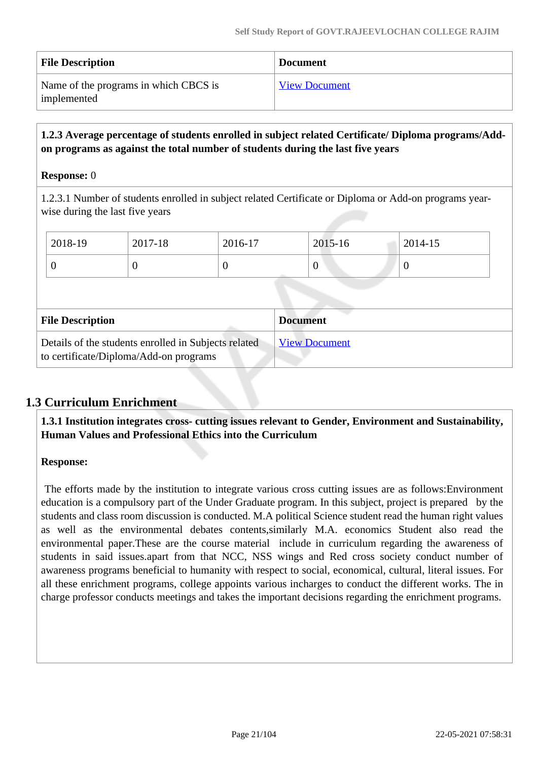| File Description | Document |
|---|---|
| Name of the programs in which CBCS is implemented | View Document |

**1.2.3 Average percentage of students enrolled in subject related Certificate/ Diploma programs/Add-on programs as against the total number of students during the last five years**

**Response:** 0

1.2.3.1 Number of students enrolled in subject related Certificate or Diploma or Add-on programs year-wise during the last five years

| 2018-19 | 2017-18 | 2016-17 | 2015-16 | 2014-15 |
|---|---|---|---|---|
| 0 | 0 | 0 | 0 | 0 |

| File Description | Document |
|---|---|
| Details of the students enrolled in Subjects related to certificate/Diploma/Add-on programs | View Document |

## 1.3 Curriculum Enrichment

**1.3.1 Institution integrates cross- cutting issues relevant to Gender, Environment and Sustainability, Human Values and Professional Ethics into the Curriculum**

**Response:**

The efforts made by the institution to integrate various cross cutting issues are as follows:Environment education is a compulsory part of the Under Graduate program. In this subject, project is prepared by the students and class room discussion is conducted. M.A political Science student read the human right values as well as the environmental debates contents,similarly M.A. economics Student also read the environmental paper.These are the course material include in curriculum regarding the awareness of students in said issues.apart from that NCC, NSS wings and Red cross society conduct number of awareness programs beneficial to humanity with respect to social, economical, cultural, literal issues. For all these enrichment programs, college appoints various incharges to conduct the different works. The in charge professor conducts meetings and takes the important decisions regarding the enrichment programs.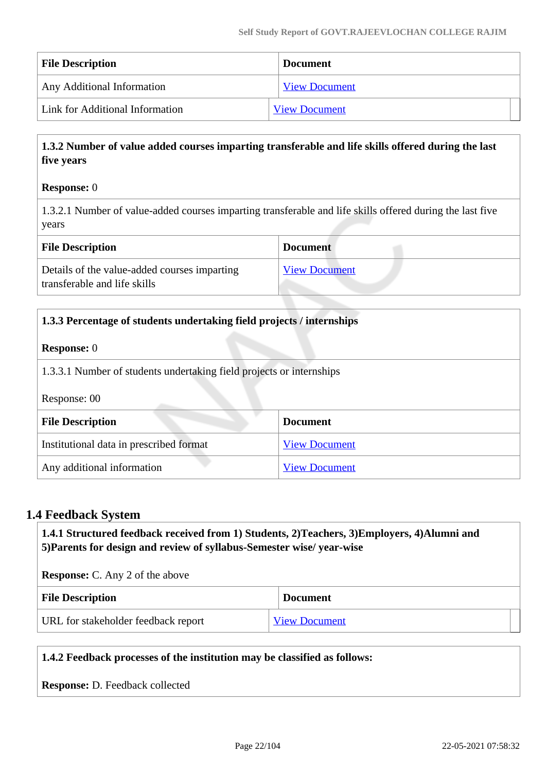| File Description | Document |
|---|---|
| Any Additional Information | View Document |
| Link for Additional Information | View Document |

**1.3.2 Number of value added courses imparting transferable and life skills offered during the last five years**

**Response:** 0

1.3.2.1 Number of value-added courses imparting transferable and life skills offered during the last five years

| File Description | Document |
|---|---|
| Details of the value-added courses imparting transferable and life skills | View Document |

**1.3.3 Percentage of students undertaking field projects / internships**

**Response:** 0

1.3.3.1 Number of students undertaking field projects or internships

Response: 00

| File Description | Document |
|---|---|
| Institutional data in prescribed format | View Document |
| Any additional information | View Document |

## 1.4 Feedback System

**1.4.1 Structured feedback received from 1) Students, 2)Teachers, 3)Employers, 4)Alumni and 5)Parents for design and review of syllabus-Semester wise/ year-wise**

**Response:** C. Any 2 of the above

| File Description | Document |
|---|---|
| URL for stakeholder feedback report | View Document |

**1.4.2 Feedback processes of the institution may be classified as follows:**

**Response:** D. Feedback collected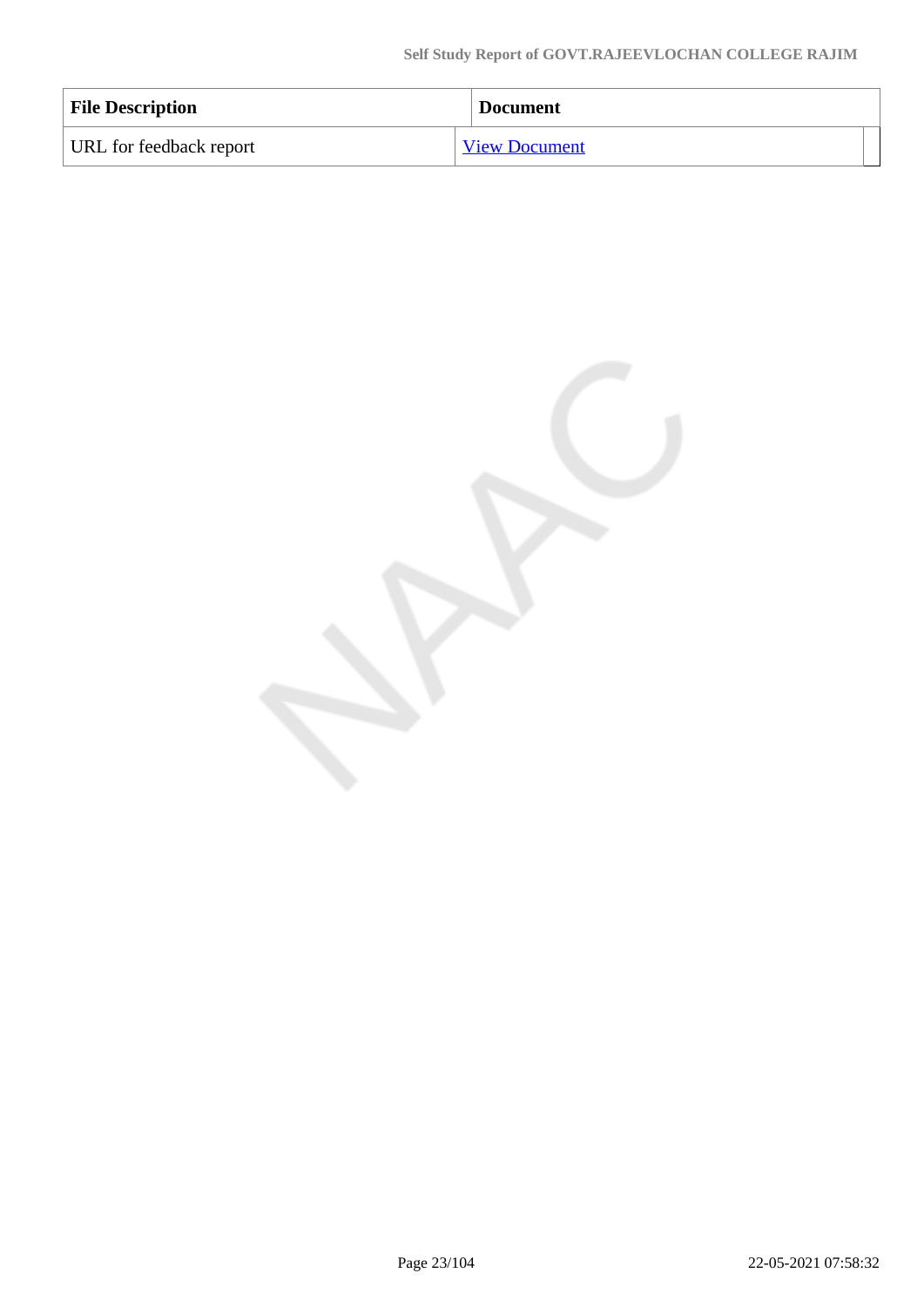| File Description | Document |
| --- | --- |
| URL for feedback report | View Document |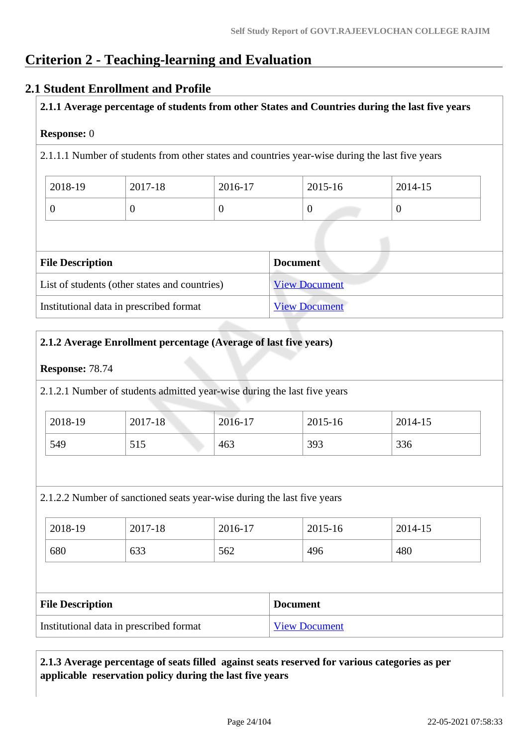# Criterion 2 - Teaching-learning and Evaluation

## 2.1 Student Enrollment and Profile

**2.1.1 Average percentage of students from other States and Countries during the last five years**

**Response:** 0

2.1.1.1 Number of students from other states and countries year-wise during the last five years

| 2018-19 | 2017-18 | 2016-17 | 2015-16 | 2014-15 |
|---|---|---|---|---|
| 0 | 0 | 0 | 0 | 0 |

| File Description | Document |
|---|---|
| List of students (other states and countries) | View Document |
| Institutional data in prescribed format | View Document |

**2.1.2 Average Enrollment percentage (Average of last five years)**

**Response:** 78.74

2.1.2.1 Number of students admitted year-wise during the last five years

| 2018-19 | 2017-18 | 2016-17 | 2015-16 | 2014-15 |
|---|---|---|---|---|
| 549 | 515 | 463 | 393 | 336 |

2.1.2.2 Number of sanctioned seats year-wise during the last five years

| 2018-19 | 2017-18 | 2016-17 | 2015-16 | 2014-15 |
|---|---|---|---|---|
| 680 | 633 | 562 | 496 | 480 |

| File Description | Document |
|---|---|
| Institutional data in prescribed format | View Document |

**2.1.3 Average percentage of seats filled against seats reserved for various categories as per applicable reservation policy during the last five years**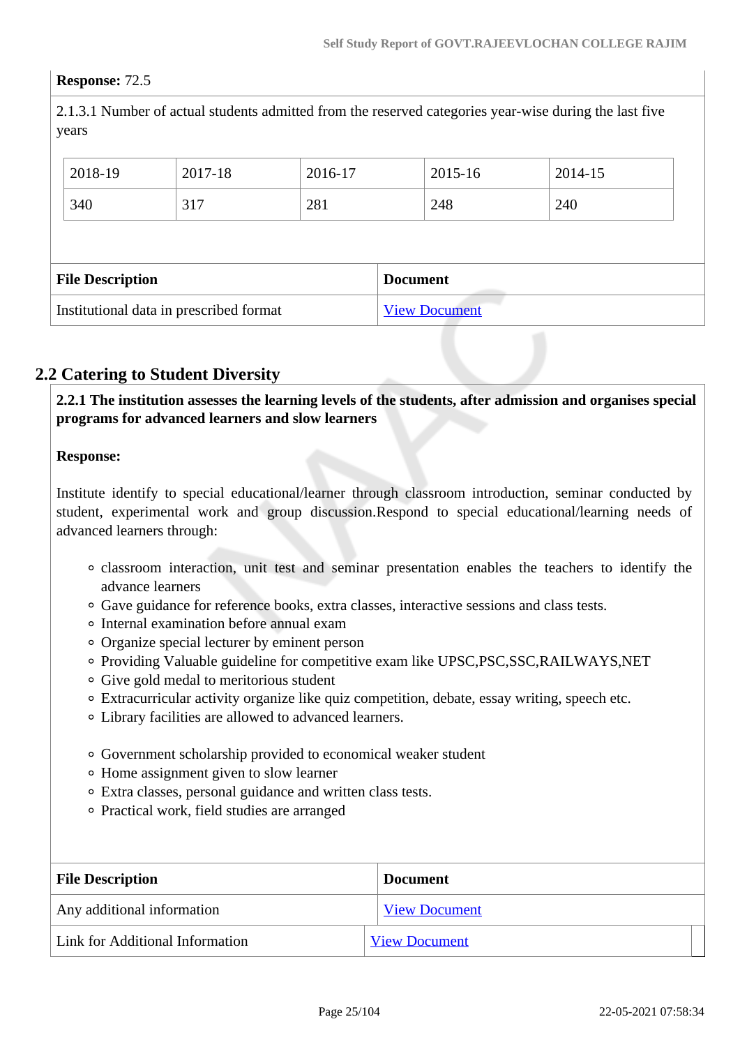**Response:** 72.5

2.1.3.1 Number of actual students admitted from the reserved categories year-wise during the last five years

| 2018-19 | 2017-18 | 2016-17 | 2015-16 | 2014-15 |
|---|---|---|---|---|
| 340 | 317 | 281 | 248 | 240 |

| File Description | Document |
|---|---|
| Institutional data in prescribed format | View Document |

## 2.2 Catering to Student Diversity

**2.2.1 The institution assesses the learning levels of the students, after admission and organises special programs for advanced learners and slow learners**

**Response:**

Institute identify to special educational/learner through classroom introduction, seminar conducted by student, experimental work and group discussion.Respond to special educational/learning needs of advanced learners through:

- classroom interaction, unit test and seminar presentation enables the teachers to identify the advance learners
- Gave guidance for reference books, extra classes, interactive sessions and class tests.
- Internal examination before annual exam
- Organize special lecturer by eminent person
- Providing Valuable guideline for competitive exam like UPSC,PSC,SSC,RAILWAYS,NET
- Give gold medal to meritorious student
- Extracurricular activity organize like quiz competition, debate, essay writing, speech etc.
- Library facilities are allowed to advanced learners.

- Government scholarship provided to economical weaker student
- Home assignment given to slow learner
- Extra classes, personal guidance and written class tests.
- Practical work, field studies are arranged

| File Description | Document |
|---|---|
| Any additional information | View Document |
| Link for Additional Information | View Document |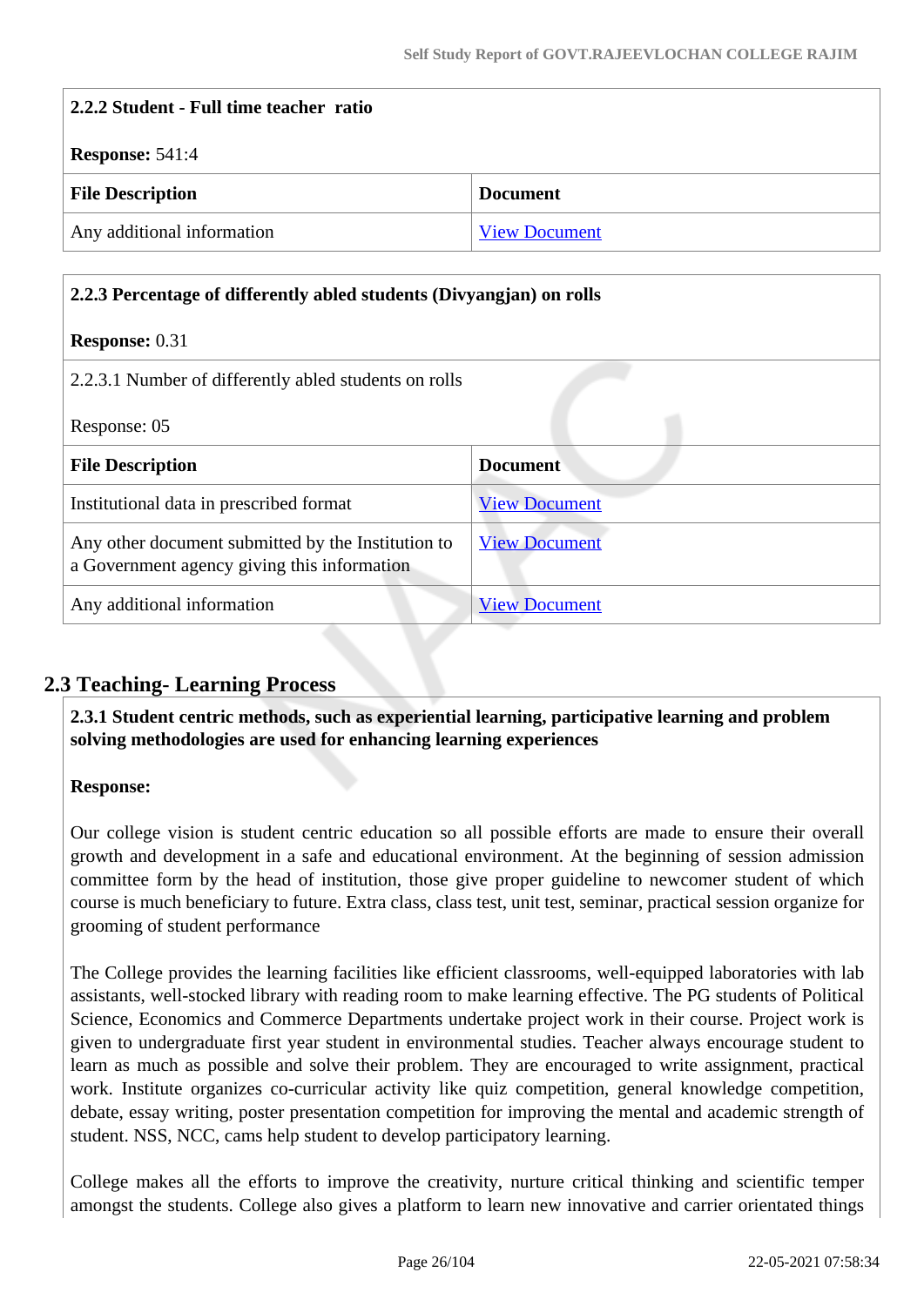| **2.2.2 Student - Full time teacher ratio** | |
|---|---|
| **Response:** 541:4 | |
| **File Description** | **Document** |
| Any additional information | View Document |

| **2.2.3 Percentage of differently abled students (Divyangjan) on rolls** | |
|---|---|
| **Response:** 0.31 | |
| 2.2.3.1 Number of differently abled students on rolls<br><br>Response: 05 | |
| **File Description** | **Document** |
| Institutional data in prescribed format | View Document |
| Any other document submitted by the Institution to a Government agency giving this information | View Document |
| Any additional information | View Document |

## 2.3 Teaching- Learning Process

**2.3.1 Student centric methods, such as experiential learning, participative learning and problem solving methodologies are used for enhancing learning experiences**

**Response:**

Our college vision is student centric education so all possible efforts are made to ensure their overall growth and development in a safe and educational environment. At the beginning of session admission committee form by the head of institution, those give proper guideline to newcomer student of which course is much beneficiary to future. Extra class, class test, unit test, seminar, practical session organize for grooming of student performance

The College provides the learning facilities like efficient classrooms, well-equipped laboratories with lab assistants, well-stocked library with reading room to make learning effective. The PG students of Political Science, Economics and Commerce Departments undertake project work in their course. Project work is given to undergraduate first year student in environmental studies. Teacher always encourage student to learn as much as possible and solve their problem. They are encouraged to write assignment, practical work. Institute organizes co-curricular activity like quiz competition, general knowledge competition, debate, essay writing, poster presentation competition for improving the mental and academic strength of student. NSS, NCC, cams help student to develop participatory learning.

College makes all the efforts to improve the creativity, nurture critical thinking and scientific temper amongst the students. College also gives a platform to learn new innovative and carrier orientated things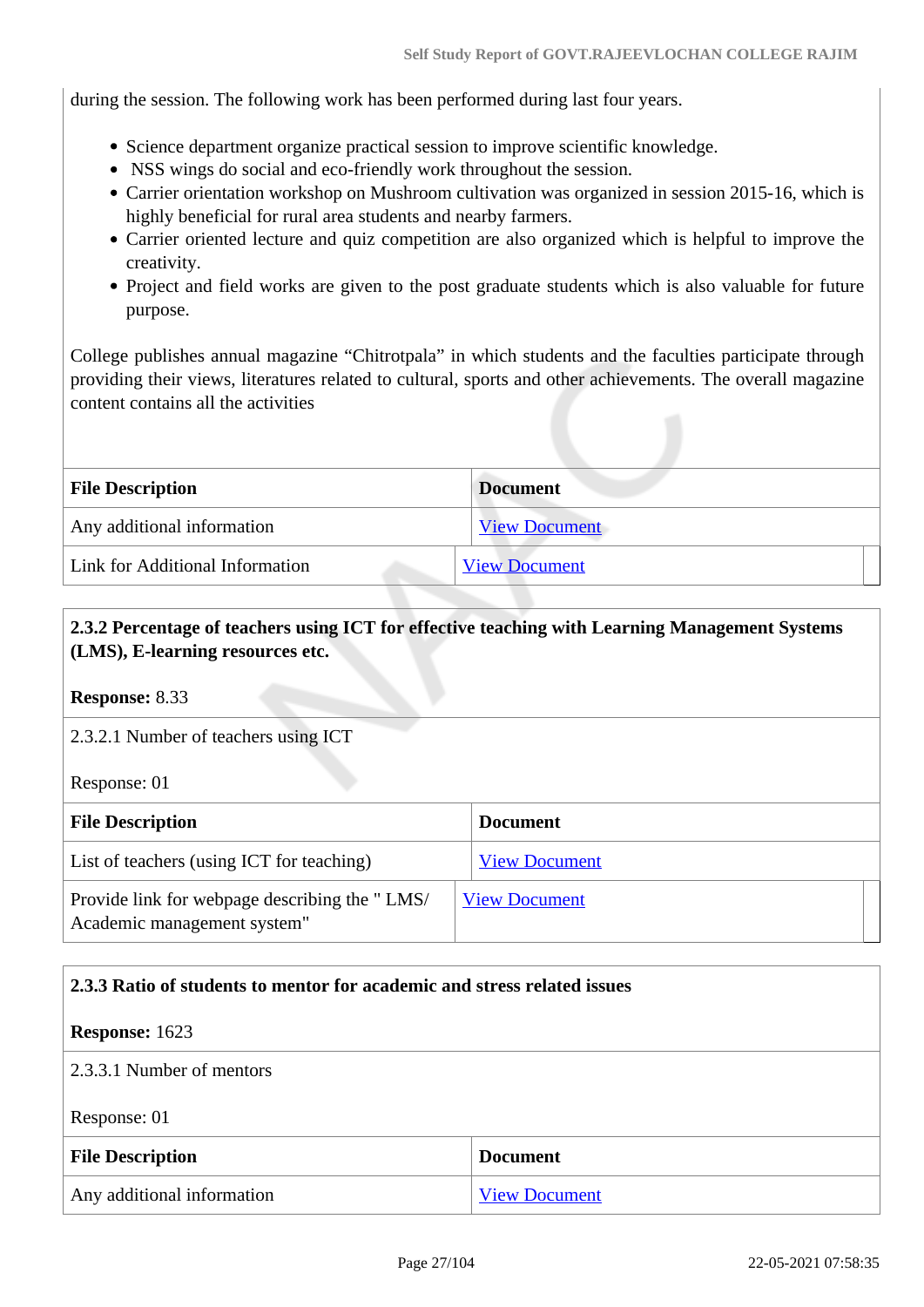during the session. The following work has been performed during last four years.

- Science department organize practical session to improve scientific knowledge.
- NSS wings do social and eco-friendly work throughout the session.
- Carrier orientation workshop on Mushroom cultivation was organized in session 2015-16, which is highly beneficial for rural area students and nearby farmers.
- Carrier oriented lecture and quiz competition are also organized which is helpful to improve the creativity.
- Project and field works are given to the post graduate students which is also valuable for future purpose.

College publishes annual magazine “Chitrotpala” in which students and the faculties participate through providing their views, literatures related to cultural, sports and other achievements. The overall magazine content contains all the activities

| File Description | Document |
|---|---|
| Any additional information | View Document |
| Link for Additional Information | View Document |

**2.3.2 Percentage of teachers using ICT for effective teaching with Learning Management Systems (LMS), E-learning resources etc.**

**Response:** 8.33

2.3.2.1 Number of teachers using ICT

Response: 01

| File Description | Document |
|---|---|
| List of teachers (using ICT for teaching) | View Document |
| Provide link for webpage describing the " LMS/ Academic management system" | View Document |

**2.3.3 Ratio of students to mentor for academic and stress related issues**

**Response:** 1623

2.3.3.1 Number of mentors

Response: 01

| File Description | Document |
|---|---|
| Any additional information | View Document |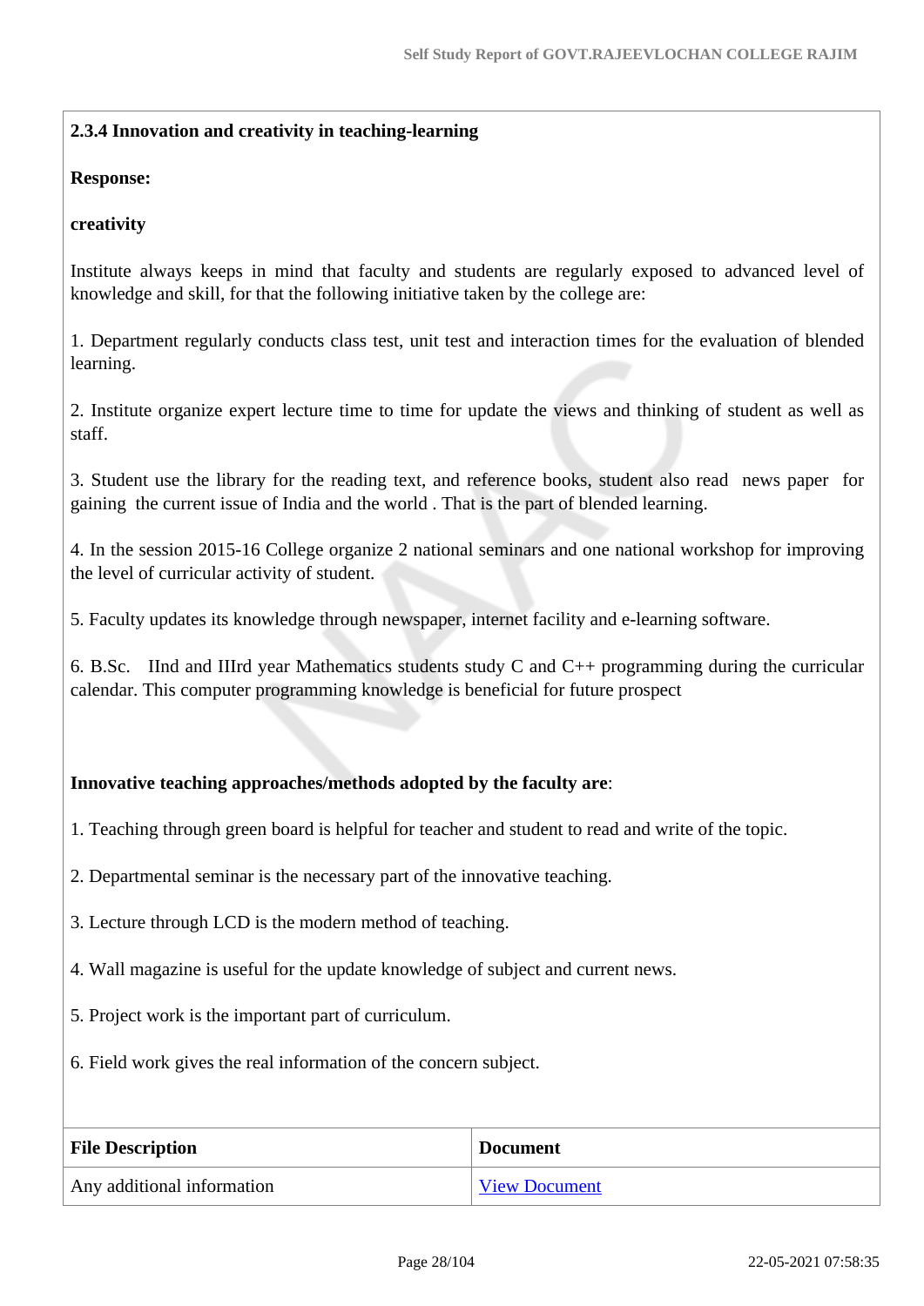**2.3.4 Innovation and creativity in teaching-learning**

**Response:**

**creativity**

Institute always keeps in mind that faculty and students are regularly exposed to advanced level of knowledge and skill, for that the following initiative taken by the college are:

1. Department regularly conducts class test, unit test and interaction times for the evaluation of blended learning.

2. Institute organize expert lecture time to time for update the views and thinking of student as well as staff.

3. Student use the library for the reading text, and reference books, student also read news paper for gaining the current issue of India and the world . That is the part of blended learning.

4. In the session 2015-16 College organize 2 national seminars and one national workshop for improving the level of curricular activity of student.

5. Faculty updates its knowledge through newspaper, internet facility and e-learning software.

6. B.Sc. IInd and IIIrd year Mathematics students study C and C++ programming during the curricular calendar. This computer programming knowledge is beneficial for future prospect

**Innovative teaching approaches/methods adopted by the faculty are**:

1. Teaching through green board is helpful for teacher and student to read and write of the topic.

2. Departmental seminar is the necessary part of the innovative teaching.

3. Lecture through LCD is the modern method of teaching.

4. Wall magazine is useful for the update knowledge of subject and current news.

5. Project work is the important part of curriculum.

6. Field work gives the real information of the concern subject.

| File Description | Document |
|---|---|
| Any additional information | View Document |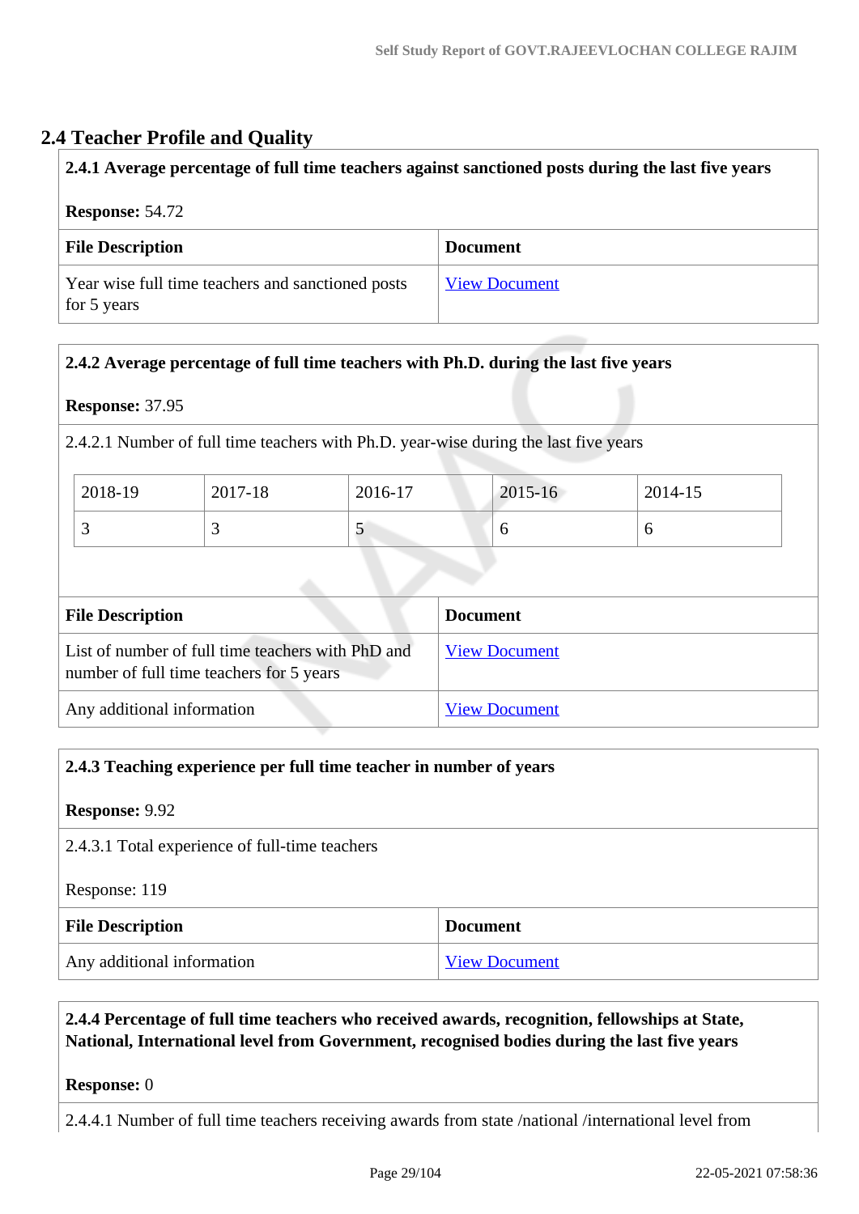## 2.4 Teacher Profile and Quality

**2.4.1 Average percentage of full time teachers against sanctioned posts during the last five years**

**Response:** 54.72

| File Description | Document |
|---|---|
| Year wise full time teachers and sanctioned posts for 5 years | View Document |

**2.4.2 Average percentage of full time teachers with Ph.D. during the last five years**

**Response:** 37.95

2.4.2.1 Number of full time teachers with Ph.D. year-wise during the last five years

| 2018-19 | 2017-18 | 2016-17 | 2015-16 | 2014-15 |
|---|---|---|---|---|
| 3 | 3 | 5 | 6 | 6 |

| File Description | Document |
|---|---|
| List of number of full time teachers with PhD and number of full time teachers for 5 years | View Document |
| Any additional information | View Document |

**2.4.3 Teaching experience per full time teacher in number of years**

**Response:** 9.92

2.4.3.1 Total experience of full-time teachers

Response: 119

| File Description | Document |
|---|---|
| Any additional information | View Document |

**2.4.4 Percentage of full time teachers who received awards, recognition, fellowships at State, National, International level from Government, recognised bodies during the last five years**

**Response:** 0

2.4.4.1 Number of full time teachers receiving awards from state /national /international level from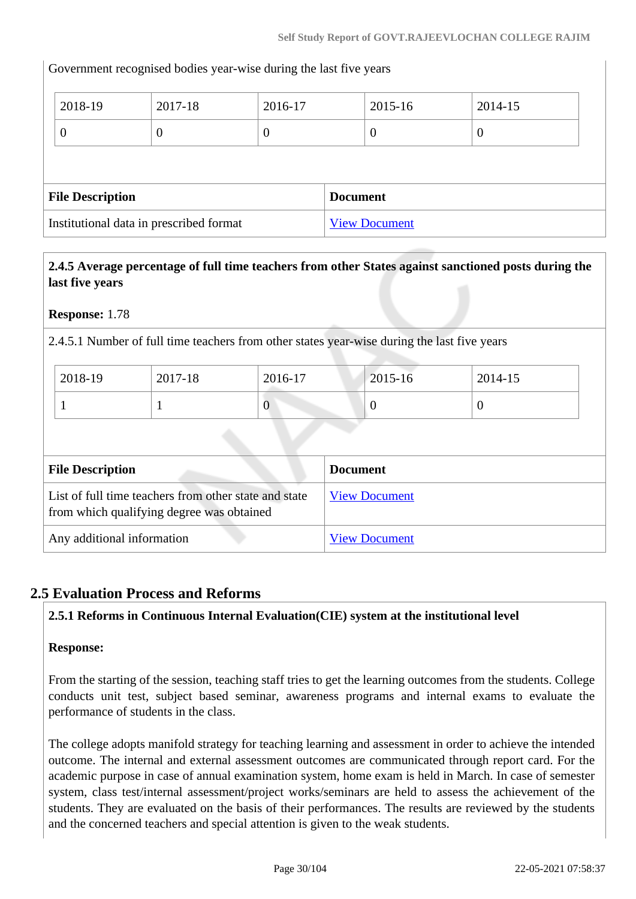Government recognised bodies year-wise during the last five years

| 2018-19 | 2017-18 | 2016-17 | 2015-16 | 2014-15 |
|---|---|---|---|---|
| 0 | 0 | 0 | 0 | 0 |

| File Description | Document |
|---|---|
| Institutional data in prescribed format | View Document |

**2.4.5 Average percentage of full time teachers from other States against sanctioned posts during the last five years**

**Response:** 1.78

2.4.5.1 Number of full time teachers from other states year-wise during the last five years

| 2018-19 | 2017-18 | 2016-17 | 2015-16 | 2014-15 |
|---|---|---|---|---|
| 1 | 1 | 0 | 0 | 0 |

| File Description | Document |
|---|---|
| List of full time teachers from other state and state from which qualifying degree was obtained | View Document |
| Any additional information | View Document |

## 2.5 Evaluation Process and Reforms

**2.5.1 Reforms in Continuous Internal Evaluation(CIE) system at the institutional level**

**Response:**

From the starting of the session, teaching staff tries to get the learning outcomes from the students. College conducts unit test, subject based seminar, awareness programs and internal exams to evaluate the performance of students in the class.

The college adopts manifold strategy for teaching learning and assessment in order to achieve the intended outcome. The internal and external assessment outcomes are communicated through report card. For the academic purpose in case of annual examination system, home exam is held in March. In case of semester system, class test/internal assessment/project works/seminars are held to assess the achievement of the students. They are evaluated on the basis of their performances. The results are reviewed by the students and the concerned teachers and special attention is given to the weak students.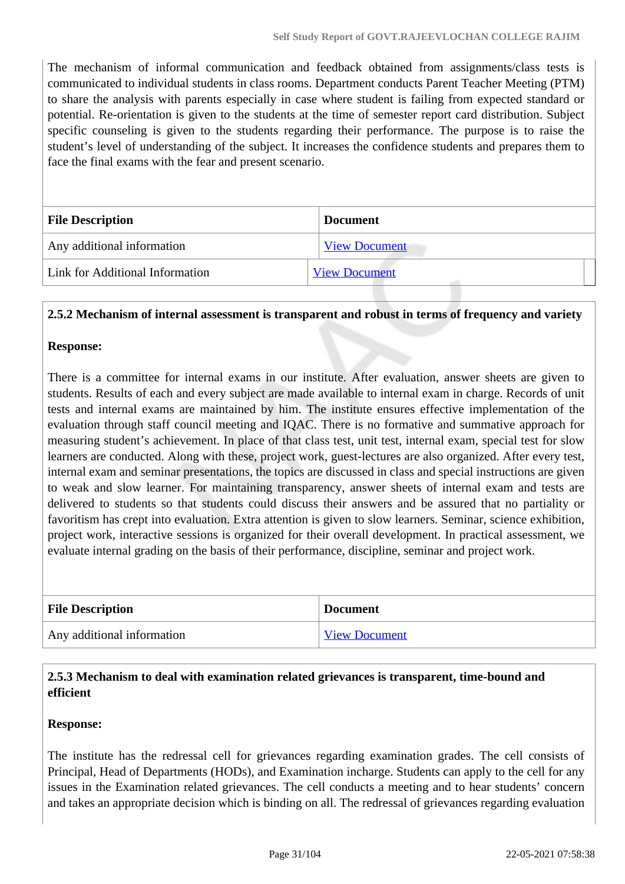The mechanism of informal communication and feedback obtained from assignments/class tests is communicated to individual students in class rooms. Department conducts Parent Teacher Meeting (PTM) to share the analysis with parents especially in case where student is failing from expected standard or potential. Re-orientation is given to the students at the time of semester report card distribution. Subject specific counseling is given to the students regarding their performance. The purpose is to raise the student's level of understanding of the subject. It increases the confidence students and prepares them to face the final exams with the fear and present scenario.

| File Description | Document |
|---|---|
| Any additional information | View Document |
| Link for Additional Information | View Document |

**2.5.2 Mechanism of internal assessment is transparent and robust in terms of frequency and variety**

**Response:**

There is a committee for internal exams in our institute. After evaluation, answer sheets are given to students. Results of each and every subject are made available to internal exam in charge. Records of unit tests and internal exams are maintained by him. The institute ensures effective implementation of the evaluation through staff council meeting and IQAC. There is no formative and summative approach for measuring student's achievement. In place of that class test, unit test, internal exam, special test for slow learners are conducted. Along with these, project work, guest-lectures are also organized. After every test, internal exam and seminar presentations, the topics are discussed in class and special instructions are given to weak and slow learner. For maintaining transparency, answer sheets of internal exam and tests are delivered to students so that students could discuss their answers and be assured that no partiality or favoritism has crept into evaluation. Extra attention is given to slow learners. Seminar, science exhibition, project work, interactive sessions is organized for their overall development. In practical assessment, we evaluate internal grading on the basis of their performance, discipline, seminar and project work.

| File Description | Document |
|---|---|
| Any additional information | View Document |

**2.5.3 Mechanism to deal with examination related grievances is transparent, time-bound and efficient**

**Response:**

The institute has the redressal cell for grievances regarding examination grades. The cell consists of Principal, Head of Departments (HODs), and Examination incharge. Students can apply to the cell for any issues in the Examination related grievances. The cell conducts a meeting and to hear students' concern and takes an appropriate decision which is binding on all. The redressal of grievances regarding evaluation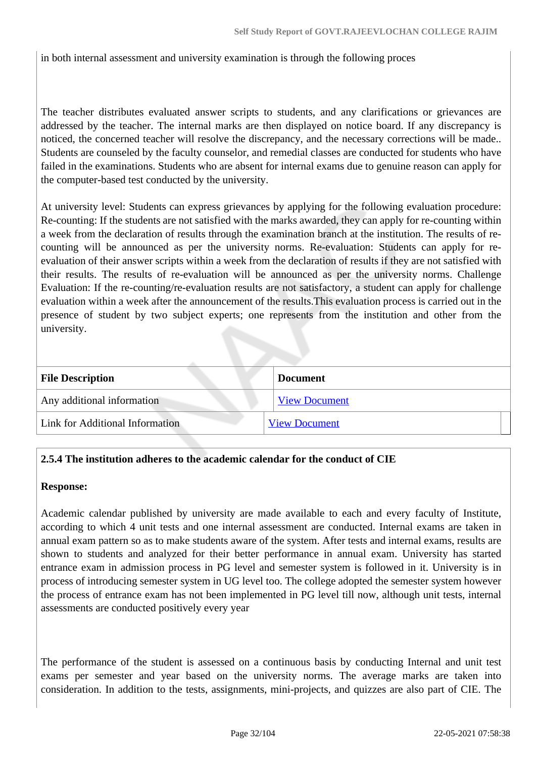in both internal assessment and university examination is through the following proces

The teacher distributes evaluated answer scripts to students, and any clarifications or grievances are addressed by the teacher. The internal marks are then displayed on notice board. If any discrepancy is noticed, the concerned teacher will resolve the discrepancy, and the necessary corrections will be made.. Students are counseled by the faculty counselor, and remedial classes are conducted for students who have failed in the examinations. Students who are absent for internal exams due to genuine reason can apply for the computer-based test conducted by the university.

At university level: Students can express grievances by applying for the following evaluation procedure: Re-counting: If the students are not satisfied with the marks awarded, they can apply for re-counting within a week from the declaration of results through the examination branch at the institution. The results of re-counting will be announced as per the university norms. Re-evaluation: Students can apply for re-evaluation of their answer scripts within a week from the declaration of results if they are not satisfied with their results. The results of re-evaluation will be announced as per the university norms. Challenge Evaluation: If the re-counting/re-evaluation results are not satisfactory, a student can apply for challenge evaluation within a week after the announcement of the results.This evaluation process is carried out in the presence of student by two subject experts; one represents from the institution and other from the university.

| File Description | Document |
|---|---|
| Any additional information | View Document |
| Link for Additional Information | View Document |

**2.5.4 The institution adheres to the academic calendar for the conduct of CIE**

**Response:**

Academic calendar published by university are made available to each and every faculty of Institute, according to which 4 unit tests and one internal assessment are conducted. Internal exams are taken in annual exam pattern so as to make students aware of the system. After tests and internal exams, results are shown to students and analyzed for their better performance in annual exam. University has started entrance exam in admission process in PG level and semester system is followed in it. University is in process of introducing semester system in UG level too. The college adopted the semester system however the process of entrance exam has not been implemented in PG level till now, although unit tests, internal assessments are conducted positively every year

The performance of the student is assessed on a continuous basis by conducting Internal and unit test exams per semester and year based on the university norms. The average marks are taken into consideration. In addition to the tests, assignments, mini-projects, and quizzes are also part of CIE. The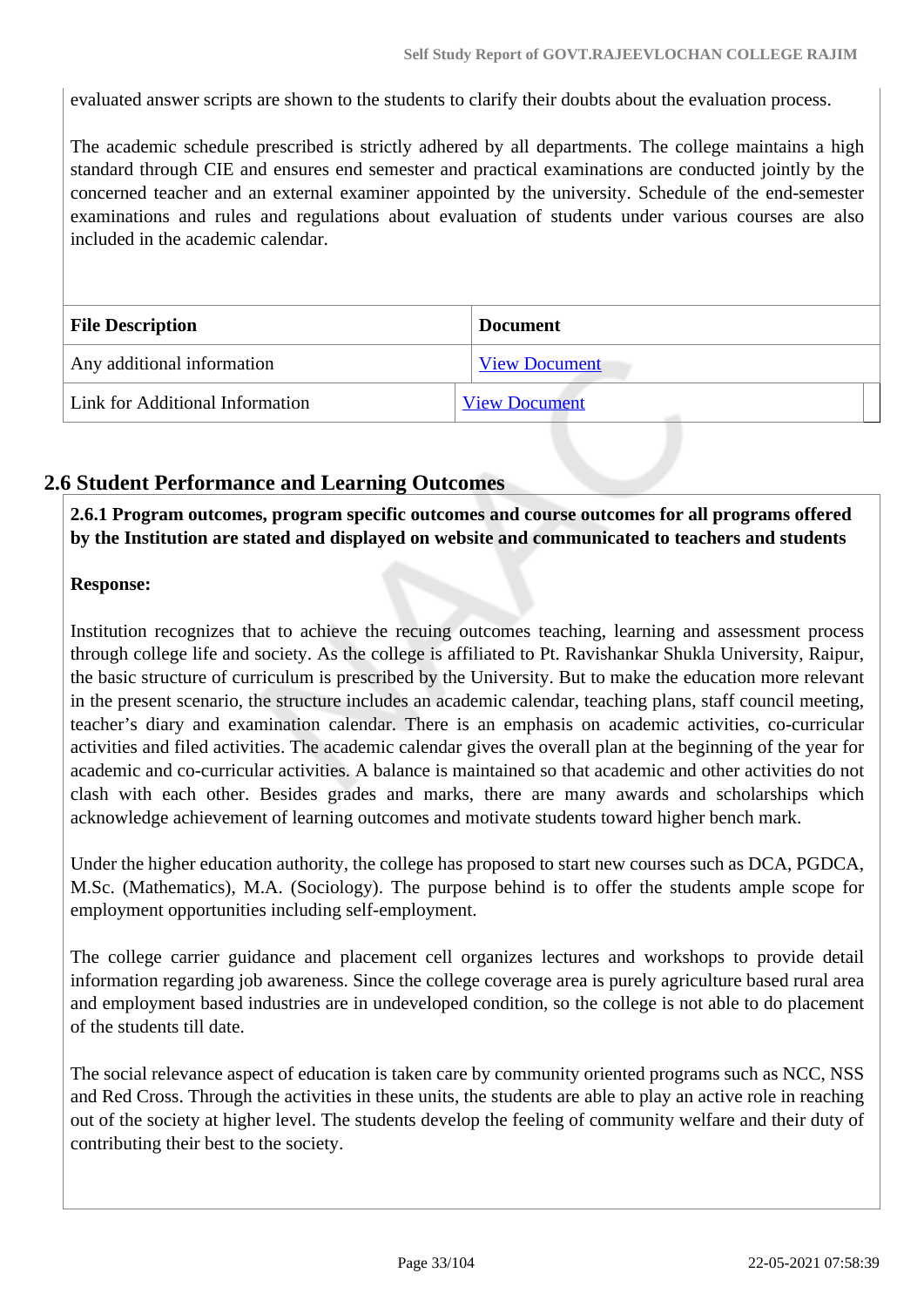evaluated answer scripts are shown to the students to clarify their doubts about the evaluation process.

The academic schedule prescribed is strictly adhered by all departments. The college maintains a high standard through CIE and ensures end semester and practical examinations are conducted jointly by the concerned teacher and an external examiner appointed by the university. Schedule of the end-semester examinations and rules and regulations about evaluation of students under various courses are also included in the academic calendar.

| File Description | Document |
|---|---|
| Any additional information | View Document |
| Link for Additional Information | View Document |

## 2.6 Student Performance and Learning Outcomes

**2.6.1 Program outcomes, program specific outcomes and course outcomes for all programs offered by the Institution are stated and displayed on website and communicated to teachers and students**

**Response:**

Institution recognizes that to achieve the recuing outcomes teaching, learning and assessment process through college life and society. As the college is affiliated to Pt. Ravishankar Shukla University, Raipur, the basic structure of curriculum is prescribed by the University. But to make the education more relevant in the present scenario, the structure includes an academic calendar, teaching plans, staff council meeting, teacher's diary and examination calendar. There is an emphasis on academic activities, co-curricular activities and filed activities. The academic calendar gives the overall plan at the beginning of the year for academic and co-curricular activities. A balance is maintained so that academic and other activities do not clash with each other. Besides grades and marks, there are many awards and scholarships which acknowledge achievement of learning outcomes and motivate students toward higher bench mark.

Under the higher education authority, the college has proposed to start new courses such as DCA, PGDCA, M.Sc. (Mathematics), M.A. (Sociology). The purpose behind is to offer the students ample scope for employment opportunities including self-employment.

The college carrier guidance and placement cell organizes lectures and workshops to provide detail information regarding job awareness. Since the college coverage area is purely agriculture based rural area and employment based industries are in undeveloped condition, so the college is not able to do placement of the students till date.

The social relevance aspect of education is taken care by community oriented programs such as NCC, NSS and Red Cross. Through the activities in these units, the students are able to play an active role in reaching out of the society at higher level. The students develop the feeling of community welfare and their duty of contributing their best to the society.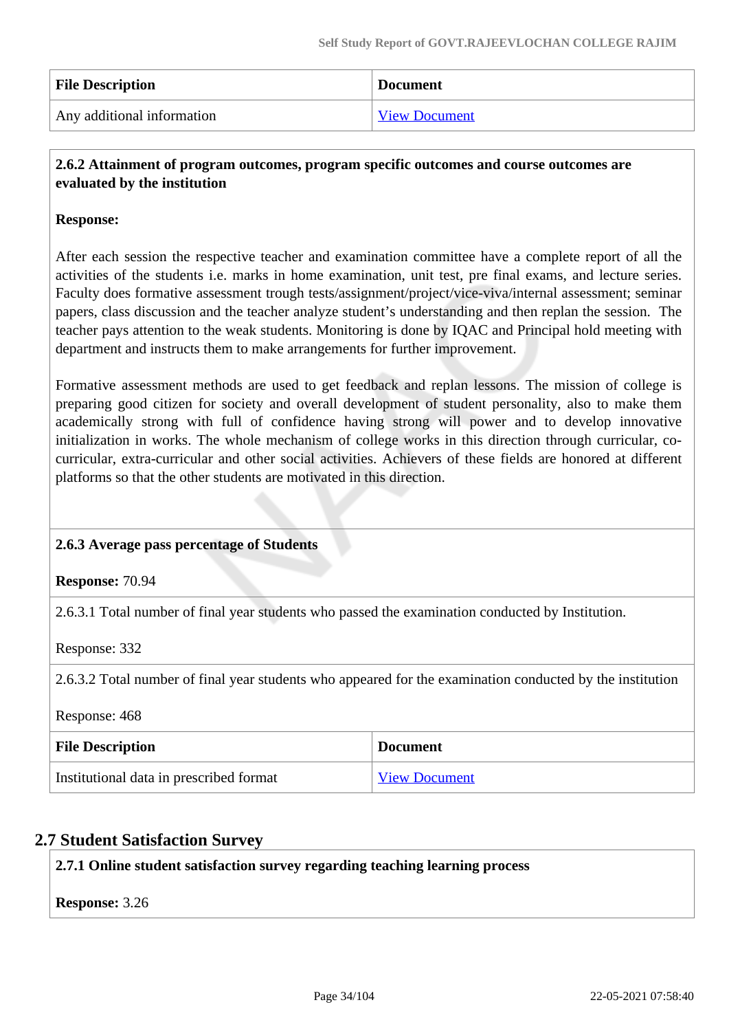| File Description | Document |
| --- | --- |
| Any additional information | View Document |

**2.6.2 Attainment of program outcomes, program specific outcomes and course outcomes are evaluated by the institution**

**Response:**

After each session the respective teacher and examination committee have a complete report of all the activities of the students i.e. marks in home examination, unit test, pre final exams, and lecture series. Faculty does formative assessment trough tests/assignment/project/vice-viva/internal assessment; seminar papers, class discussion and the teacher analyze student's understanding and then replan the session. The teacher pays attention to the weak students. Monitoring is done by IQAC and Principal hold meeting with department and instructs them to make arrangements for further improvement.

Formative assessment methods are used to get feedback and replan lessons. The mission of college is preparing good citizen for society and overall development of student personality, also to make them academically strong with full of confidence having strong will power and to develop innovative initialization in works. The whole mechanism of college works in this direction through curricular, co-curricular, extra-curricular and other social activities. Achievers of these fields are honored at different platforms so that the other students are motivated in this direction.

**2.6.3 Average pass percentage of Students**

**Response:** 70.94

2.6.3.1 Total number of final year students who passed the examination conducted by Institution.

Response: 332

2.6.3.2 Total number of final year students who appeared for the examination conducted by the institution

Response: 468

| File Description | Document |
| --- | --- |
| Institutional data in prescribed format | View Document |

## 2.7 Student Satisfaction Survey

**2.7.1 Online student satisfaction survey regarding teaching learning process**

**Response:** 3.26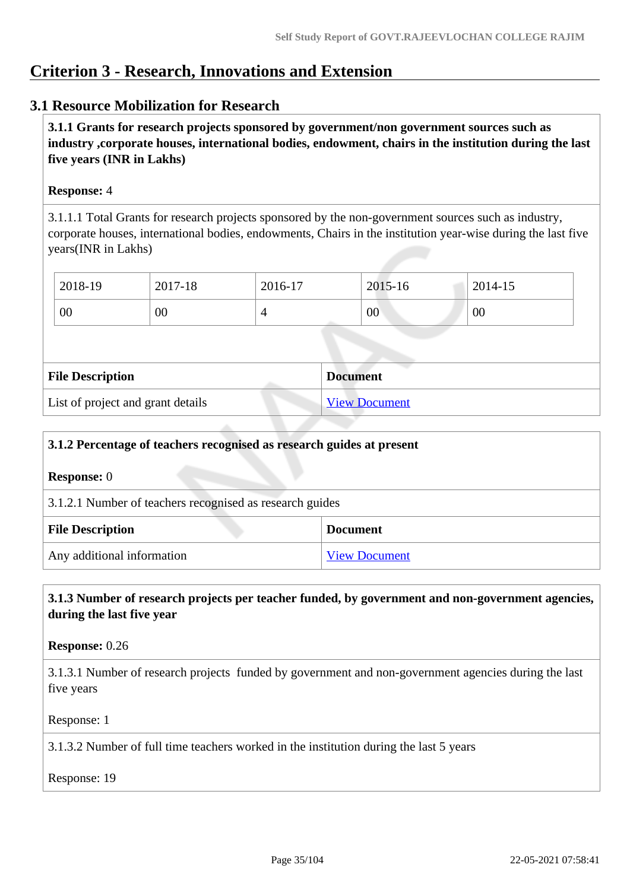# Criterion 3 - Research, Innovations and Extension

## 3.1 Resource Mobilization for Research

**3.1.1 Grants for research projects sponsored by government/non government sources such as industry ,corporate houses, international bodies, endowment, chairs in the institution during the last five years (INR in Lakhs)**

**Response:** 4

3.1.1.1 Total Grants for research projects sponsored by the non-government sources such as industry, corporate houses, international bodies, endowments, Chairs in the institution year-wise during the last five years(INR in Lakhs)

| 2018-19 | 2017-18 | 2016-17 | 2015-16 | 2014-15 |
|---|---|---|---|---|
| 00 | 00 | 4 | 00 | 00 |

| File Description | Document |
|---|---|
| List of project and grant details | View Document |

**3.1.2 Percentage of teachers recognised as research guides at present**

**Response:** 0

3.1.2.1 Number of teachers recognised as research guides

| File Description | Document |
|---|---|
| Any additional information | View Document |

**3.1.3 Number of research projects per teacher funded, by government and non-government agencies, during the last five year**

**Response:** 0.26

3.1.3.1 Number of research projects funded by government and non-government agencies during the last five years

Response: 1

3.1.3.2 Number of full time teachers worked in the institution during the last 5 years

Response: 19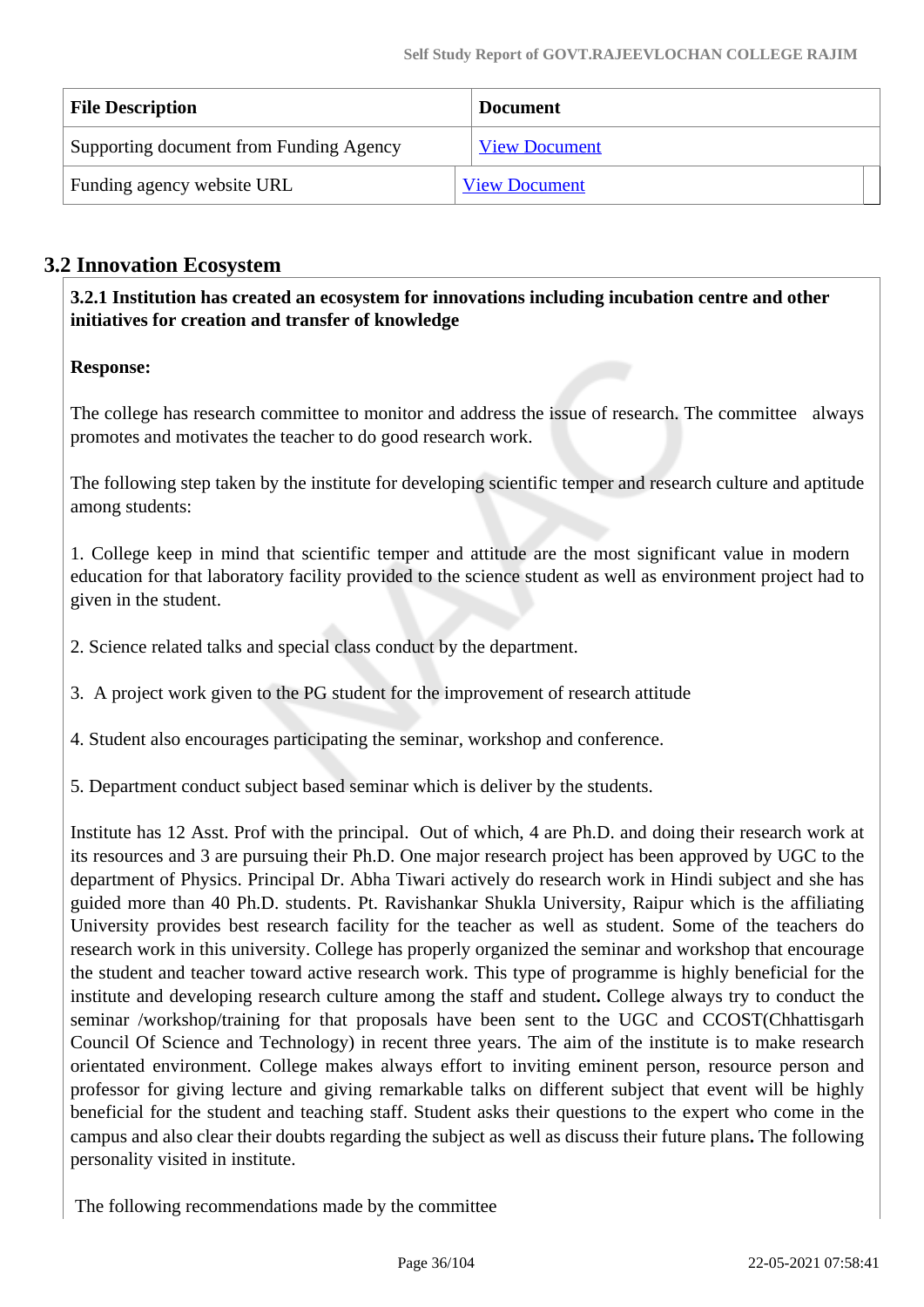| File Description | Document |
|---|---|
| Supporting document from Funding Agency | View Document |
| Funding agency website URL | View Document |

## 3.2 Innovation Ecosystem

**3.2.1 Institution has created an ecosystem for innovations including incubation centre and other initiatives for creation and transfer of knowledge**

**Response:**

The college has research committee to monitor and address the issue of research. The committee always promotes and motivates the teacher to do good research work.

The following step taken by the institute for developing scientific temper and research culture and aptitude among students:

1. College keep in mind that scientific temper and attitude are the most significant value in modern education for that laboratory facility provided to the science student as well as environment project had to given in the student.

2. Science related talks and special class conduct by the department.

3. A project work given to the PG student for the improvement of research attitude

4. Student also encourages participating the seminar, workshop and conference.

5. Department conduct subject based seminar which is deliver by the students.

Institute has 12 Asst. Prof with the principal. Out of which, 4 are Ph.D. and doing their research work at its resources and 3 are pursuing their Ph.D. One major research project has been approved by UGC to the department of Physics. Principal Dr. Abha Tiwari actively do research work in Hindi subject and she has guided more than 40 Ph.D. students. Pt. Ravishankar Shukla University, Raipur which is the affiliating University provides best research facility for the teacher as well as student. Some of the teachers do research work in this university. College has properly organized the seminar and workshop that encourage the student and teacher toward active research work. This type of programme is highly beneficial for the institute and developing research culture among the staff and student**.** College always try to conduct the seminar /workshop/training for that proposals have been sent to the UGC and CCOST(Chhattisgarh Council Of Science and Technology) in recent three years. The aim of the institute is to make research orientated environment. College makes always effort to inviting eminent person, resource person and professor for giving lecture and giving remarkable talks on different subject that event will be highly beneficial for the student and teaching staff. Student asks their questions to the expert who come in the campus and also clear their doubts regarding the subject as well as discuss their future plans**.** The following personality visited in institute.

The following recommendations made by the committee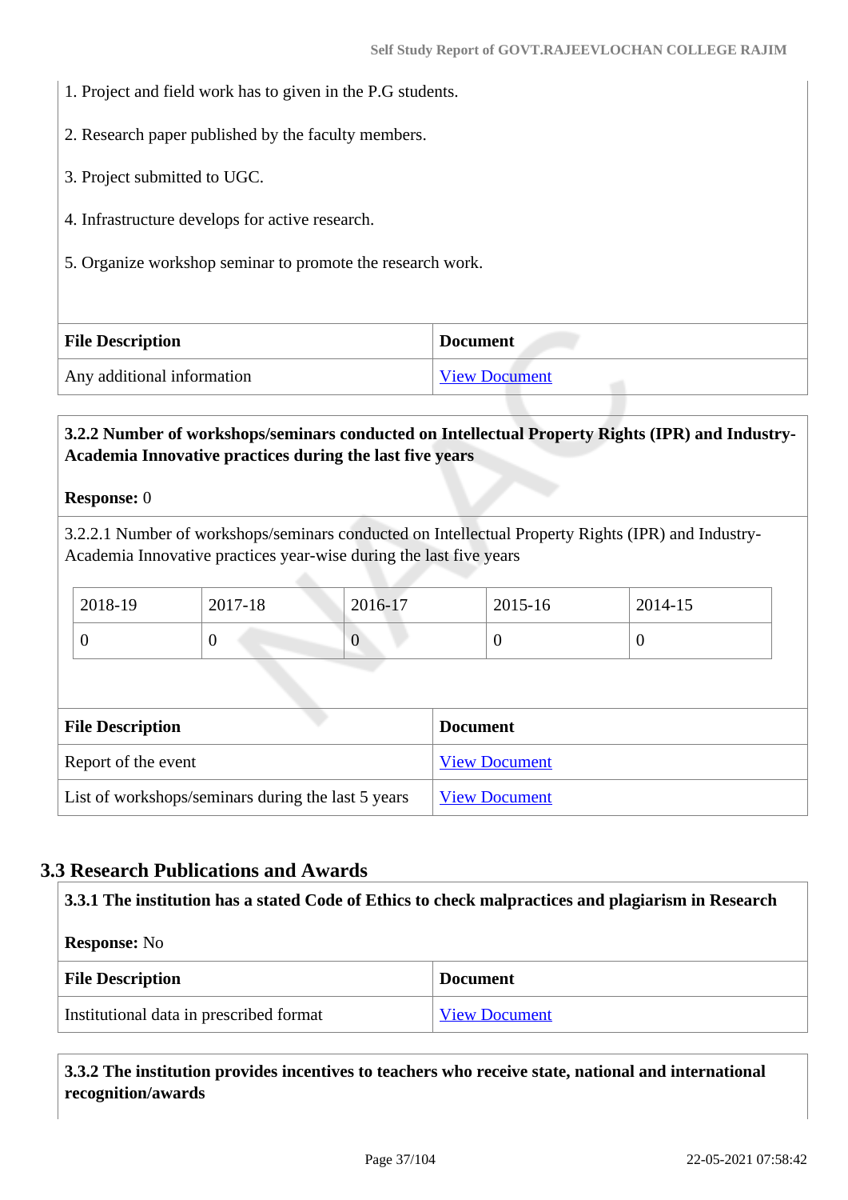1. Project and field work has to given in the P.G students.

2. Research paper published by the faculty members.

3. Project submitted to UGC.

4. Infrastructure develops for active research.

5. Organize workshop seminar to promote the research work.

| File Description | Document |
|---|---|
| Any additional information | View Document |

**3.2.2 Number of workshops/seminars conducted on Intellectual Property Rights (IPR) and Industry-Academia Innovative practices during the last five years**

**Response:** 0

3.2.2.1 Number of workshops/seminars conducted on Intellectual Property Rights (IPR) and Industry-Academia Innovative practices year-wise during the last five years

| 2018-19 | 2017-18 | 2016-17 | 2015-16 | 2014-15 |
|---|---|---|---|---|
| 0 | 0 | 0 | 0 | 0 |

| File Description | Document |
|---|---|
| Report of the event | View Document |
| List of workshops/seminars during the last 5 years | View Document |

## 3.3 Research Publications and Awards

**3.3.1 The institution has a stated Code of Ethics to check malpractices and plagiarism in Research**

**Response:** No

| File Description | Document |
|---|---|
| Institutional data in prescribed format | View Document |

**3.3.2 The institution provides incentives to teachers who receive state, national and international recognition/awards**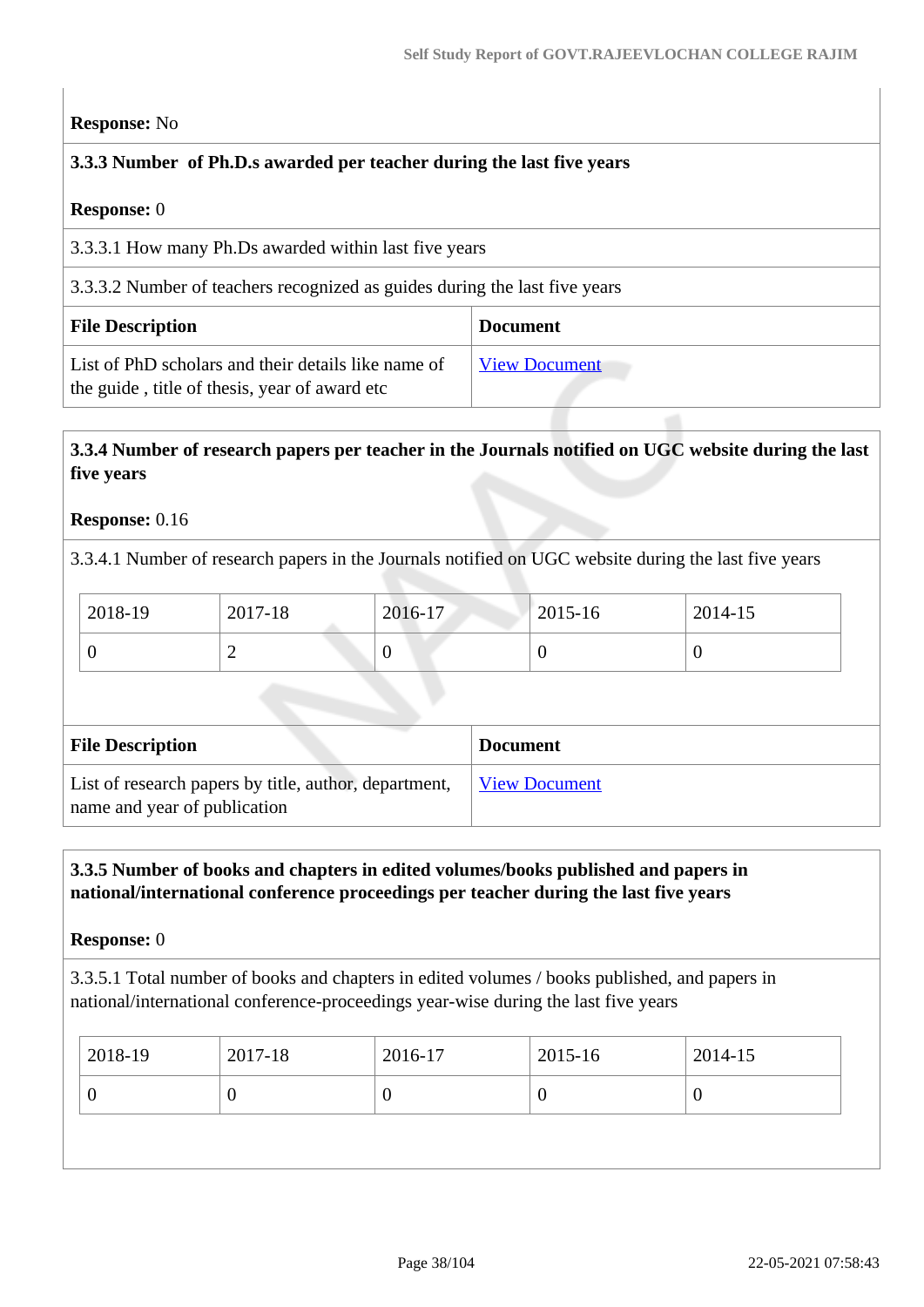**Response:** No

**3.3.3 Number of Ph.D.s awarded per teacher during the last five years**

**Response:** 0

3.3.3.1 How many Ph.Ds awarded within last five years

3.3.3.2 Number of teachers recognized as guides during the last five years

| File Description | Document |
|---|---|
| List of PhD scholars and their details like name of the guide , title of thesis, year of award etc | View Document |

**3.3.4 Number of research papers per teacher in the Journals notified on UGC website during the last five years**

**Response:** 0.16

3.3.4.1 Number of research papers in the Journals notified on UGC website during the last five years

| 2018-19 | 2017-18 | 2016-17 | 2015-16 | 2014-15 |
|---|---|---|---|---|
| 0 | 2 | 0 | 0 | 0 |

| File Description | Document |
|---|---|
| List of research papers by title, author, department, name and year of publication | View Document |

**3.3.5 Number of books and chapters in edited volumes/books published and papers in national/international conference proceedings per teacher during the last five years**

**Response:** 0

3.3.5.1 Total number of books and chapters in edited volumes / books published, and papers in national/international conference-proceedings year-wise during the last five years

| 2018-19 | 2017-18 | 2016-17 | 2015-16 | 2014-15 |
|---|---|---|---|---|
| 0 | 0 | 0 | 0 | 0 |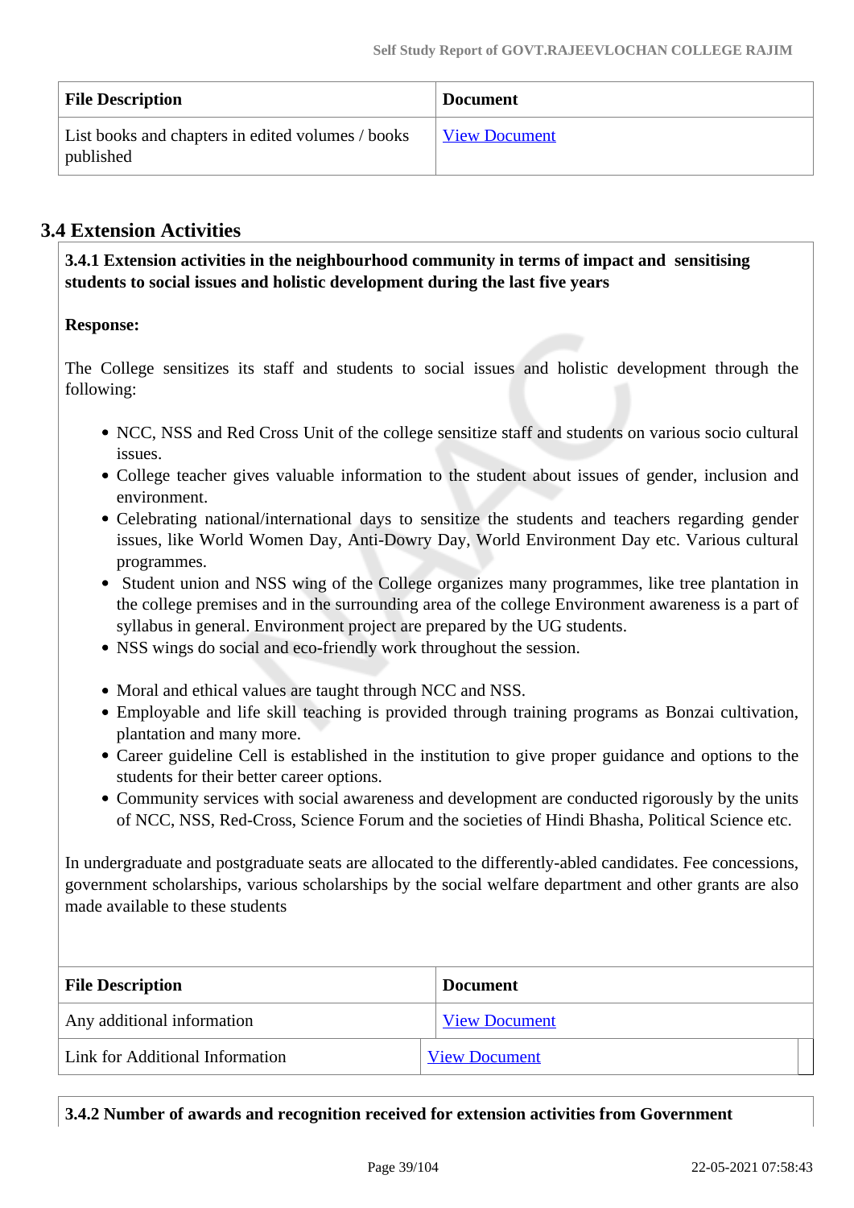| File Description | Document |
|---|---|
| List books and chapters in edited volumes / books published | View Document |

## 3.4 Extension Activities

**3.4.1 Extension activities in the neighbourhood community in terms of impact and sensitising students to social issues and holistic development during the last five years**

**Response:**

The College sensitizes its staff and students to social issues and holistic development through the following:

- NCC, NSS and Red Cross Unit of the college sensitize staff and students on various socio cultural issues.
- College teacher gives valuable information to the student about issues of gender, inclusion and environment.
- Celebrating national/international days to sensitize the students and teachers regarding gender issues, like World Women Day, Anti-Dowry Day, World Environment Day etc. Various cultural programmes.
- Student union and NSS wing of the College organizes many programmes, like tree plantation in the college premises and in the surrounding area of the college Environment awareness is a part of syllabus in general. Environment project are prepared by the UG students.
- NSS wings do social and eco-friendly work throughout the session.

- Moral and ethical values are taught through NCC and NSS.
- Employable and life skill teaching is provided through training programs as Bonzai cultivation, plantation and many more.
- Career guideline Cell is established in the institution to give proper guidance and options to the students for their better career options.
- Community services with social awareness and development are conducted rigorously by the units of NCC, NSS, Red-Cross, Science Forum and the societies of Hindi Bhasha, Political Science etc.

In undergraduate and postgraduate seats are allocated to the differently-abled candidates. Fee concessions, government scholarships, various scholarships by the social welfare department and other grants are also made available to these students

| File Description | Document |
|---|---|
| Any additional information | View Document |
| Link for Additional Information | View Document |

**3.4.2 Number of awards and recognition received for extension activities from Government**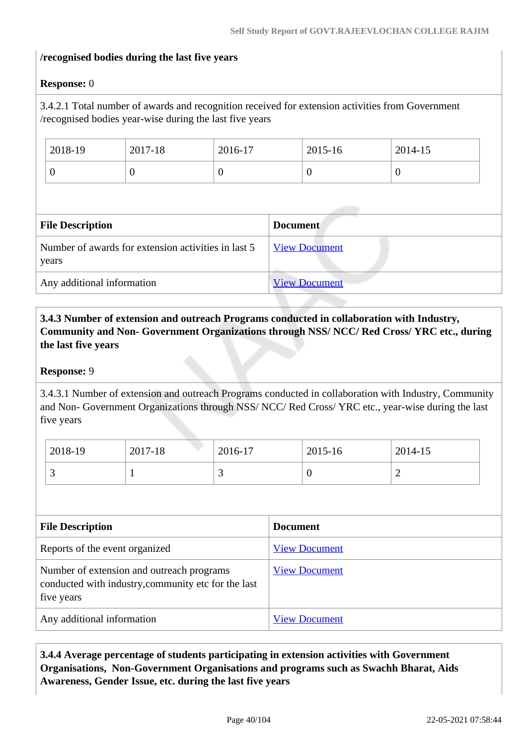**/recognised bodies during the last five years**

**Response:** 0

3.4.2.1 Total number of awards and recognition received for extension activities from Government /recognised bodies year-wise during the last five years

| 2018-19 | 2017-18 | 2016-17 | 2015-16 | 2014-15 |
|---|---|---|---|---|
| 0 | 0 | 0 | 0 | 0 |

| File Description | Document |
|---|---|
| Number of awards for extension activities in last 5 years | View Document |
| Any additional information | View Document |

**3.4.3 Number of extension and outreach Programs conducted in collaboration with Industry, Community and Non- Government Organizations through NSS/ NCC/ Red Cross/ YRC etc., during the last five years**

**Response:** 9

3.4.3.1 Number of extension and outreach Programs conducted in collaboration with Industry, Community and Non- Government Organizations through NSS/ NCC/ Red Cross/ YRC etc., year-wise during the last five years

| 2018-19 | 2017-18 | 2016-17 | 2015-16 | 2014-15 |
|---|---|---|---|---|
| 3 | 1 | 3 | 0 | 2 |

| File Description | Document |
|---|---|
| Reports of the event organized | View Document |
| Number of extension and outreach programs conducted with industry,community etc for the last five years | View Document |
| Any additional information | View Document |

**3.4.4 Average percentage of students participating in extension activities with Government Organisations, Non-Government Organisations and programs such as Swachh Bharat, Aids Awareness, Gender Issue, etc. during the last five years**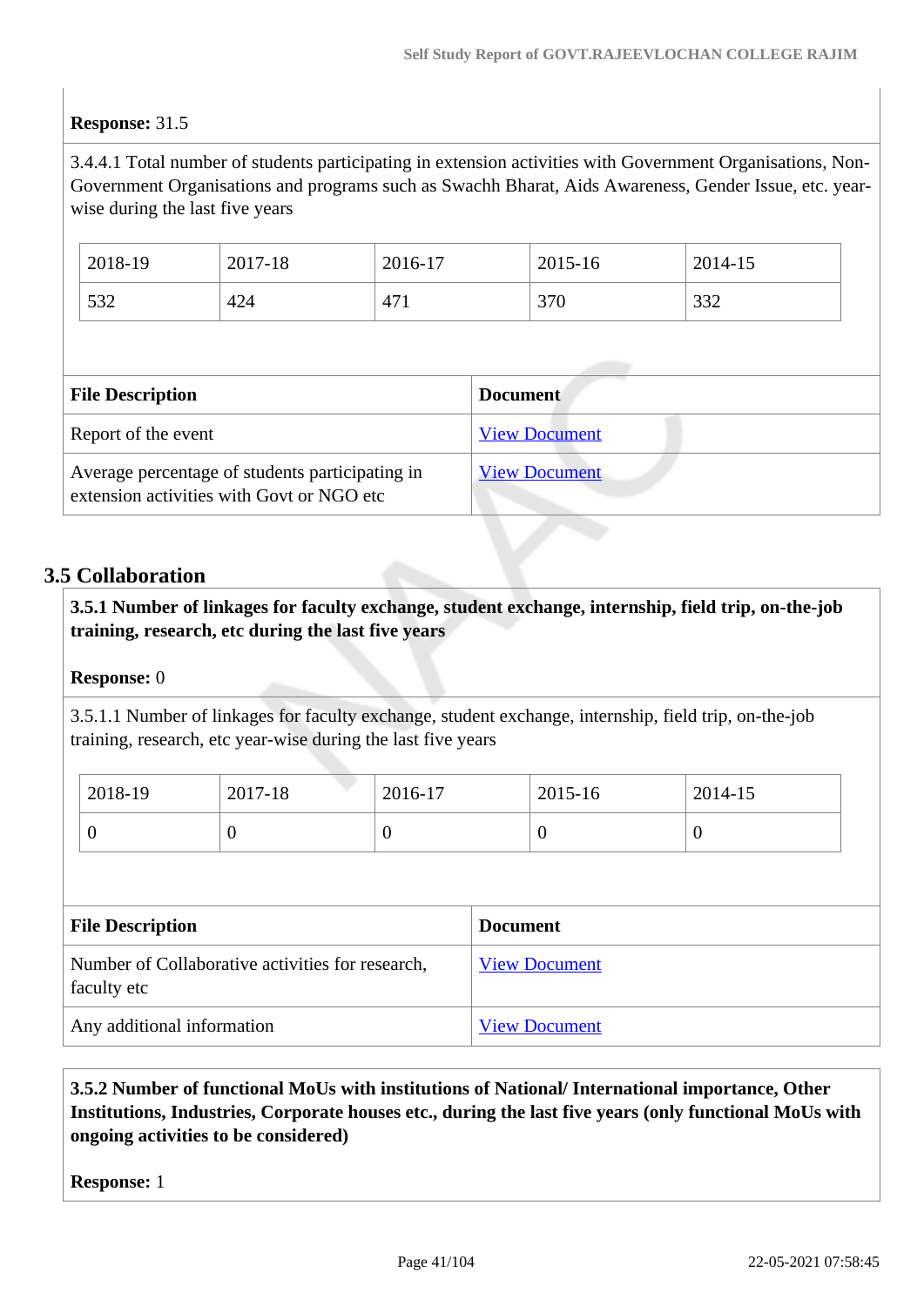**Response:** 31.5

3.4.4.1 Total number of students participating in extension activities with Government Organisations, Non-Government Organisations and programs such as Swachh Bharat, Aids Awareness, Gender Issue, etc. year-wise during the last five years

| 2018-19 | 2017-18 | 2016-17 | 2015-16 | 2014-15 |
|---|---|---|---|---|
| 532 | 424 | 471 | 370 | 332 |

| File Description | Document |
|---|---|
| Report of the event | View Document |
| Average percentage of students participating in extension activities with Govt or NGO etc | View Document |

## 3.5 Collaboration

**3.5.1 Number of linkages for faculty exchange, student exchange, internship, field trip, on-the-job training, research, etc during the last five years**

**Response:** 0

3.5.1.1 Number of linkages for faculty exchange, student exchange, internship, field trip, on-the-job training, research, etc year-wise during the last five years

| 2018-19 | 2017-18 | 2016-17 | 2015-16 | 2014-15 |
|---|---|---|---|---|
| 0 | 0 | 0 | 0 | 0 |

| File Description | Document |
|---|---|
| Number of Collaborative activities for research, faculty etc | View Document |
| Any additional information | View Document |

**3.5.2 Number of functional MoUs with institutions of National/ International importance, Other Institutions, Industries, Corporate houses etc., during the last five years (only functional MoUs with ongoing activities to be considered)**

**Response:** 1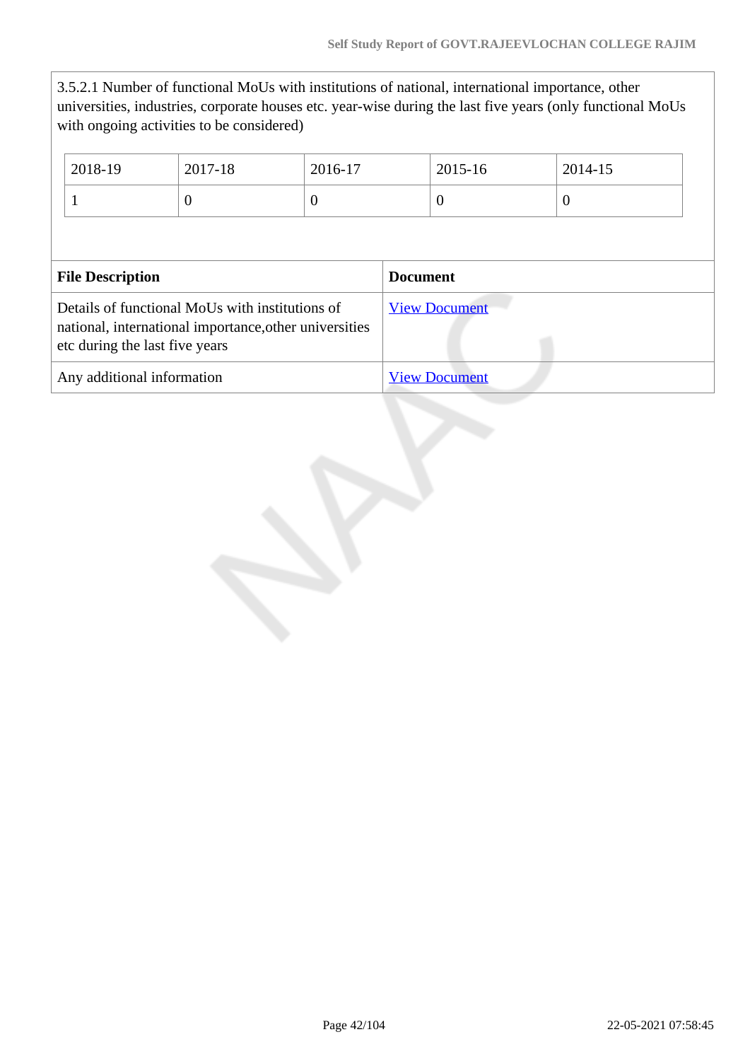3.5.2.1 Number of functional MoUs with institutions of national, international importance, other universities, industries, corporate houses etc. year-wise during the last five years (only functional MoUs with ongoing activities to be considered)

| 2018-19 | 2017-18 | 2016-17 | 2015-16 | 2014-15 |
|---|---|---|---|---|
| 1 | 0 | 0 | 0 | 0 |

| File Description | Document |
|---|---|
| Details of functional MoUs with institutions of national, international importance,other universities etc during the last five years | View Document |
| Any additional information | View Document |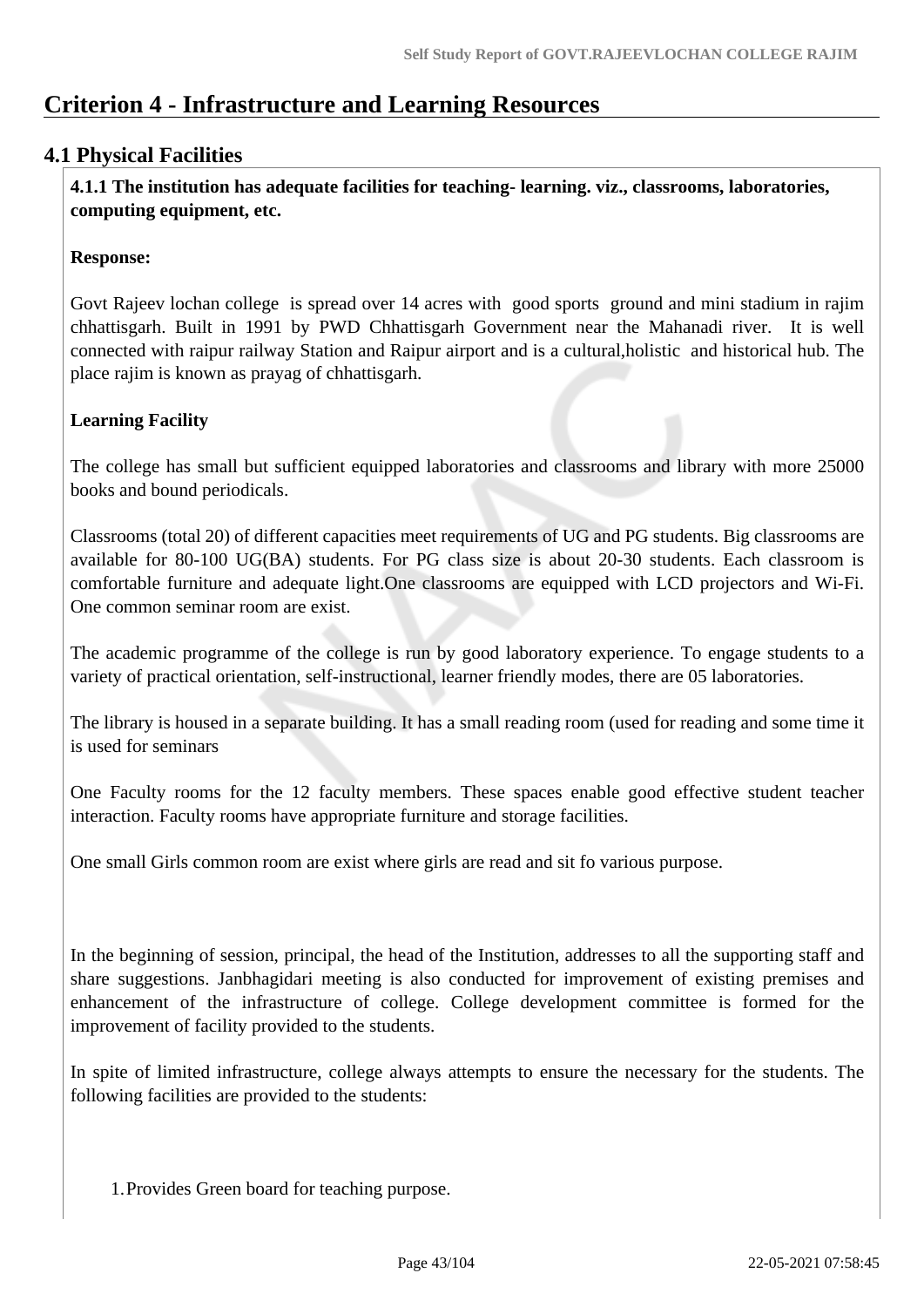# Criterion 4 - Infrastructure and Learning Resources

## 4.1 Physical Facilities

**4.1.1 The institution has adequate facilities for teaching- learning. viz., classrooms, laboratories, computing equipment, etc.**

**Response:**

Govt Rajeev lochan college is spread over 14 acres with good sports ground and mini stadium in rajim chhattisgarh. Built in 1991 by PWD Chhattisgarh Government near the Mahanadi river. It is well connected with raipur railway Station and Raipur airport and is a cultural,holistic and historical hub. The place rajim is known as prayag of chhattisgarh.

**Learning Facility**

The college has small but sufficient equipped laboratories and classrooms and library with more 25000 books and bound periodicals.

Classrooms (total 20) of different capacities meet requirements of UG and PG students. Big classrooms are available for 80-100 UG(BA) students. For PG class size is about 20-30 students. Each classroom is comfortable furniture and adequate light.One classrooms are equipped with LCD projectors and Wi-Fi. One common seminar room are exist.

The academic programme of the college is run by good laboratory experience. To engage students to a variety of practical orientation, self-instructional, learner friendly modes, there are 05 laboratories.

The library is housed in a separate building. It has a small reading room (used for reading and some time it is used for seminars

One Faculty rooms for the 12 faculty members. These spaces enable good effective student teacher interaction. Faculty rooms have appropriate furniture and storage facilities.

One small Girls common room are exist where girls are read and sit fo various purpose.

In the beginning of session, principal, the head of the Institution, addresses to all the supporting staff and share suggestions. Janbhagidari meeting is also conducted for improvement of existing premises and enhancement of the infrastructure of college. College development committee is formed for the improvement of facility provided to the students.

In spite of limited infrastructure, college always attempts to ensure the necessary for the students. The following facilities are provided to the students:

1. Provides Green board for teaching purpose.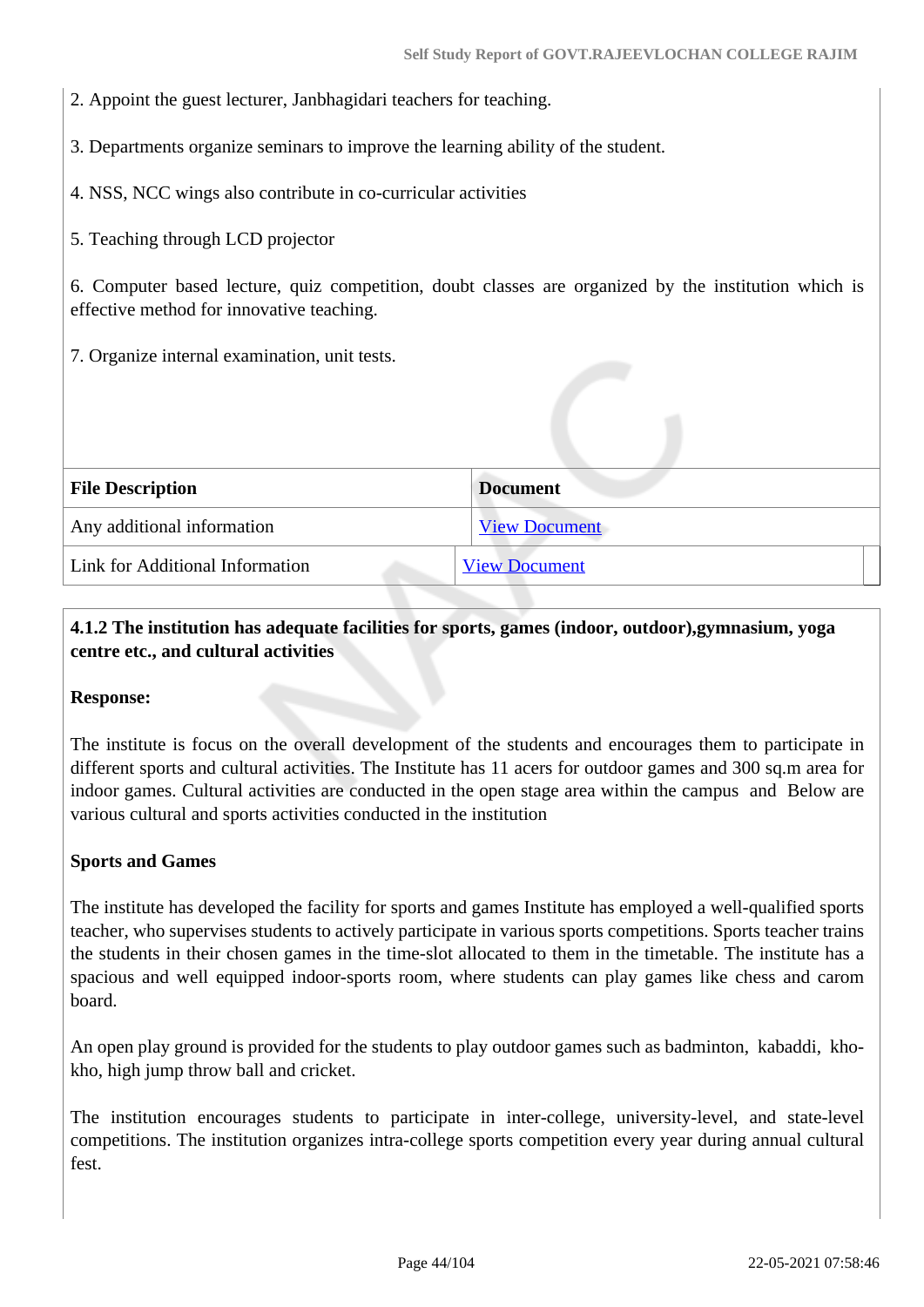2. Appoint the guest lecturer, Janbhagidari teachers for teaching.

3. Departments organize seminars to improve the learning ability of the student.

4. NSS, NCC wings also contribute in co-curricular activities

5. Teaching through LCD projector

6. Computer based lecture, quiz competition, doubt classes are organized by the institution which is effective method for innovative teaching.

7. Organize internal examination, unit tests.

| File Description | Document |
| --- | --- |
| Any additional information | View Document |
| Link for Additional Information | View Document |

**4.1.2 The institution has adequate facilities for sports, games (indoor, outdoor),gymnasium, yoga centre etc., and cultural activities**

**Response:**

The institute is focus on the overall development of the students and encourages them to participate in different sports and cultural activities. The Institute has 11 acers for outdoor games and 300 sq.m area for indoor games. Cultural activities are conducted in the open stage area within the campus and Below are various cultural and sports activities conducted in the institution

**Sports and Games**

The institute has developed the facility for sports and games Institute has employed a well-qualified sports teacher, who supervises students to actively participate in various sports competitions. Sports teacher trains the students in their chosen games in the time-slot allocated to them in the timetable. The institute has a spacious and well equipped indoor-sports room, where students can play games like chess and carom board.

An open play ground is provided for the students to play outdoor games such as badminton, kabaddi, kho-kho, high jump throw ball and cricket.

The institution encourages students to participate in inter-college, university-level, and state-level competitions. The institution organizes intra-college sports competition every year during annual cultural fest.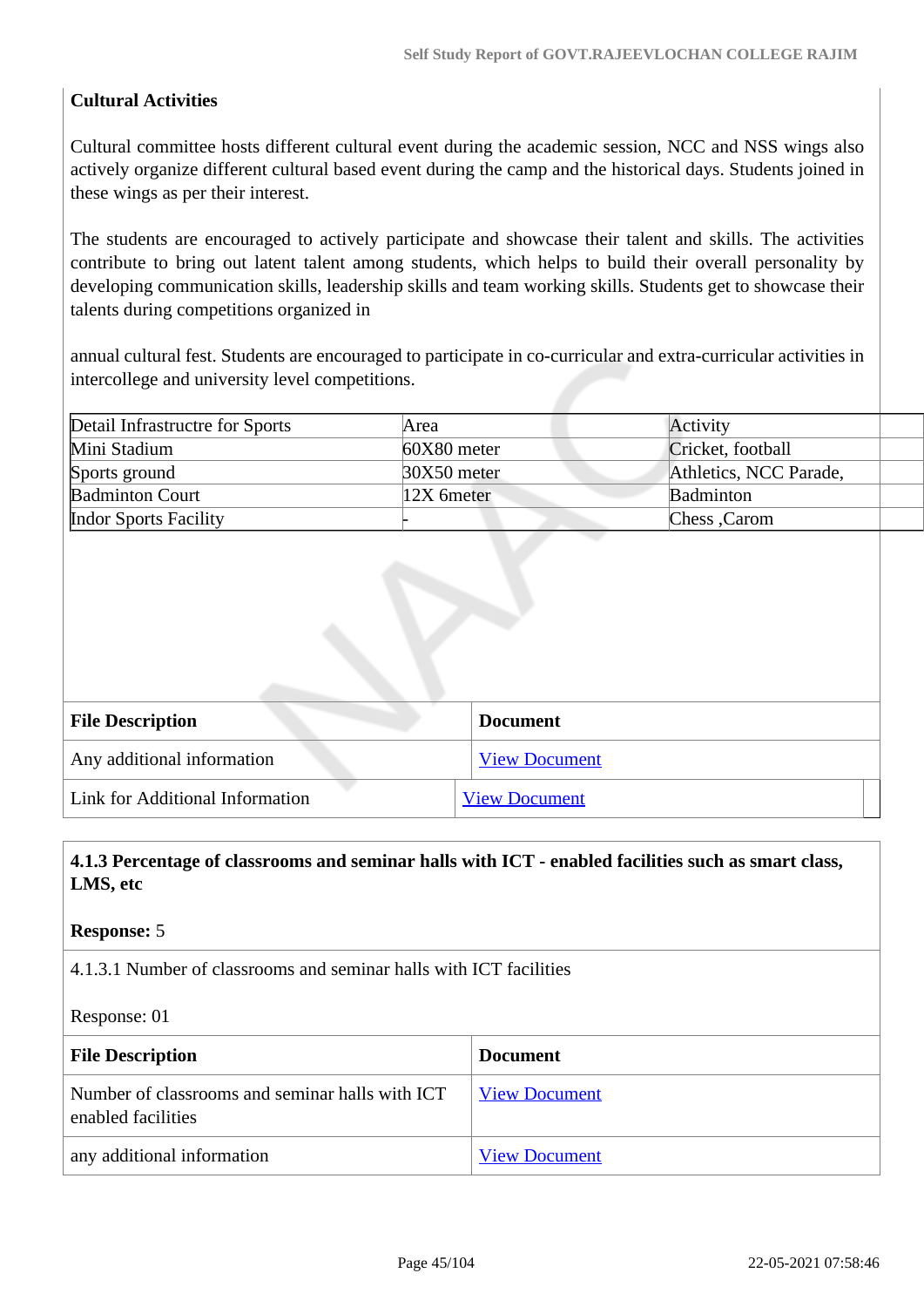**Cultural Activities**

Cultural committee hosts different cultural event during the academic session, NCC and NSS wings also actively organize different cultural based event during the camp and the historical days. Students joined in these wings as per their interest.

The students are encouraged to actively participate and showcase their talent and skills. The activities contribute to bring out latent talent among students, which helps to build their overall personality by developing communication skills, leadership skills and team working skills. Students get to showcase their talents during competitions organized in

annual cultural fest. Students are encouraged to participate in co-curricular and extra-curricular activities in intercollege and university level competitions.

| Detail Infrastructre for Sports | Area | Activity |
|---|---|---|
| Mini Stadium | 60X80 meter | Cricket, football |
| Sports ground | 30X50 meter | Athletics, NCC Parade, |
| Badminton Court | 12X 6meter | Badminton |
| Indor Sports Facility | - | Chess ,Carom |

| File Description | Document |
|---|---|
| Any additional information | View Document |
| Link for Additional Information | View Document |

**4.1.3 Percentage of classrooms and seminar halls with ICT - enabled facilities such as smart class, LMS, etc**

**Response:** 5

4.1.3.1 Number of classrooms and seminar halls with ICT facilities

Response: 01

| File Description | Document |
|---|---|
| Number of classrooms and seminar halls with ICT enabled facilities | View Document |
| any additional information | View Document |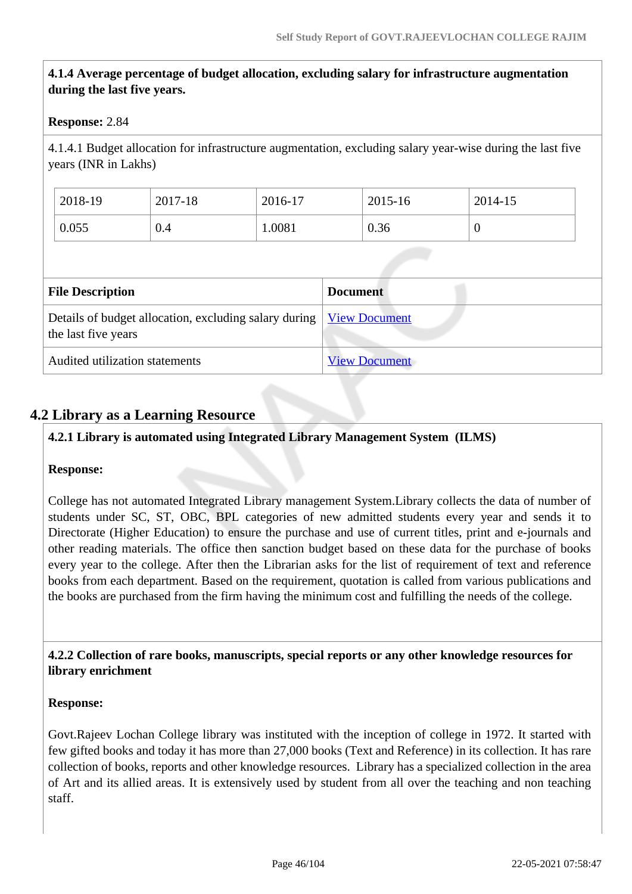**4.1.4 Average percentage of budget allocation, excluding salary for infrastructure augmentation during the last five years.**

**Response:** 2.84

4.1.4.1 Budget allocation for infrastructure augmentation, excluding salary year-wise during the last five years (INR in Lakhs)

| 2018-19 | 2017-18 | 2016-17 | 2015-16 | 2014-15 |
|---|---|---|---|---|
| 0.055 | 0.4 | 1.0081 | 0.36 | 0 |

| File Description | Document |
|---|---|
| Details of budget allocation, excluding salary during the last five years | View Document |
| Audited utilization statements | View Document |

## 4.2 Library as a Learning Resource

**4.2.1 Library is automated using Integrated Library Management System (ILMS)**

**Response:**

College has not automated Integrated Library management System.Library collects the data of number of students under SC, ST, OBC, BPL categories of new admitted students every year and sends it to Directorate (Higher Education) to ensure the purchase and use of current titles, print and e-journals and other reading materials. The office then sanction budget based on these data for the purchase of books every year to the college. After then the Librarian asks for the list of requirement of text and reference books from each department. Based on the requirement, quotation is called from various publications and the books are purchased from the firm having the minimum cost and fulfilling the needs of the college.

**4.2.2 Collection of rare books, manuscripts, special reports or any other knowledge resources for library enrichment**

**Response:**

Govt.Rajeev Lochan College library was instituted with the inception of college in 1972. It started with few gifted books and today it has more than 27,000 books (Text and Reference) in its collection. It has rare collection of books, reports and other knowledge resources. Library has a specialized collection in the area of Art and its allied areas. It is extensively used by student from all over the teaching and non teaching staff.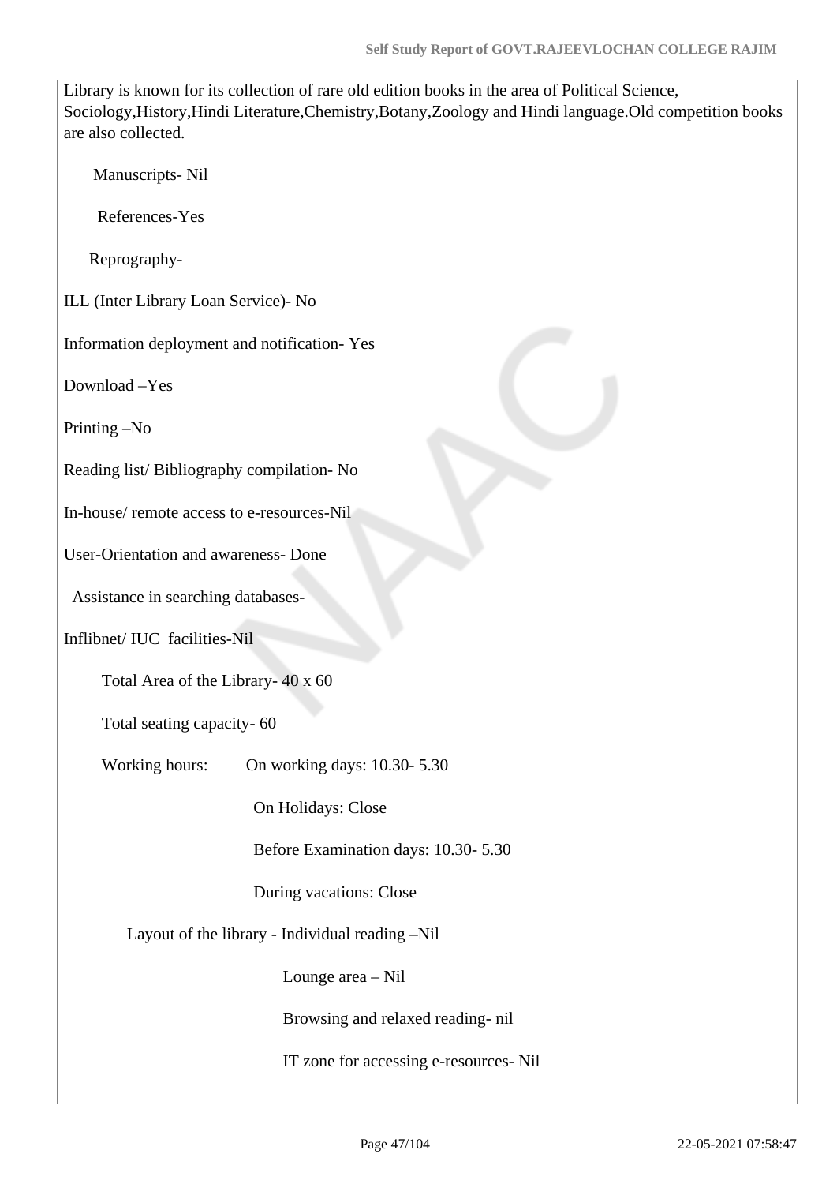Library is known for its collection of rare old edition books in the area of Political Science, Sociology,History,Hindi Literature,Chemistry,Botany,Zoology and Hindi language.Old competition books are also collected.

Manuscripts- Nil

References-Yes

Reprography-

ILL (Inter Library Loan Service)- No

Information deployment and notification- Yes

Download –Yes

Printing –No

Reading list/ Bibliography compilation- No

In-house/ remote access to e-resources-Nil

User-Orientation and awareness- Done

Assistance in searching databases-

Inflibnet/ IUC facilities-Nil

Total Area of the Library- 40 x 60

Total seating capacity- 60

Working hours: On working days: 10.30- 5.30

On Holidays: Close

Before Examination days: 10.30- 5.30

During vacations: Close

Layout of the library - Individual reading –Nil

Lounge area – Nil

Browsing and relaxed reading- nil

IT zone for accessing e-resources- Nil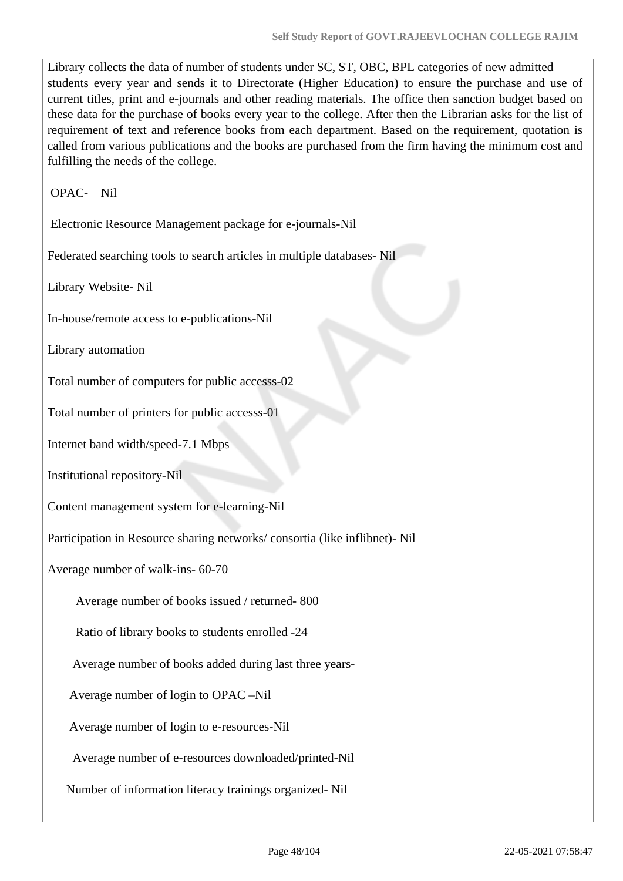Library collects the data of number of students under SC, ST, OBC, BPL categories of new admitted students every year and sends it to Directorate (Higher Education) to ensure the purchase and use of current titles, print and e-journals and other reading materials. The office then sanction budget based on these data for the purchase of books every year to the college. After then the Librarian asks for the list of requirement of text and reference books from each department. Based on the requirement, quotation is called from various publications and the books are purchased from the firm having the minimum cost and fulfilling the needs of the college.

OPAC- Nil

Electronic Resource Management package for e-journals-Nil

Federated searching tools to search articles in multiple databases- Nil

Library Website- Nil

In-house/remote access to e-publications-Nil

Library automation

Total number of computers for public accesss-02

Total number of printers for public accesss-01

Internet band width/speed-7.1 Mbps

Institutional repository-Nil

Content management system for e-learning-Nil

Participation in Resource sharing networks/ consortia (like inflibnet)- Nil

Average number of walk-ins- 60-70

Average number of books issued / returned- 800

Ratio of library books to students enrolled -24

Average number of books added during last three years-

Average number of login to OPAC –Nil

Average number of login to e-resources-Nil

Average number of e-resources downloaded/printed-Nil

Number of information literacy trainings organized- Nil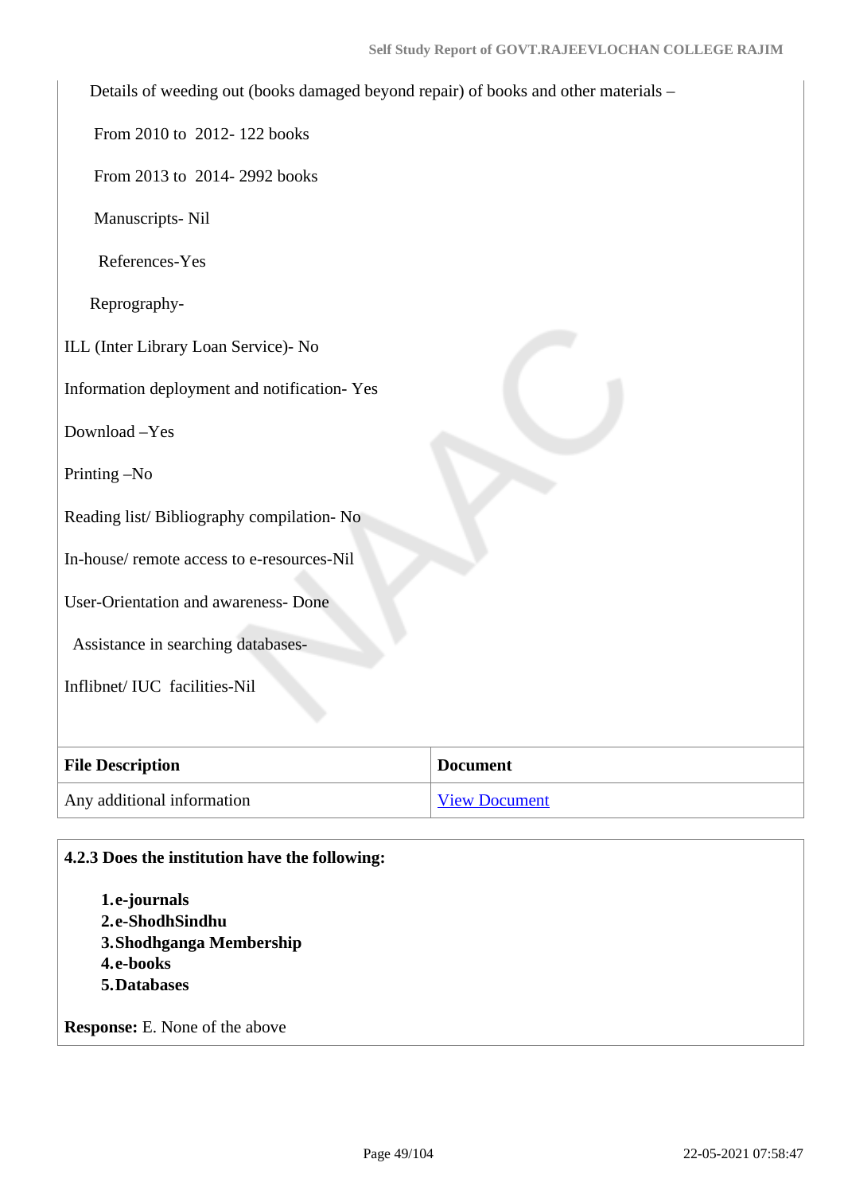Details of weeding out (books damaged beyond repair) of books and other materials –

From 2010 to 2012- 122 books

From 2013 to 2014- 2992 books

Manuscripts- Nil

References-Yes

Reprography-

ILL (Inter Library Loan Service)- No

Information deployment and notification- Yes

Download –Yes

Printing –No

Reading list/ Bibliography compilation- No

In-house/ remote access to e-resources-Nil

User-Orientation and awareness- Done

Assistance in searching databases-

Inflibnet/ IUC facilities-Nil

| File Description | Document |
|---|---|
| Any additional information | View Document |

**4.2.3 Does the institution have the following:**

1. **e-journals**
2. **e-ShodhSindhu**
3. **Shodhganga Membership**
4. **e-books**
5. **Databases**

**Response:** E. None of the above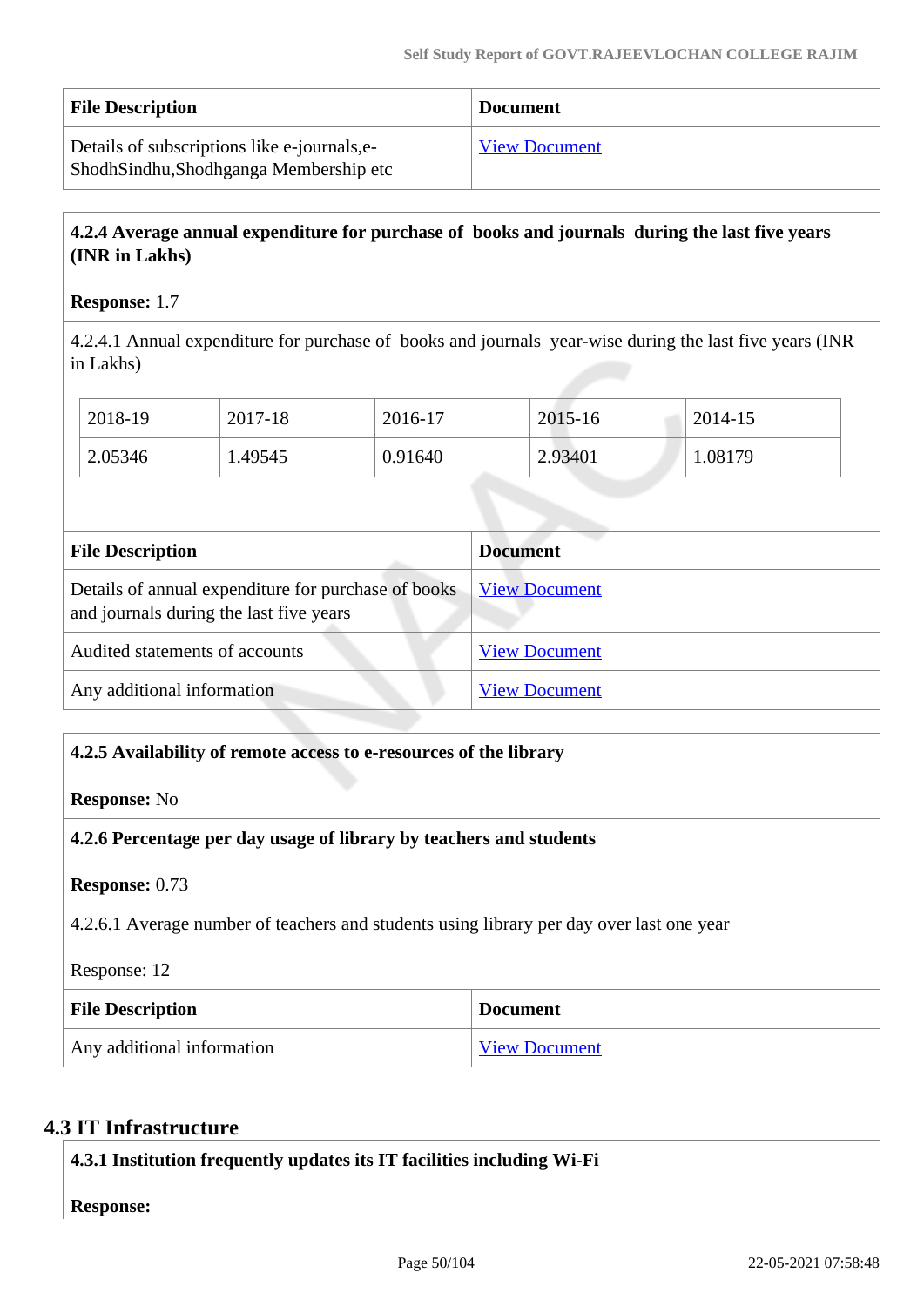| File Description | Document |
| --- | --- |
| Details of subscriptions like e-journals,e-ShodhSindhu,Shodhganga Membership etc | View Document |

**4.2.4 Average annual expenditure for purchase of books and journals during the last five years (INR in Lakhs)**

**Response:** 1.7

4.2.4.1 Annual expenditure for purchase of books and journals year-wise during the last five years (INR in Lakhs)

| 2018-19 | 2017-18 | 2016-17 | 2015-16 | 2014-15 |
| --- | --- | --- | --- | --- |
| 2.05346 | 1.49545 | 0.91640 | 2.93401 | 1.08179 |

| File Description | Document |
| --- | --- |
| Details of annual expenditure for purchase of books and journals during the last five years | View Document |
| Audited statements of accounts | View Document |
| Any additional information | View Document |

**4.2.5 Availability of remote access to e-resources of the library**

**Response:** No

**4.2.6 Percentage per day usage of library by teachers and students**

**Response:** 0.73

4.2.6.1 Average number of teachers and students using library per day over last one year

Response: 12

| File Description | Document |
| --- | --- |
| Any additional information | View Document |

## 4.3 IT Infrastructure

**4.3.1 Institution frequently updates its IT facilities including Wi-Fi**

**Response:**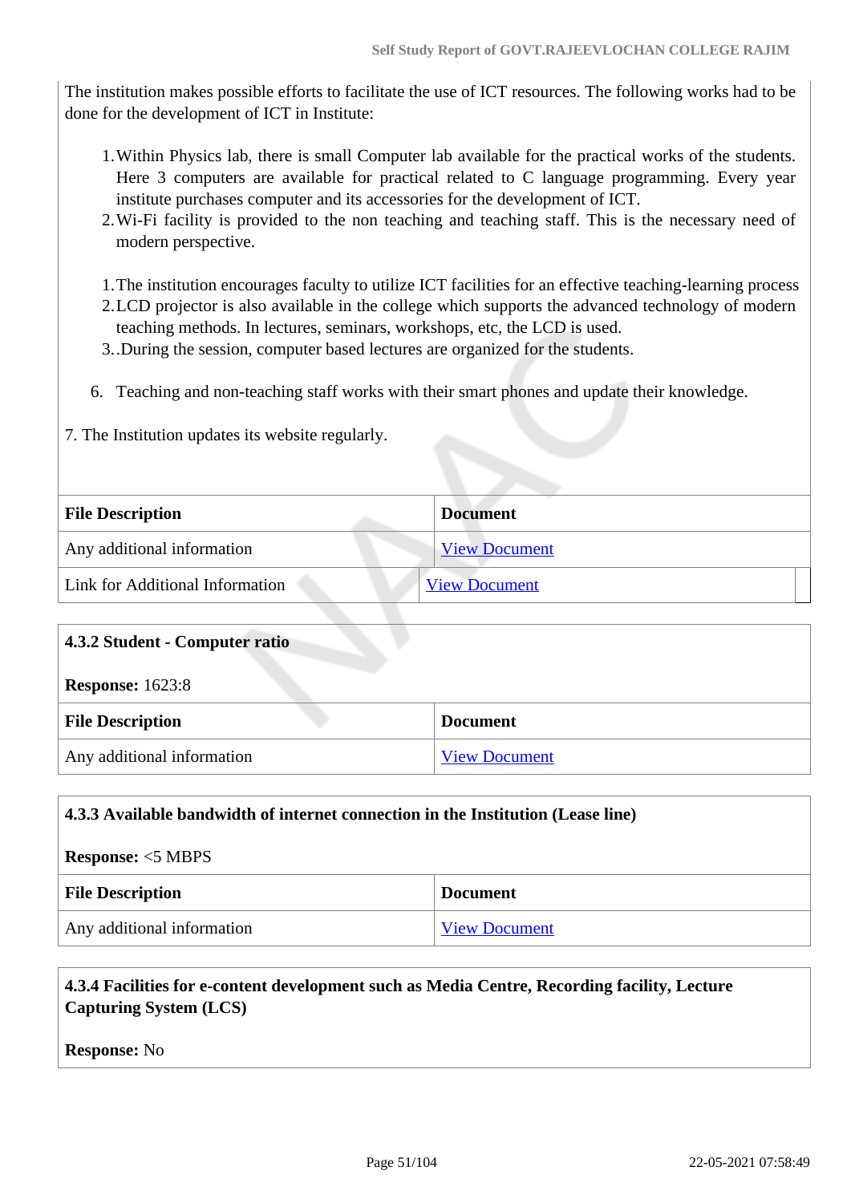The institution makes possible efforts to facilitate the use of ICT resources. The following works had to be done for the development of ICT in Institute:

1. Within Physics lab, there is small Computer lab available for the practical works of the students. Here 3 computers are available for practical related to C language programming. Every year institute purchases computer and its accessories for the development of ICT.
2. Wi-Fi facility is provided to the non teaching and teaching staff. This is the necessary need of modern perspective.

1. The institution encourages faculty to utilize ICT facilities for an effective teaching-learning process
2. LCD projector is also available in the college which supports the advanced technology of modern teaching methods. In lectures, seminars, workshops, etc, the LCD is used.
3. .During the session, computer based lectures are organized for the students.

6. Teaching and non-teaching staff works with their smart phones and update their knowledge.

7. The Institution updates its website regularly.

| File Description | Document |
|---|---|
| Any additional information | View Document |
| Link for Additional Information | View Document |

**4.3.2 Student - Computer ratio**

**Response:** 1623:8

| File Description | Document |
|---|---|
| Any additional information | View Document |

**4.3.3 Available bandwidth of internet connection in the Institution (Lease line)**

**Response:** <5 MBPS

| File Description | Document |
|---|---|
| Any additional information | View Document |

**4.3.4 Facilities for e-content development such as Media Centre, Recording facility, Lecture Capturing System (LCS)**

**Response:** No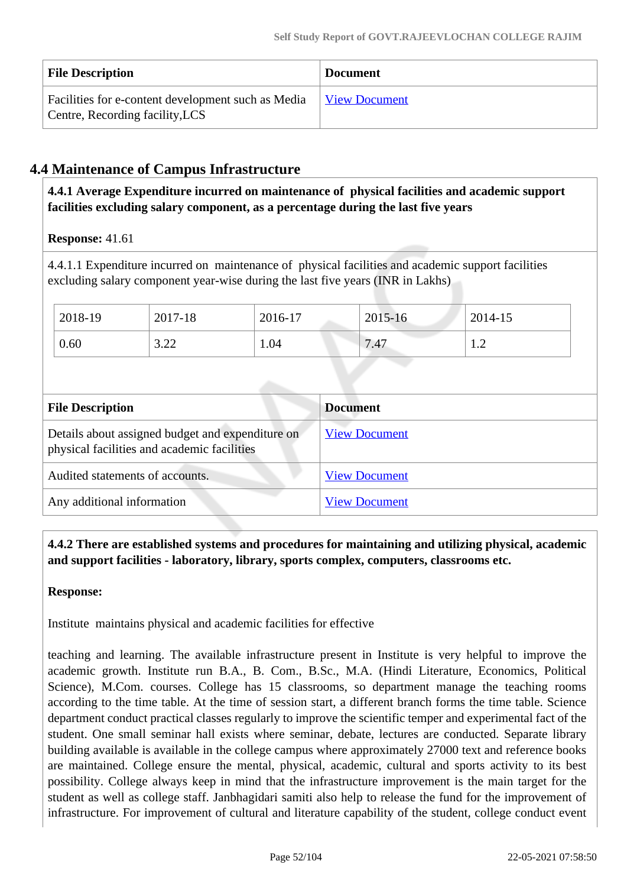| File Description | Document |
|---|---|
| Facilities for e-content development such as Media Centre, Recording facility,LCS | View Document |

## 4.4 Maintenance of Campus Infrastructure

**4.4.1 Average Expenditure incurred on maintenance of physical facilities and academic support facilities excluding salary component, as a percentage during the last five years**

**Response:** 41.61

4.4.1.1 Expenditure incurred on maintenance of physical facilities and academic support facilities excluding salary component year-wise during the last five years (INR in Lakhs)

| 2018-19 | 2017-18 | 2016-17 | 2015-16 | 2014-15 |
|---|---|---|---|---|
| 0.60 | 3.22 | 1.04 | 7.47 | 1.2 |

| File Description | Document |
|---|---|
| Details about assigned budget and expenditure on physical facilities and academic facilities | View Document |
| Audited statements of accounts. | View Document |
| Any additional information | View Document |

**4.4.2 There are established systems and procedures for maintaining and utilizing physical, academic and support facilities - laboratory, library, sports complex, computers, classrooms etc.**

**Response:**

Institute maintains physical and academic facilities for effective

teaching and learning. The available infrastructure present in Institute is very helpful to improve the academic growth. Institute run B.A., B. Com., B.Sc., M.A. (Hindi Literature, Economics, Political Science), M.Com. courses. College has 15 classrooms, so department manage the teaching rooms according to the time table. At the time of session start, a different branch forms the time table. Science department conduct practical classes regularly to improve the scientific temper and experimental fact of the student. One small seminar hall exists where seminar, debate, lectures are conducted. Separate library building available is available in the college campus where approximately 27000 text and reference books are maintained. College ensure the mental, physical, academic, cultural and sports activity to its best possibility. College always keep in mind that the infrastructure improvement is the main target for the student as well as college staff. Janbhagidari samiti also help to release the fund for the improvement of infrastructure. For improvement of cultural and literature capability of the student, college conduct event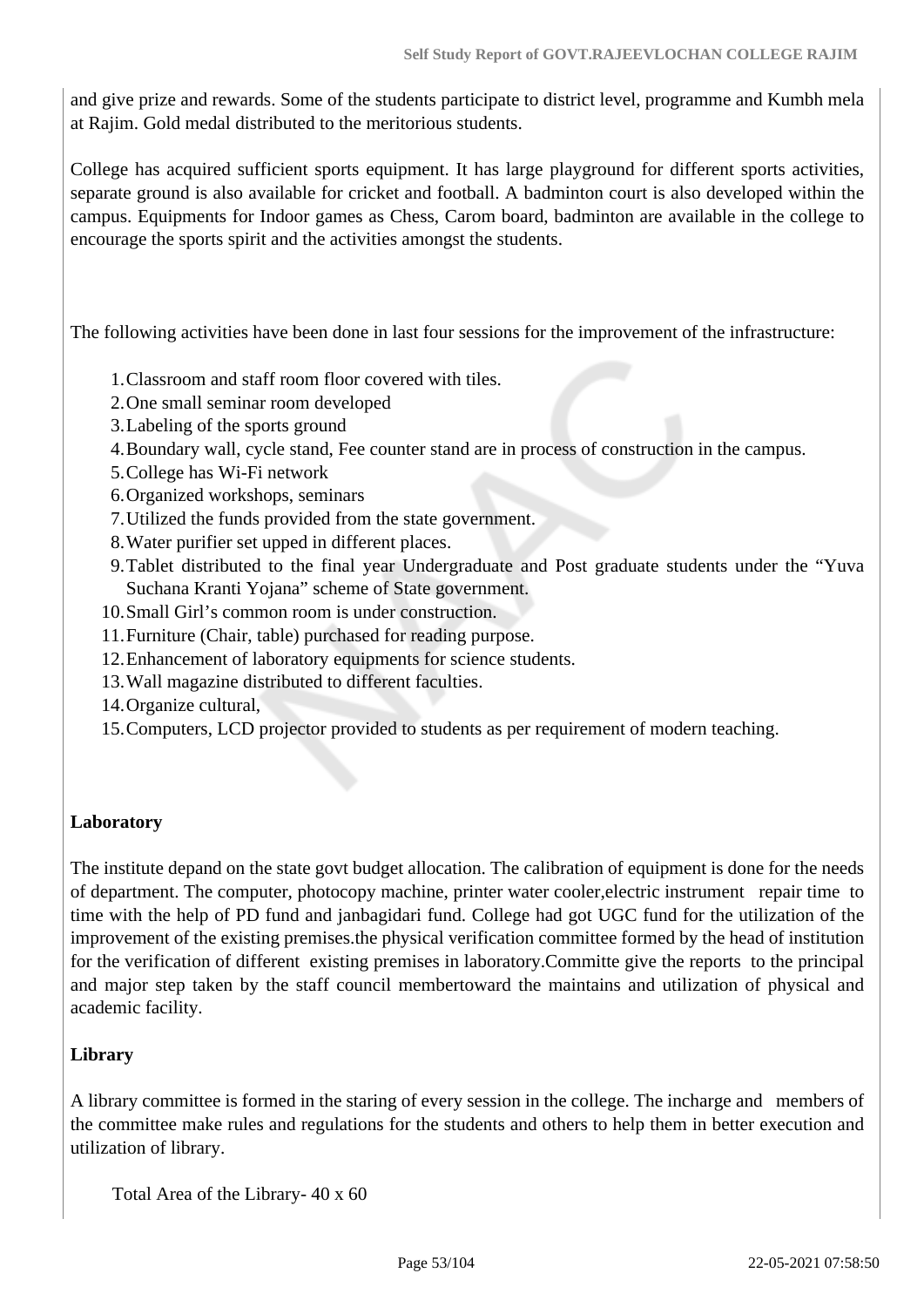and give prize and rewards. Some of the students participate to district level, programme and Kumbh mela at Rajim. Gold medal distributed to the meritorious students.

College has acquired sufficient sports equipment. It has large playground for different sports activities, separate ground is also available for cricket and football. A badminton court is also developed within the campus. Equipments for Indoor games as Chess, Carom board, badminton are available in the college to encourage the sports spirit and the activities amongst the students.

The following activities have been done in last four sessions for the improvement of the infrastructure:

1. Classroom and staff room floor covered with tiles.
2. One small seminar room developed
3. Labeling of the sports ground
4. Boundary wall, cycle stand, Fee counter stand are in process of construction in the campus.
5. College has Wi-Fi network
6. Organized workshops, seminars
7. Utilized the funds provided from the state government.
8. Water purifier set upped in different places.
9. Tablet distributed to the final year Undergraduate and Post graduate students under the "Yuva Suchana Kranti Yojana" scheme of State government.
10. Small Girl's common room is under construction.
11. Furniture (Chair, table) purchased for reading purpose.
12. Enhancement of laboratory equipments for science students.
13. Wall magazine distributed to different faculties.
14. Organize cultural,
15. Computers, LCD projector provided to students as per requirement of modern teaching.

**Laboratory**

The institute depand on the state govt budget allocation. The calibration of equipment is done for the needs of department. The computer, photocopy machine, printer water cooler,electric instrument repair time to time with the help of PD fund and janbagidari fund. College had got UGC fund for the utilization of the improvement of the existing premises.the physical verification committee formed by the head of institution for the verification of different existing premises in laboratory.Committe give the reports to the principal and major step taken by the staff council membertoward the maintains and utilization of physical and academic facility.

**Library**

A library committee is formed in the staring of every session in the college. The incharge and members of the committee make rules and regulations for the students and others to help them in better execution and utilization of library.

Total Area of the Library- 40 x 60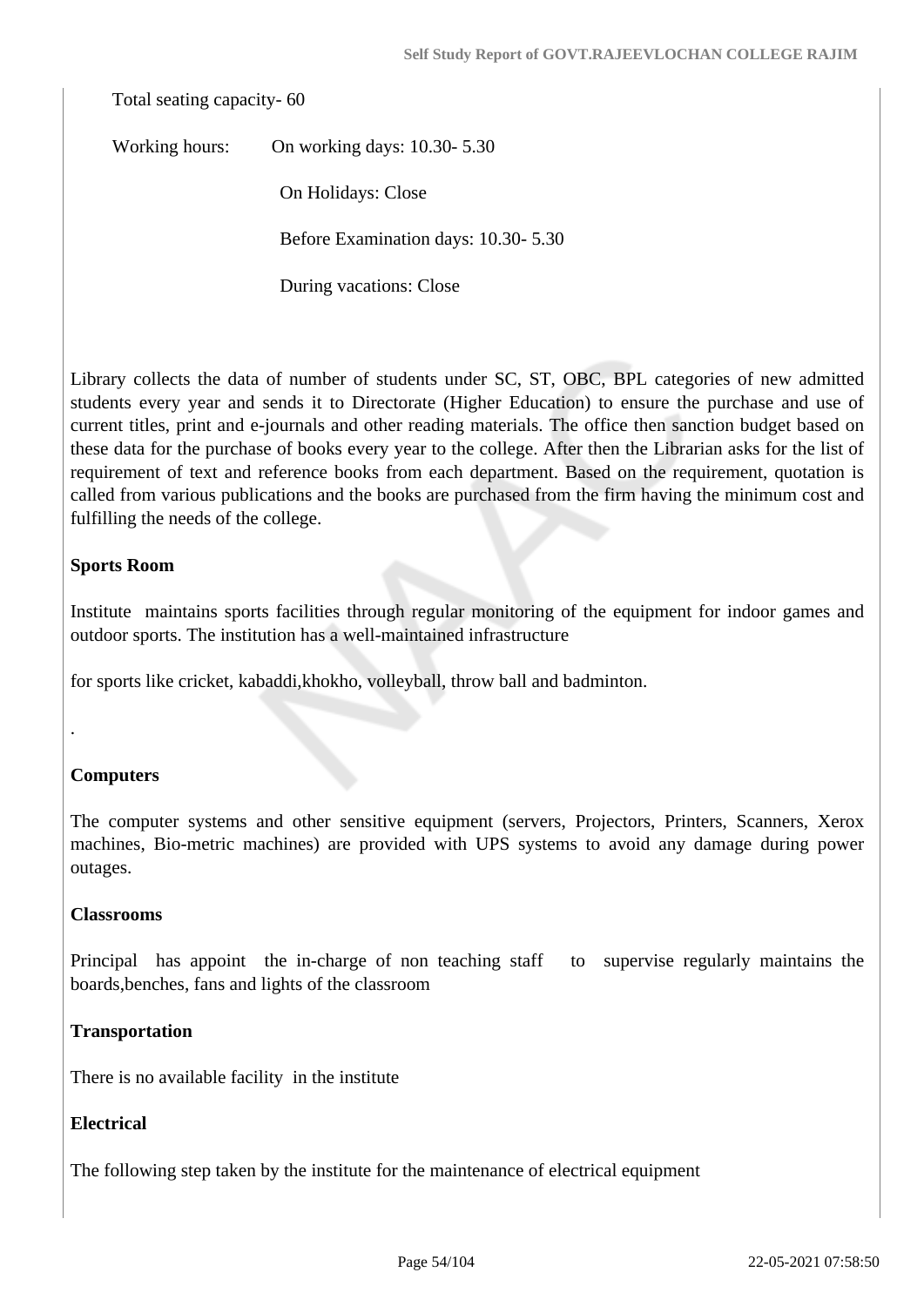Total seating capacity- 60

Working hours: On working days: 10.30- 5.30

On Holidays: Close

Before Examination days: 10.30- 5.30

During vacations: Close

Library collects the data of number of students under SC, ST, OBC, BPL categories of new admitted students every year and sends it to Directorate (Higher Education) to ensure the purchase and use of current titles, print and e-journals and other reading materials. The office then sanction budget based on these data for the purchase of books every year to the college. After then the Librarian asks for the list of requirement of text and reference books from each department. Based on the requirement, quotation is called from various publications and the books are purchased from the firm having the minimum cost and fulfilling the needs of the college.

**Sports Room**

Institute maintains sports facilities through regular monitoring of the equipment for indoor games and outdoor sports. The institution has a well-maintained infrastructure

for sports like cricket, kabaddi,khokho, volleyball, throw ball and badminton.

.

**Computers**

The computer systems and other sensitive equipment (servers, Projectors, Printers, Scanners, Xerox machines, Bio-metric machines) are provided with UPS systems to avoid any damage during power outages.

**Classrooms**

Principal has appoint the in-charge of non teaching staff to supervise regularly maintains the boards,benches, fans and lights of the classroom

**Transportation**

There is no available facility in the institute

**Electrical**

The following step taken by the institute for the maintenance of electrical equipment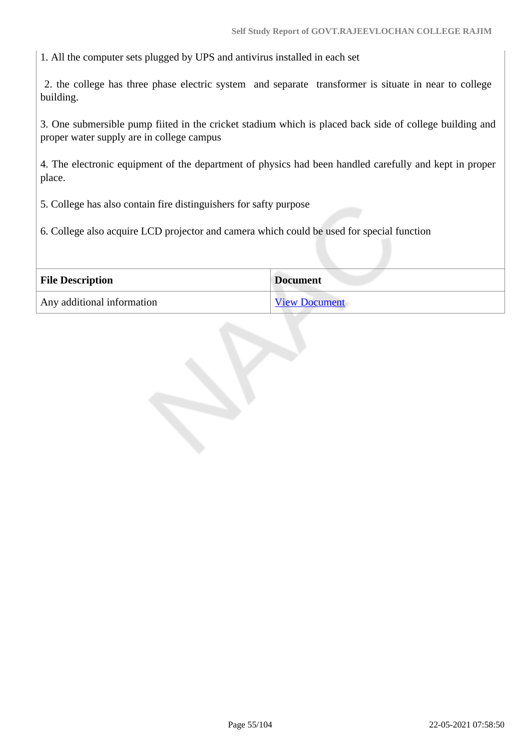1. All the computer sets plugged by UPS and antivirus installed in each set

2. the college has three phase electric system and separate transformer is situate in near to college building.

3. One submersible pump fiited in the cricket stadium which is placed back side of college building and proper water supply are in college campus

4. The electronic equipment of the department of physics had been handled carefully and kept in proper place.

5. College has also contain fire distinguishers for safty purpose

6. College also acquire LCD projector and camera which could be used for special function

| File Description | Document |
| --- | --- |
| Any additional information | View Document |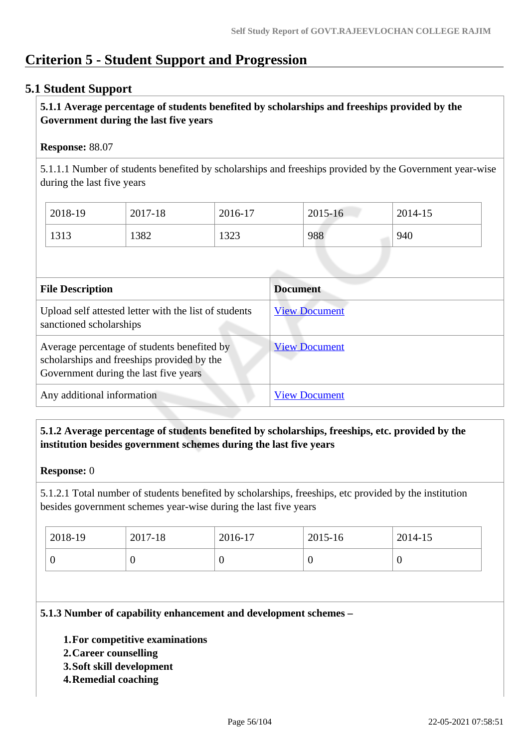# Criterion 5 - Student Support and Progression

## 5.1 Student Support

**5.1.1 Average percentage of students benefited by scholarships and freeships provided by the Government during the last five years**

**Response:** 88.07

5.1.1.1 Number of students benefited by scholarships and freeships provided by the Government year-wise during the last five years

| 2018-19 | 2017-18 | 2016-17 | 2015-16 | 2014-15 |
|---|---|---|---|---|
| 1313 | 1382 | 1323 | 988 | 940 |

| File Description | Document |
|---|---|
| Upload self attested letter with the list of students sanctioned scholarships | View Document |
| Average percentage of students benefited by scholarships and freeships provided by the Government during the last five years | View Document |
| Any additional information | View Document |

**5.1.2 Average percentage of students benefited by scholarships, freeships, etc. provided by the institution besides government schemes during the last five years**

**Response:** 0

5.1.2.1 Total number of students benefited by scholarships, freeships, etc provided by the institution besides government schemes year-wise during the last five years

| 2018-19 | 2017-18 | 2016-17 | 2015-16 | 2014-15 |
|---|---|---|---|---|
| 0 | 0 | 0 | 0 | 0 |

**5.1.3 Number of capability enhancement and development schemes –**

1. **For competitive examinations**
2. **Career counselling**
3. **Soft skill development**
4. **Remedial coaching**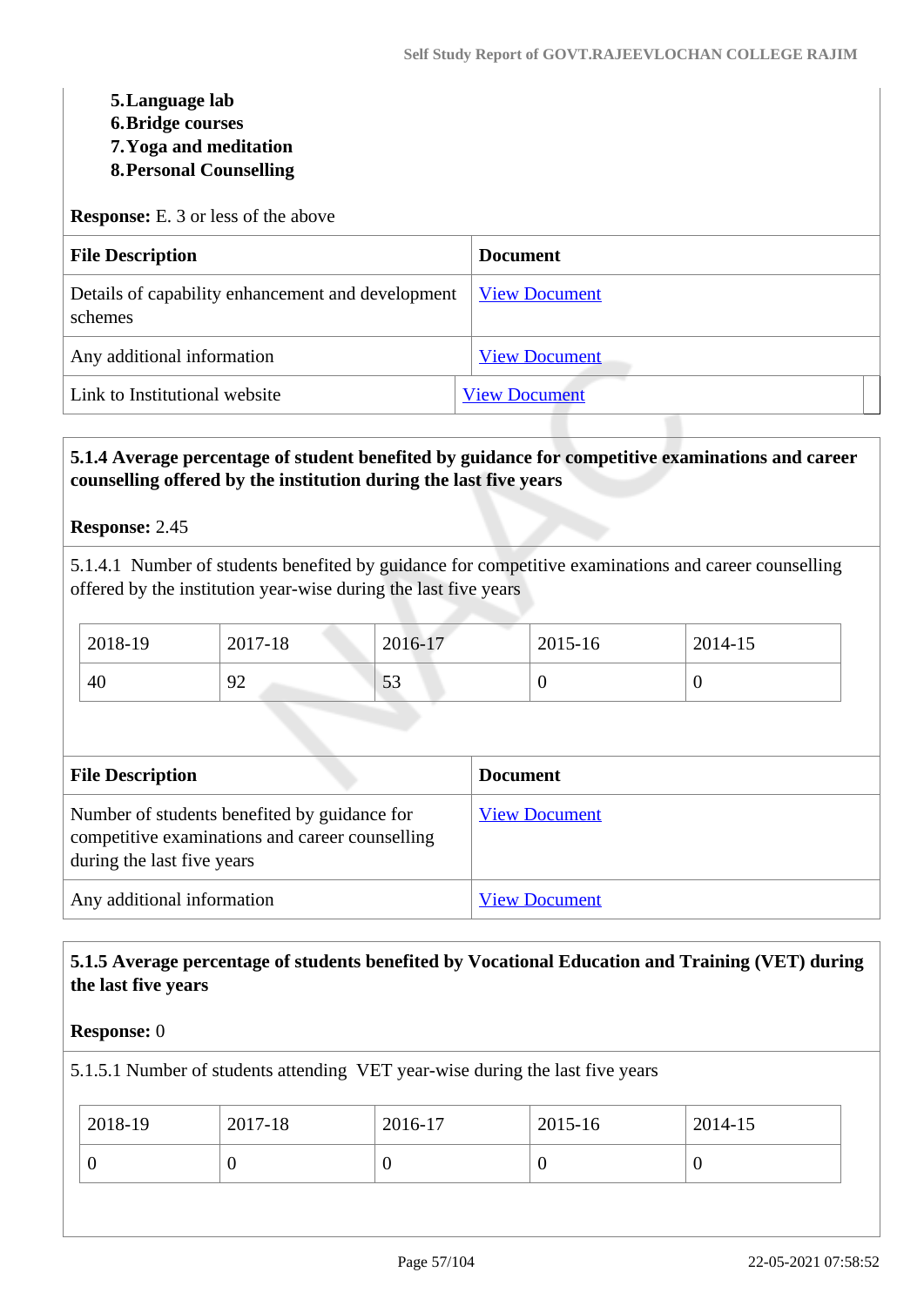5. **Language lab**
6. **Bridge courses**
7. **Yoga and meditation**
8. **Personal Counselling**

**Response:** E. 3 or less of the above

| File Description | Document |
| --- | --- |
| Details of capability enhancement and development schemes | View Document |
| Any additional information | View Document |
| Link to Institutional website | View Document |

**5.1.4 Average percentage of student benefited by guidance for competitive examinations and career counselling offered by the institution during the last five years**

**Response:** 2.45

5.1.4.1 Number of students benefited by guidance for competitive examinations and career counselling offered by the institution year-wise during the last five years

| 2018-19 | 2017-18 | 2016-17 | 2015-16 | 2014-15 |
| --- | --- | --- | --- | --- |
| 40 | 92 | 53 | 0 | 0 |

| File Description | Document |
| --- | --- |
| Number of students benefited by guidance for competitive examinations and career counselling during the last five years | View Document |
| Any additional information | View Document |

**5.1.5 Average percentage of students benefited by Vocational Education and Training (VET) during the last five years**

**Response:** 0

5.1.5.1 Number of students attending VET year-wise during the last five years

| 2018-19 | 2017-18 | 2016-17 | 2015-16 | 2014-15 |
| --- | --- | --- | --- | --- |
| 0 | 0 | 0 | 0 | 0 |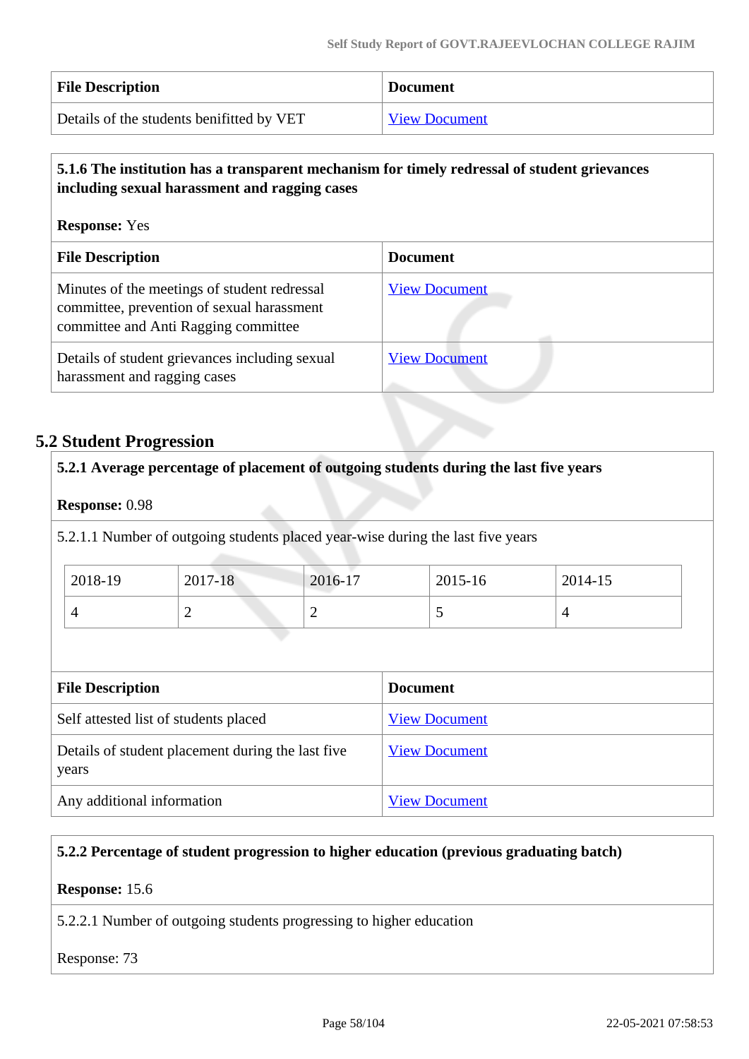| File Description | Document |
|---|---|
| Details of the students benifitted by VET | View Document |

**5.1.6 The institution has a transparent mechanism for timely redressal of student grievances including sexual harassment and ragging cases**

**Response:** Yes

| File Description | Document |
|---|---|
| Minutes of the meetings of student redressal committee, prevention of sexual harassment committee and Anti Ragging committee | View Document |
| Details of student grievances including sexual harassment and ragging cases | View Document |

## 5.2 Student Progression

**5.2.1 Average percentage of placement of outgoing students during the last five years**

**Response:** 0.98

5.2.1.1 Number of outgoing students placed year-wise during the last five years

| 2018-19 | 2017-18 | 2016-17 | 2015-16 | 2014-15 |
|---|---|---|---|---|
| 4 | 2 | 2 | 5 | 4 |

| File Description | Document |
|---|---|
| Self attested list of students placed | View Document |
| Details of student placement during the last five years | View Document |
| Any additional information | View Document |

**5.2.2 Percentage of student progression to higher education (previous graduating batch)**

**Response:** 15.6

5.2.2.1 Number of outgoing students progressing to higher education

Response: 73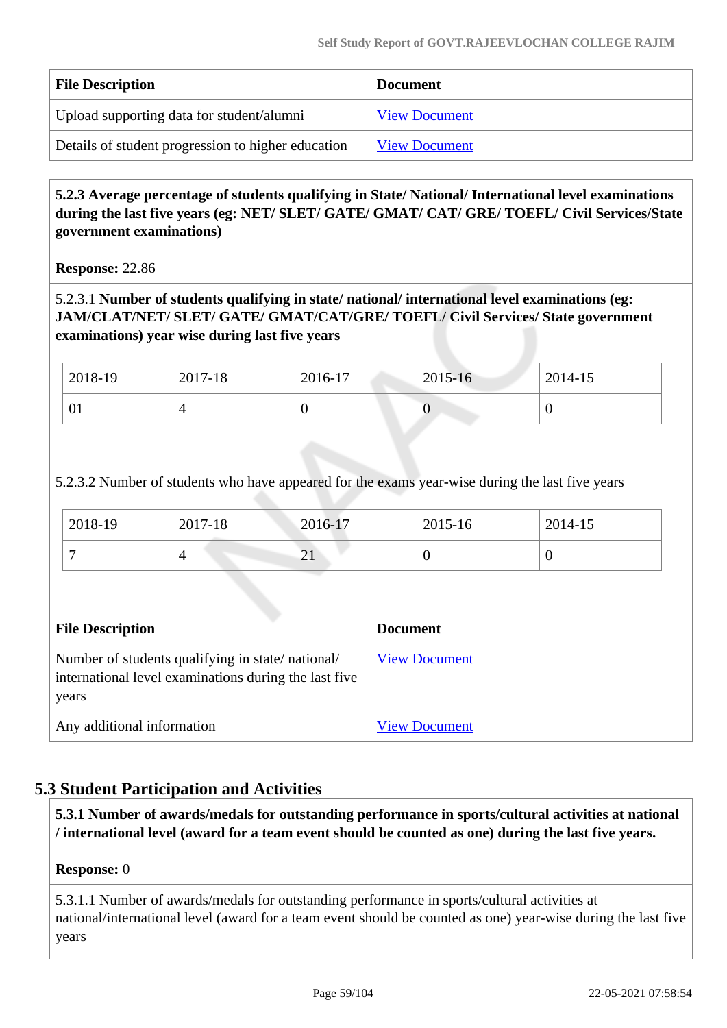| File Description | Document |
|---|---|
| Upload supporting data for student/alumni | View Document |
| Details of student progression to higher education | View Document |

**5.2.3 Average percentage of students qualifying in State/ National/ International level examinations during the last five years (eg: NET/ SLET/ GATE/ GMAT/ CAT/ GRE/ TOEFL/ Civil Services/State government examinations)**

**Response:** 22.86

5.2.3.1 **Number of students qualifying in state/ national/ international level examinations (eg: JAM/CLAT/NET/ SLET/ GATE/ GMAT/CAT/GRE/ TOEFL/ Civil Services/ State government examinations) year wise during last five years**

| 2018-19 | 2017-18 | 2016-17 | 2015-16 | 2014-15 |
|---|---|---|---|---|
| 01 | 4 | 0 | 0 | 0 |

5.2.3.2 Number of students who have appeared for the exams year-wise during the last five years

| 2018-19 | 2017-18 | 2016-17 | 2015-16 | 2014-15 |
|---|---|---|---|---|
| 7 | 4 | 21 | 0 | 0 |

| File Description | Document |
|---|---|
| Number of students qualifying in state/ national/ international level examinations during the last five years | View Document |
| Any additional information | View Document |

## 5.3 Student Participation and Activities

**5.3.1 Number of awards/medals for outstanding performance in sports/cultural activities at national / international level (award for a team event should be counted as one) during the last five years.**

**Response:** 0

5.3.1.1 Number of awards/medals for outstanding performance in sports/cultural activities at national/international level (award for a team event should be counted as one) year-wise during the last five years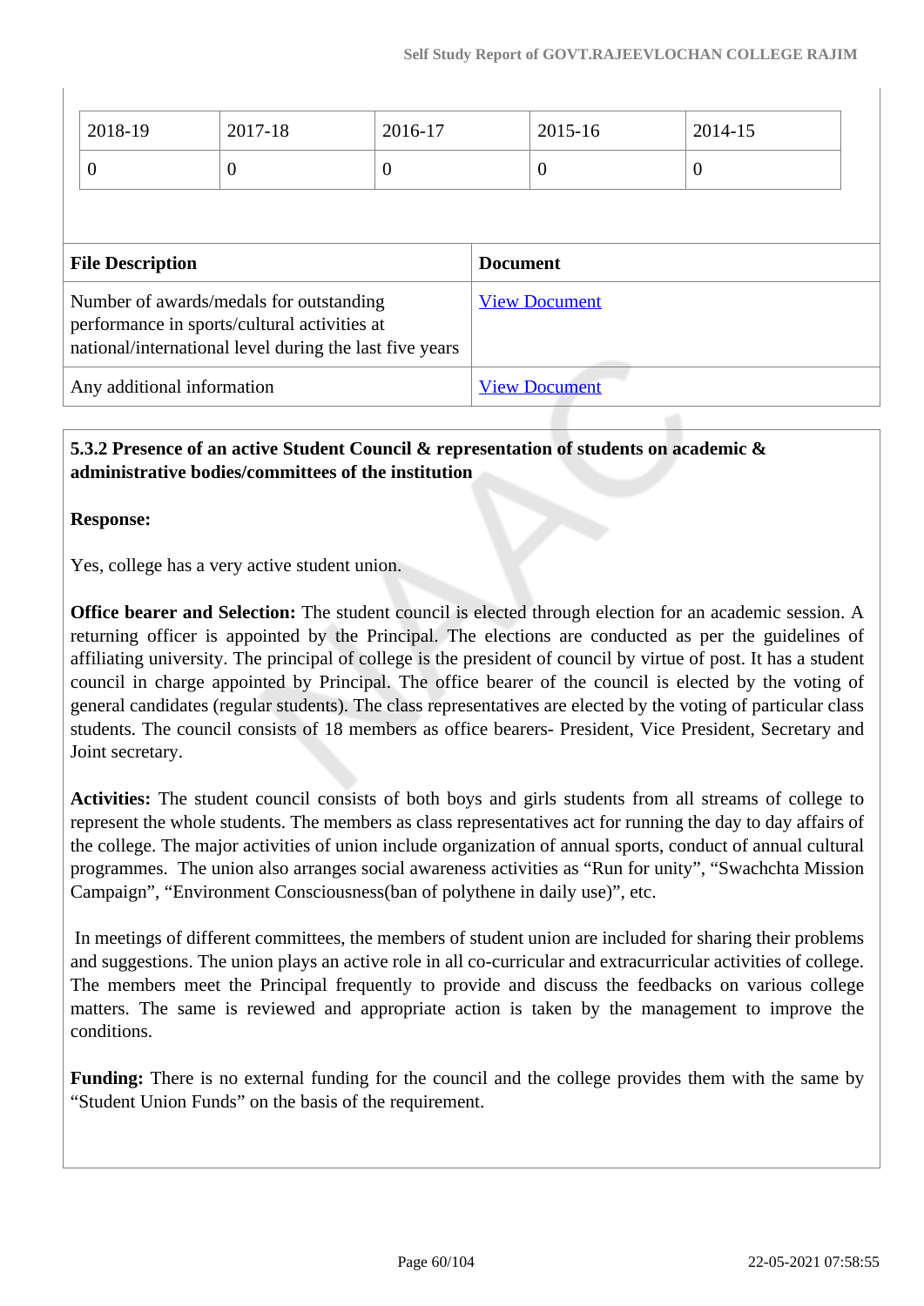| 2018-19 | 2017-18 | 2016-17 | 2015-16 | 2014-15 |
|---|---|---|---|---|
| 0 | 0 | 0 | 0 | 0 |

| File Description | Document |
|---|---|
| Number of awards/medals for outstanding performance in sports/cultural activities at national/international level during the last five years | View Document |
| Any additional information | View Document |

**5.3.2 Presence of an active Student Council & representation of students on academic & administrative bodies/committees of the institution**

**Response:**

Yes, college has a very active student union.

**Office bearer and Selection:** The student council is elected through election for an academic session. A returning officer is appointed by the Principal. The elections are conducted as per the guidelines of affiliating university. The principal of college is the president of council by virtue of post. It has a student council in charge appointed by Principal. The office bearer of the council is elected by the voting of general candidates (regular students). The class representatives are elected by the voting of particular class students. The council consists of 18 members as office bearers- President, Vice President, Secretary and Joint secretary.

**Activities:** The student council consists of both boys and girls students from all streams of college to represent the whole students. The members as class representatives act for running the day to day affairs of the college. The major activities of union include organization of annual sports, conduct of annual cultural programmes. The union also arranges social awareness activities as “Run for unity”, “Swachchta Mission Campaign”, “Environment Consciousness(ban of polythene in daily use)”, etc.

In meetings of different committees, the members of student union are included for sharing their problems and suggestions. The union plays an active role in all co-curricular and extracurricular activities of college. The members meet the Principal frequently to provide and discuss the feedbacks on various college matters. The same is reviewed and appropriate action is taken by the management to improve the conditions.

**Funding:** There is no external funding for the council and the college provides them with the same by “Student Union Funds” on the basis of the requirement.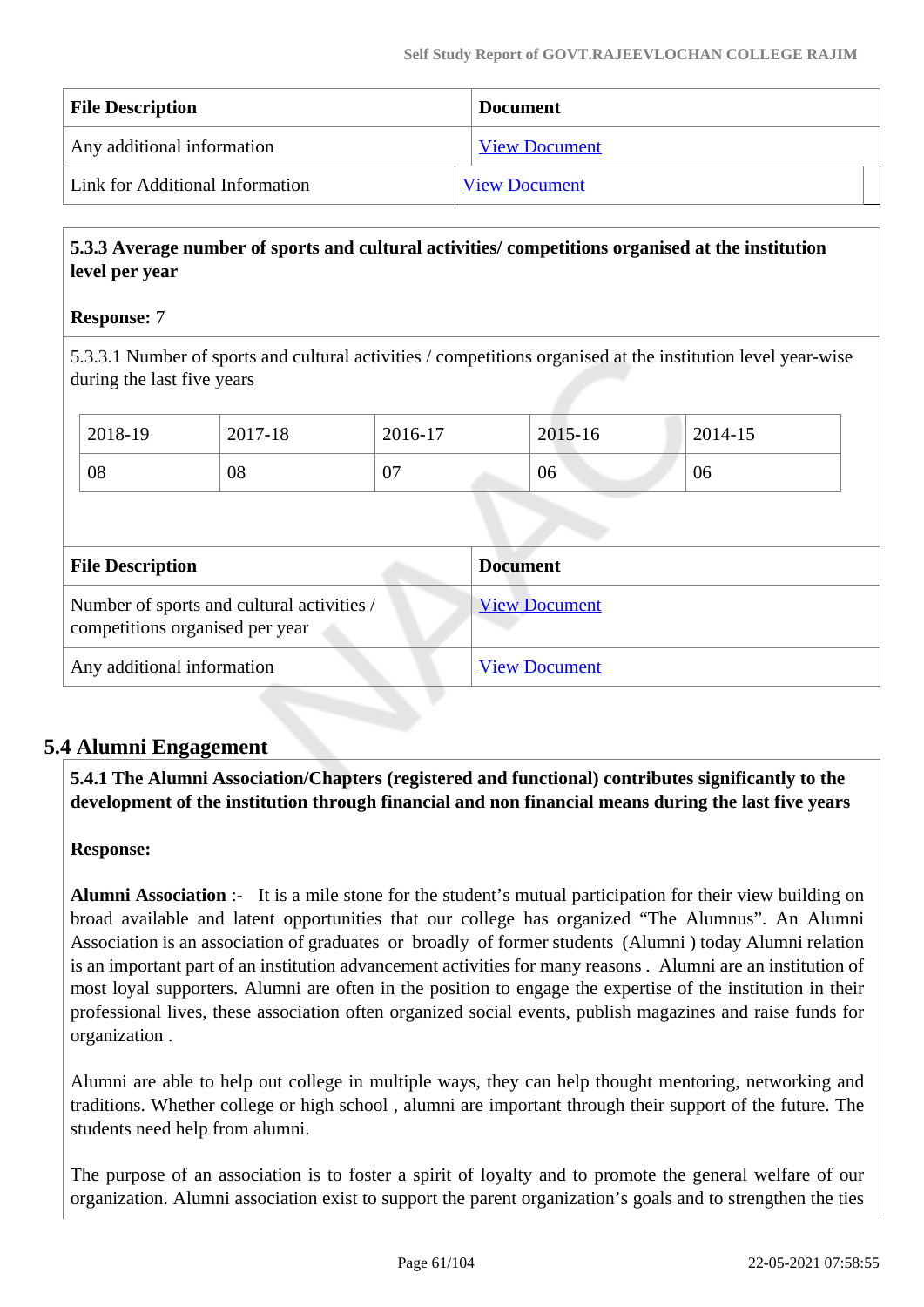| File Description | Document |
|---|---|
| Any additional information | View Document |
| Link for Additional Information | View Document |

**5.3.3 Average number of sports and cultural activities/ competitions organised at the institution level per year**

**Response:** 7

5.3.3.1 Number of sports and cultural activities / competitions organised at the institution level year-wise during the last five years

| 2018-19 | 2017-18 | 2016-17 | 2015-16 | 2014-15 |
|---|---|---|---|---|
| 08 | 08 | 07 | 06 | 06 |

| File Description | Document |
|---|---|
| Number of sports and cultural activities / competitions organised per year | View Document |
| Any additional information | View Document |

## 5.4 Alumni Engagement

**5.4.1 The Alumni Association/Chapters (registered and functional) contributes significantly to the development of the institution through financial and non financial means during the last five years**

**Response:**

**Alumni Association** :- It is a mile stone for the student's mutual participation for their view building on broad available and latent opportunities that our college has organized "The Alumnus". An Alumni Association is an association of graduates or broadly of former students (Alumni ) today Alumni relation is an important part of an institution advancement activities for many reasons . Alumni are an institution of most loyal supporters. Alumni are often in the position to engage the expertise of the institution in their professional lives, these association often organized social events, publish magazines and raise funds for organization .

Alumni are able to help out college in multiple ways, they can help thought mentoring, networking and traditions. Whether college or high school , alumni are important through their support of the future. The students need help from alumni.

The purpose of an association is to foster a spirit of loyalty and to promote the general welfare of our organization. Alumni association exist to support the parent organization's goals and to strengthen the ties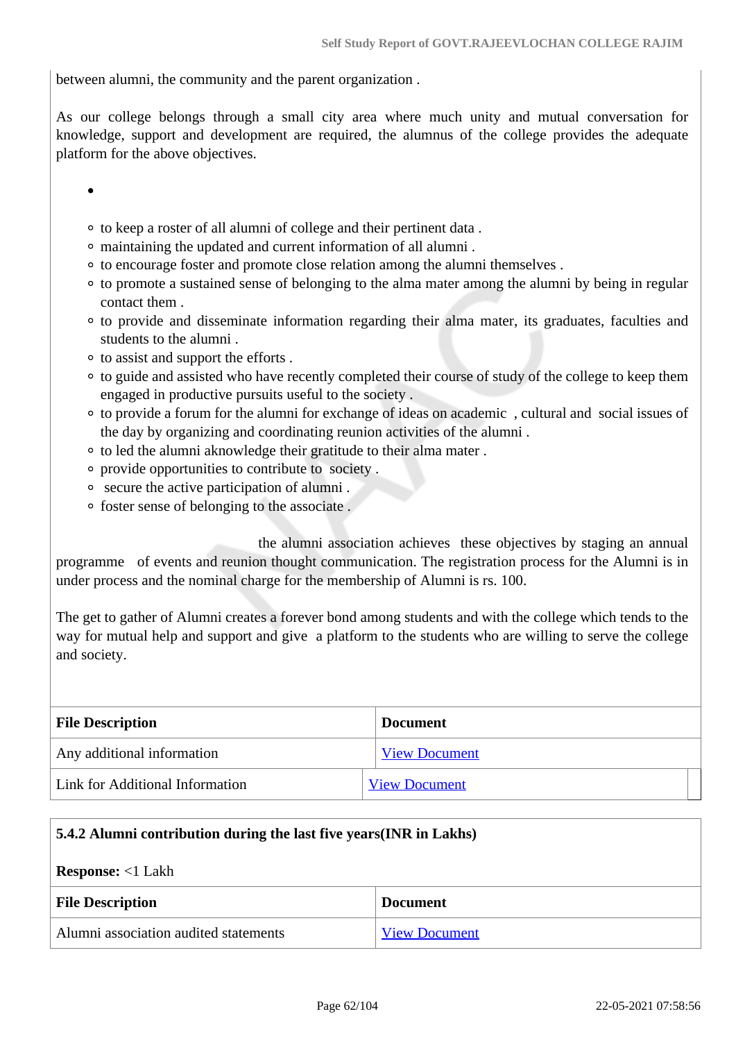between alumni, the community and the parent organization .

As our college belongs through a small city area where much unity and mutual conversation for knowledge, support and development are required, the alumnus of the college provides the adequate platform for the above objectives.

- 
    - to keep a roster of all alumni of college and their pertinent data .
    - maintaining the updated and current information of all alumni .
    - to encourage foster and promote close relation among the alumni themselves .
    - to promote a sustained sense of belonging to the alma mater among the alumni by being in regular contact them .
    - to provide and disseminate information regarding their alma mater, its graduates, faculties and students to the alumni .
    - to assist and support the efforts .
    - to guide and assisted who have recently completed their course of study of the college to keep them engaged in productive pursuits useful to the society .
    - to provide a forum for the alumni for exchange of ideas on academic , cultural and social issues of the day by organizing and coordinating reunion activities of the alumni .
    - to led the alumni acknowledge their gratitude to their alma mater .
    - provide opportunities to contribute to society .
    - secure the active participation of alumni .
    - foster sense of belonging to the associate .

the alumni association achieves these objectives by staging an annual programme of events and reunion thought communication. The registration process for the Alumni is in under process and the nominal charge for the membership of Alumni is rs. 100.

The get to gather of Alumni creates a forever bond among students and with the college which tends to the way for mutual help and support and give a platform to the students who are willing to serve the college and society.

| File Description | Document |
|---|---|
| Any additional information | View Document |
| Link for Additional Information | View Document |

**5.4.2 Alumni contribution during the last five years(INR in Lakhs)**

**Response:** <1 Lakh

| File Description | Document |
|---|---|
| Alumni association audited statements | View Document |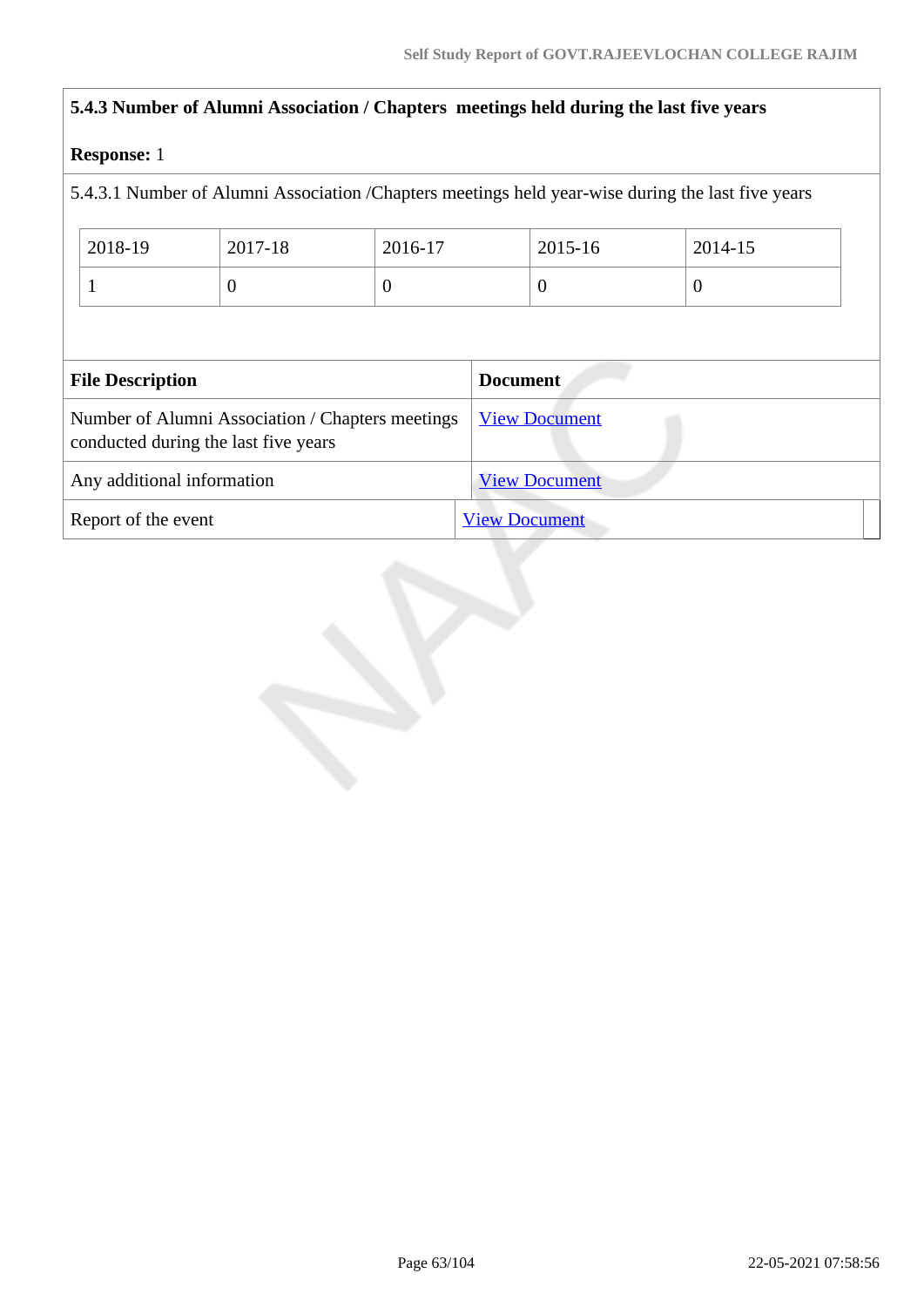**5.4.3 Number of Alumni Association / Chapters meetings held during the last five years**

**Response:** 1

5.4.3.1 Number of Alumni Association /Chapters meetings held year-wise during the last five years

| 2018-19 | 2017-18 | 2016-17 | 2015-16 | 2014-15 |
|---|---|---|---|---|
| 1 | 0 | 0 | 0 | 0 |

| File Description | Document |
|---|---|
| Number of Alumni Association / Chapters meetings conducted during the last five years | View Document |
| Any additional information | View Document |
| Report of the event | View Document |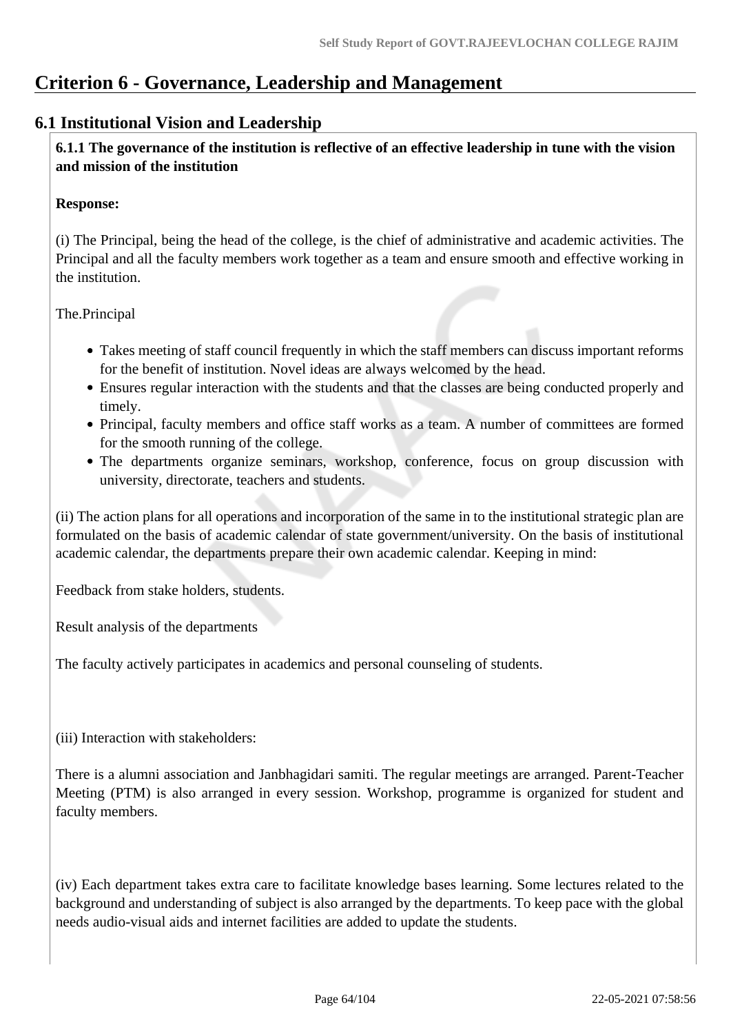# Criterion 6 - Governance, Leadership and Management

## 6.1 Institutional Vision and Leadership

**6.1.1 The governance of the institution is reflective of an effective leadership in tune with the vision and mission of the institution**

**Response:**

(i) The Principal, being the head of the college, is the chief of administrative and academic activities. The Principal and all the faculty members work together as a team and ensure smooth and effective working in the institution.

The.Principal

- Takes meeting of staff council frequently in which the staff members can discuss important reforms for the benefit of institution. Novel ideas are always welcomed by the head.
- Ensures regular interaction with the students and that the classes are being conducted properly and timely.
- Principal, faculty members and office staff works as a team. A number of committees are formed for the smooth running of the college.
- The departments organize seminars, workshop, conference, focus on group discussion with university, directorate, teachers and students.

(ii) The action plans for all operations and incorporation of the same in to the institutional strategic plan are formulated on the basis of academic calendar of state government/university. On the basis of institutional academic calendar, the departments prepare their own academic calendar. Keeping in mind:

Feedback from stake holders, students.

Result analysis of the departments

The faculty actively participates in academics and personal counseling of students.

(iii) Interaction with stakeholders:

There is a alumni association and Janbhagidari samiti. The regular meetings are arranged. Parent-Teacher Meeting (PTM) is also arranged in every session. Workshop, programme is organized for student and faculty members.

(iv) Each department takes extra care to facilitate knowledge bases learning. Some lectures related to the background and understanding of subject is also arranged by the departments. To keep pace with the global needs audio-visual aids and internet facilities are added to update the students.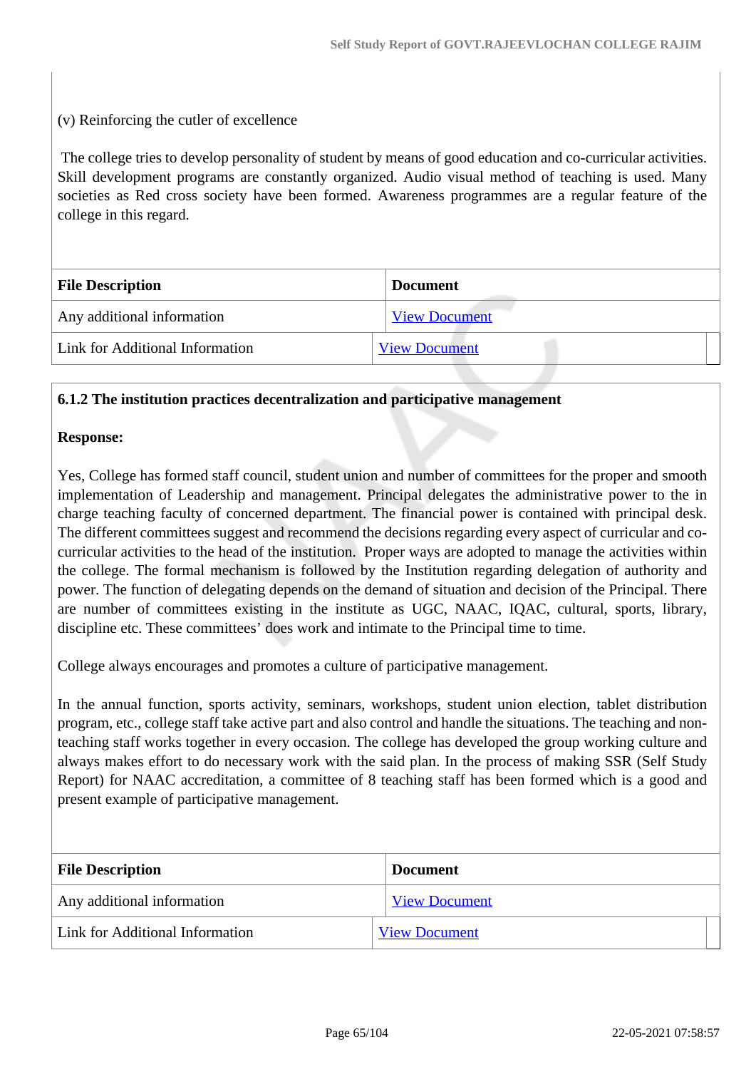(v) Reinforcing the cutler of excellence

The college tries to develop personality of student by means of good education and co-curricular activities. Skill development programs are constantly organized. Audio visual method of teaching is used. Many societies as Red cross society have been formed. Awareness programmes are a regular feature of the college in this regard.

| File Description | Document |
|---|---|
| Any additional information | View Document |
| Link for Additional Information | View Document |

**6.1.2 The institution practices decentralization and participative management**

**Response:**

Yes, College has formed staff council, student union and number of committees for the proper and smooth implementation of Leadership and management. Principal delegates the administrative power to the in charge teaching faculty of concerned department. The financial power is contained with principal desk. The different committees suggest and recommend the decisions regarding every aspect of curricular and co-curricular activities to the head of the institution. Proper ways are adopted to manage the activities within the college. The formal mechanism is followed by the Institution regarding delegation of authority and power. The function of delegating depends on the demand of situation and decision of the Principal. There are number of committees existing in the institute as UGC, NAAC, IQAC, cultural, sports, library, discipline etc. These committees' does work and intimate to the Principal time to time.

College always encourages and promotes a culture of participative management.

In the annual function, sports activity, seminars, workshops, student union election, tablet distribution program, etc., college staff take active part and also control and handle the situations. The teaching and non-teaching staff works together in every occasion. The college has developed the group working culture and always makes effort to do necessary work with the said plan. In the process of making SSR (Self Study Report) for NAAC accreditation, a committee of 8 teaching staff has been formed which is a good and present example of participative management.

| File Description | Document |
|---|---|
| Any additional information | View Document |
| Link for Additional Information | View Document |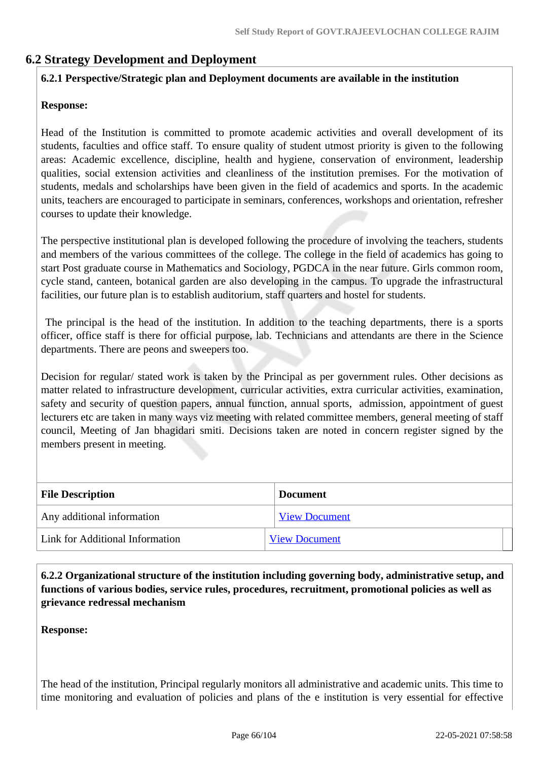## 6.2 Strategy Development and Deployment

**6.2.1 Perspective/Strategic plan and Deployment documents are available in the institution**

**Response:**

Head of the Institution is committed to promote academic activities and overall development of its students, faculties and office staff. To ensure quality of student utmost priority is given to the following areas: Academic excellence, discipline, health and hygiene, conservation of environment, leadership qualities, social extension activities and cleanliness of the institution premises. For the motivation of students, medals and scholarships have been given in the field of academics and sports. In the academic units, teachers are encouraged to participate in seminars, conferences, workshops and orientation, refresher courses to update their knowledge.

The perspective institutional plan is developed following the procedure of involving the teachers, students and members of the various committees of the college. The college in the field of academics has going to start Post graduate course in Mathematics and Sociology, PGDCA in the near future. Girls common room, cycle stand, canteen, botanical garden are also developing in the campus. To upgrade the infrastructural facilities, our future plan is to establish auditorium, staff quarters and hostel for students.

The principal is the head of the institution. In addition to the teaching departments, there is a sports officer, office staff is there for official purpose, lab. Technicians and attendants are there in the Science departments. There are peons and sweepers too.

Decision for regular/ stated work is taken by the Principal as per government rules. Other decisions as matter related to infrastructure development, curricular activities, extra curricular activities, examination, safety and security of question papers, annual function, annual sports, admission, appointment of guest lecturers etc are taken in many ways viz meeting with related committee members, general meeting of staff council, Meeting of Jan bhagidari smiti. Decisions taken are noted in concern register signed by the members present in meeting.

| File Description | Document |
|---|---|
| Any additional information | View Document |
| Link for Additional Information | View Document |

**6.2.2 Organizational structure of the institution including governing body, administrative setup, and functions of various bodies, service rules, procedures, recruitment, promotional policies as well as grievance redressal mechanism**

**Response:**

The head of the institution, Principal regularly monitors all administrative and academic units. This time to time monitoring and evaluation of policies and plans of the e institution is very essential for effective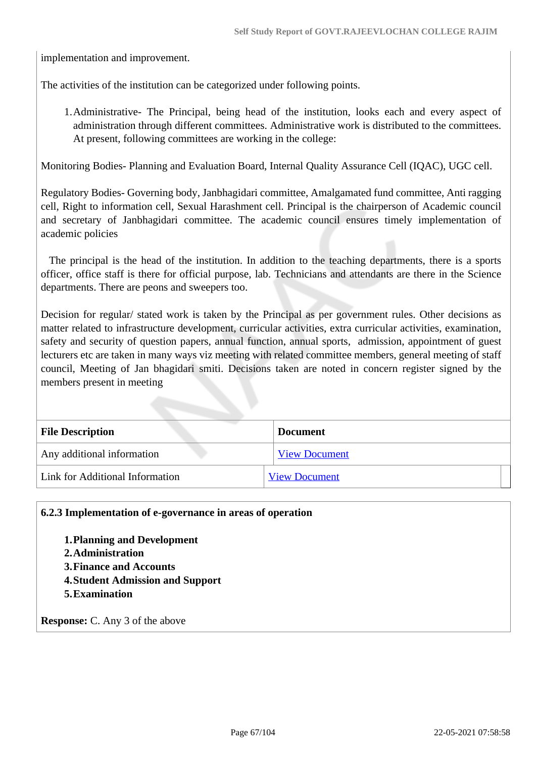implementation and improvement.

The activities of the institution can be categorized under following points.

1. Administrative- The Principal, being head of the institution, looks each and every aspect of administration through different committees. Administrative work is distributed to the committees. At present, following committees are working in the college:

Monitoring Bodies- Planning and Evaluation Board, Internal Quality Assurance Cell (IQAC), UGC cell.

Regulatory Bodies- Governing body, Janbhagidari committee, Amalgamated fund committee, Anti ragging cell, Right to information cell, Sexual Harashment cell. Principal is the chairperson of Academic council and secretary of Janbhagidari committee. The academic council ensures timely implementation of academic policies

The principal is the head of the institution. In addition to the teaching departments, there is a sports officer, office staff is there for official purpose, lab. Technicians and attendants are there in the Science departments. There are peons and sweepers too.

Decision for regular/ stated work is taken by the Principal as per government rules. Other decisions as matter related to infrastructure development, curricular activities, extra curricular activities, examination, safety and security of question papers, annual function, annual sports, admission, appointment of guest lecturers etc are taken in many ways viz meeting with related committee members, general meeting of staff council, Meeting of Jan bhagidari smiti. Decisions taken are noted in concern register signed by the members present in meeting

| File Description | Document |
|---|---|
| Any additional information | View Document |
| Link for Additional Information | View Document |

**6.2.3 Implementation of e-governance in areas of operation**

1. **Planning and Development**
2. **Administration**
3. **Finance and Accounts**
4. **Student Admission and Support**
5. **Examination**

**Response:** C. Any 3 of the above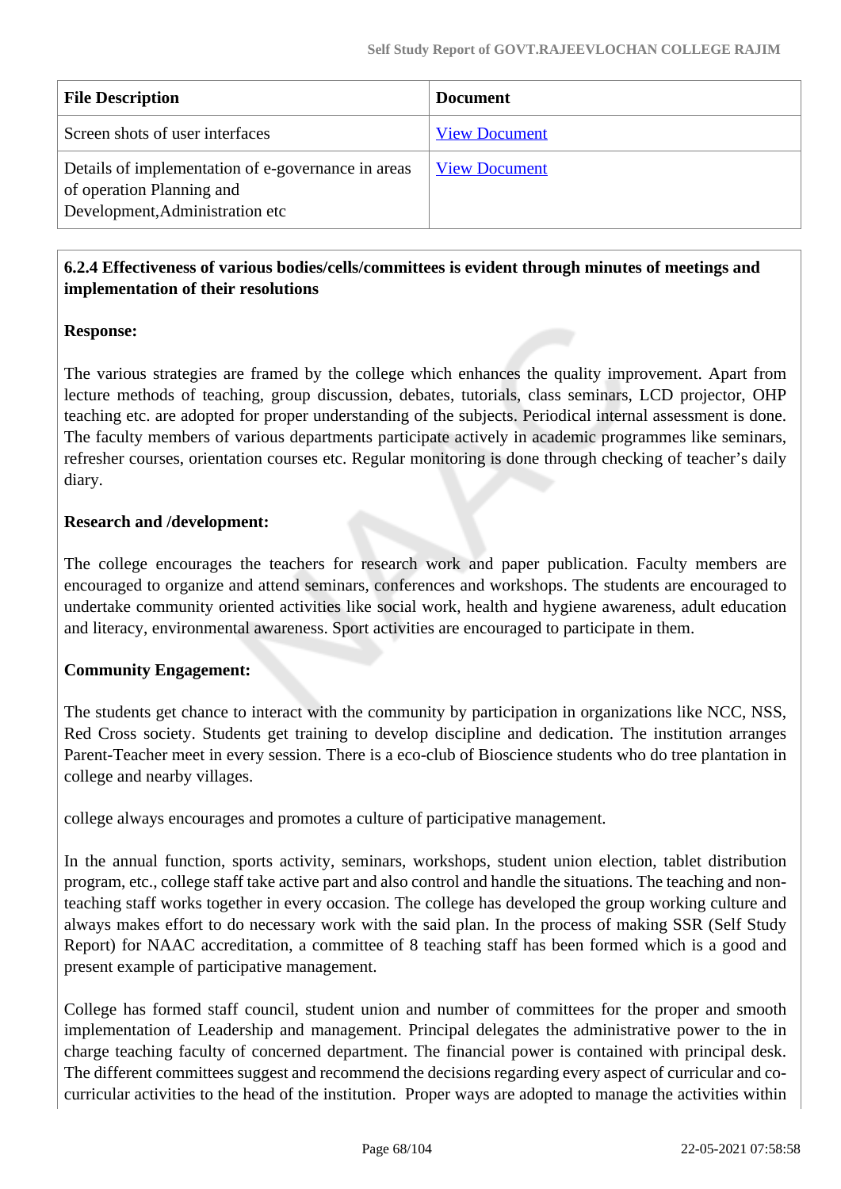| File Description | Document |
|---|---|
| Screen shots of user interfaces | View Document |
| Details of implementation of e-governance in areas of operation Planning and Development,Administration etc | View Document |

**6.2.4 Effectiveness of various bodies/cells/committees is evident through minutes of meetings and implementation of their resolutions**

**Response:**

The various strategies are framed by the college which enhances the quality improvement. Apart from lecture methods of teaching, group discussion, debates, tutorials, class seminars, LCD projector, OHP teaching etc. are adopted for proper understanding of the subjects. Periodical internal assessment is done. The faculty members of various departments participate actively in academic programmes like seminars, refresher courses, orientation courses etc. Regular monitoring is done through checking of teacher's daily diary.

**Research and /development:**

The college encourages the teachers for research work and paper publication. Faculty members are encouraged to organize and attend seminars, conferences and workshops. The students are encouraged to undertake community oriented activities like social work, health and hygiene awareness, adult education and literacy, environmental awareness. Sport activities are encouraged to participate in them.

**Community Engagement:**

The students get chance to interact with the community by participation in organizations like NCC, NSS, Red Cross society. Students get training to develop discipline and dedication. The institution arranges Parent-Teacher meet in every session. There is a eco-club of Bioscience students who do tree plantation in college and nearby villages.

college always encourages and promotes a culture of participative management.

In the annual function, sports activity, seminars, workshops, student union election, tablet distribution program, etc., college staff take active part and also control and handle the situations. The teaching and non-teaching staff works together in every occasion. The college has developed the group working culture and always makes effort to do necessary work with the said plan. In the process of making SSR (Self Study Report) for NAAC accreditation, a committee of 8 teaching staff has been formed which is a good and present example of participative management.

College has formed staff council, student union and number of committees for the proper and smooth implementation of Leadership and management. Principal delegates the administrative power to the in charge teaching faculty of concerned department. The financial power is contained with principal desk. The different committees suggest and recommend the decisions regarding every aspect of curricular and co-curricular activities to the head of the institution. Proper ways are adopted to manage the activities within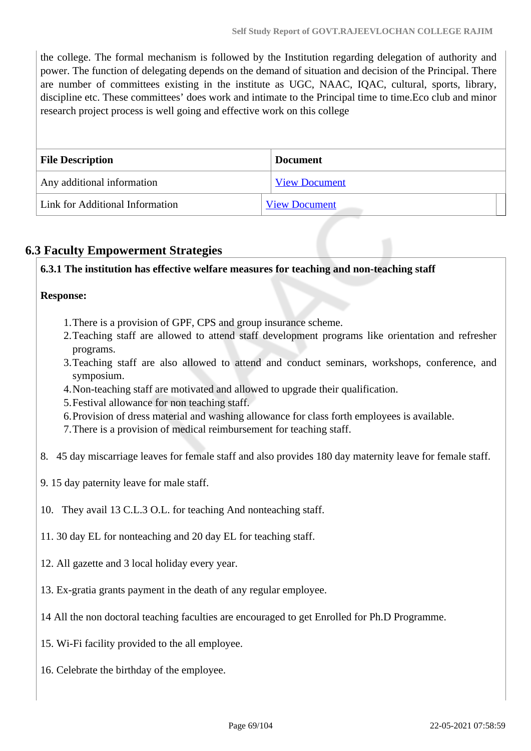the college. The formal mechanism is followed by the Institution regarding delegation of authority and power. The function of delegating depends on the demand of situation and decision of the Principal. There are number of committees existing in the institute as UGC, NAAC, IQAC, cultural, sports, library, discipline etc. These committees' does work and intimate to the Principal time to time.Eco club and minor research project process is well going and effective work on this college

| File Description | Document |
|---|---|
| Any additional information | View Document |
| Link for Additional Information | View Document |

## 6.3 Faculty Empowerment Strategies

**6.3.1 The institution has effective welfare measures for teaching and non-teaching staff**

**Response:**

1. There is a provision of GPF, CPS and group insurance scheme.
2. Teaching staff are allowed to attend staff development programs like orientation and refresher programs.
3. Teaching staff are also allowed to attend and conduct seminars, workshops, conference, and symposium.
4. Non-teaching staff are motivated and allowed to upgrade their qualification.
5. Festival allowance for non teaching staff.
6. Provision of dress material and washing allowance for class forth employees is available.
7. There is a provision of medical reimbursement for teaching staff.

8. 45 day miscarriage leaves for female staff and also provides 180 day maternity leave for female staff.

9. 15 day paternity leave for male staff.

10. They avail 13 C.L.3 O.L. for teaching And nonteaching staff.

11. 30 day EL for nonteaching and 20 day EL for teaching staff.

12. All gazette and 3 local holiday every year.

13. Ex-gratia grants payment in the death of any regular employee.

14 All the non doctoral teaching faculties are encouraged to get Enrolled for Ph.D Programme.

15. Wi-Fi facility provided to the all employee.

16. Celebrate the birthday of the employee.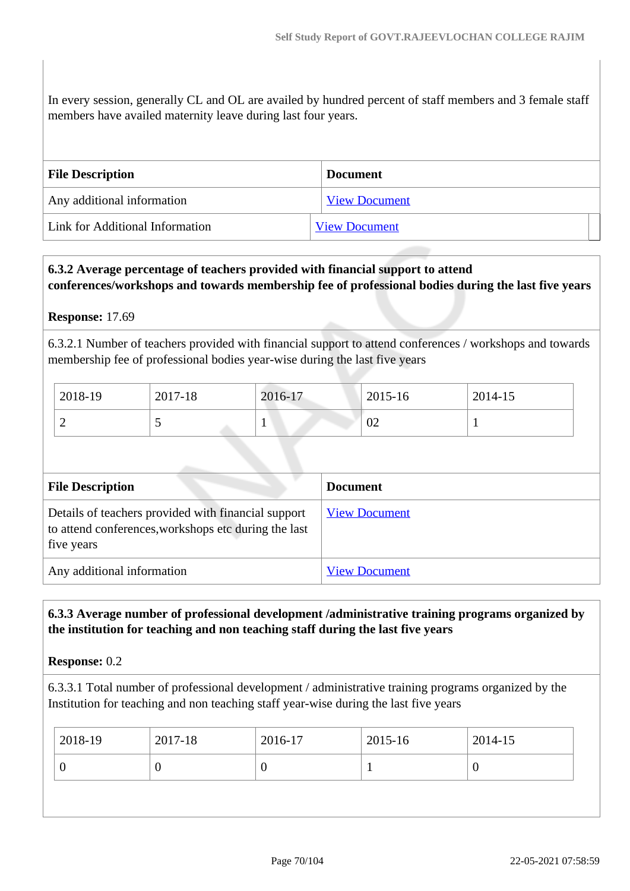In every session, generally CL and OL are availed by hundred percent of staff members and 3 female staff members have availed maternity leave during last four years.

| File Description | Document |
|---|---|
| Any additional information | View Document |
| Link for Additional Information | View Document |

**6.3.2 Average percentage of teachers provided with financial support to attend conferences/workshops and towards membership fee of professional bodies during the last five years**

**Response:** 17.69

6.3.2.1 Number of teachers provided with financial support to attend conferences / workshops and towards membership fee of professional bodies year-wise during the last five years

| 2018-19 | 2017-18 | 2016-17 | 2015-16 | 2014-15 |
|---|---|---|---|---|
| 2 | 5 | 1 | 02 | 1 |

| File Description | Document |
|---|---|
| Details of teachers provided with financial support to attend conferences,workshops etc during the last five years | View Document |
| Any additional information | View Document |

**6.3.3 Average number of professional development /administrative training programs organized by the institution for teaching and non teaching staff during the last five years**

**Response:** 0.2

6.3.3.1 Total number of professional development / administrative training programs organized by the Institution for teaching and non teaching staff year-wise during the last five years

| 2018-19 | 2017-18 | 2016-17 | 2015-16 | 2014-15 |
|---|---|---|---|---|
| 0 | 0 | 0 | 1 | 0 |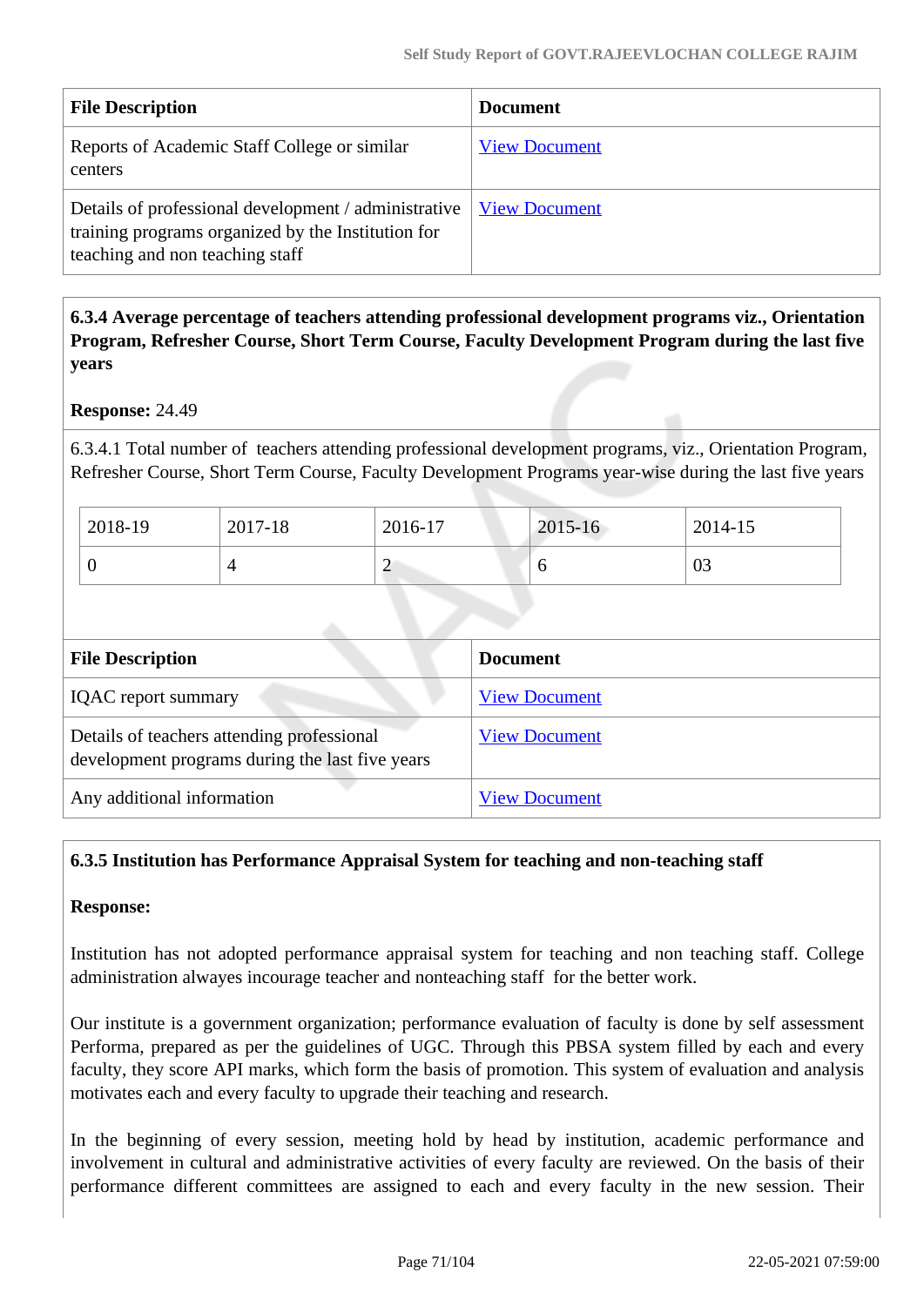| File Description | Document |
|---|---|
| Reports of Academic Staff College or similar centers | View Document |
| Details of professional development / administrative training programs organized by the Institution for teaching and non teaching staff | View Document |

**6.3.4 Average percentage of teachers attending professional development programs viz., Orientation Program, Refresher Course, Short Term Course, Faculty Development Program during the last five years**

**Response:** 24.49

6.3.4.1 Total number of teachers attending professional development programs, viz., Orientation Program, Refresher Course, Short Term Course, Faculty Development Programs year-wise during the last five years

| 2018-19 | 2017-18 | 2016-17 | 2015-16 | 2014-15 |
|---|---|---|---|---|
| 0 | 4 | 2 | 6 | 03 |

| File Description | Document |
|---|---|
| IQAC report summary | View Document |
| Details of teachers attending professional development programs during the last five years | View Document |
| Any additional information | View Document |

**6.3.5 Institution has Performance Appraisal System for teaching and non-teaching staff**

**Response:**

Institution has not adopted performance appraisal system for teaching and non teaching staff. College administration alwayes incourage teacher and nonteaching staff for the better work.

Our institute is a government organization; performance evaluation of faculty is done by self assessment Performa, prepared as per the guidelines of UGC. Through this PBSA system filled by each and every faculty, they score API marks, which form the basis of promotion. This system of evaluation and analysis motivates each and every faculty to upgrade their teaching and research.

In the beginning of every session, meeting hold by head by institution, academic performance and involvement in cultural and administrative activities of every faculty are reviewed. On the basis of their performance different committees are assigned to each and every faculty in the new session. Their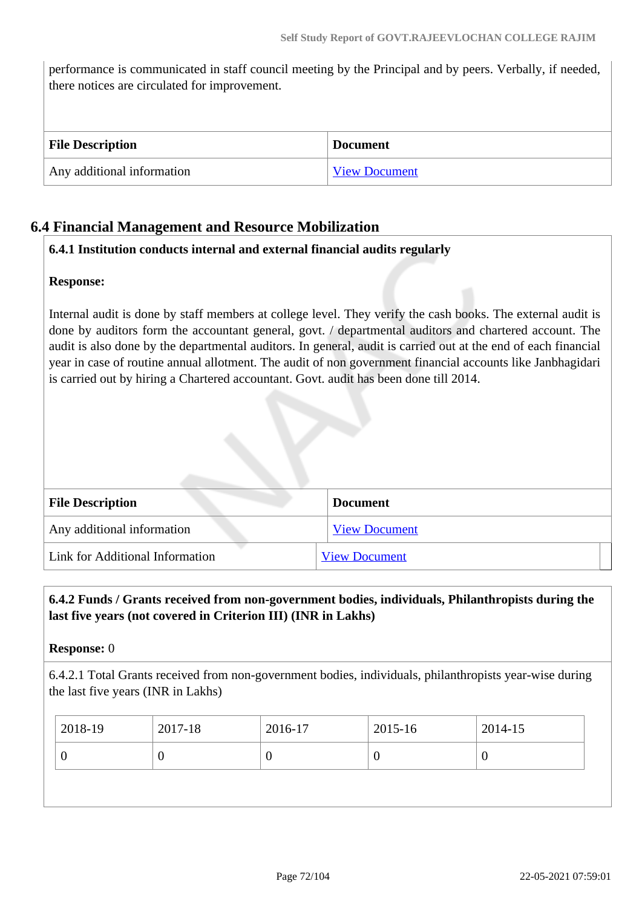performance is communicated in staff council meeting by the Principal and by peers. Verbally, if needed, there notices are circulated for improvement.

| File Description | Document |
|---|---|
| Any additional information | View Document |

## 6.4 Financial Management and Resource Mobilization

**6.4.1 Institution conducts internal and external financial audits regularly**

**Response:**

Internal audit is done by staff members at college level. They verify the cash books. The external audit is done by auditors form the accountant general, govt. / departmental auditors and chartered account. The audit is also done by the departmental auditors. In general, audit is carried out at the end of each financial year in case of routine annual allotment. The audit of non government financial accounts like Janbhagidari is carried out by hiring a Chartered accountant. Govt. audit has been done till 2014.

| File Description | Document |
|---|---|
| Any additional information | View Document |
| Link for Additional Information | View Document |

**6.4.2 Funds / Grants received from non-government bodies, individuals, Philanthropists during the last five years (not covered in Criterion III) (INR in Lakhs)**

**Response:** 0

6.4.2.1 Total Grants received from non-government bodies, individuals, philanthropists year-wise during the last five years (INR in Lakhs)

| 2018-19 | 2017-18 | 2016-17 | 2015-16 | 2014-15 |
|---|---|---|---|---|
| 0 | 0 | 0 | 0 | 0 |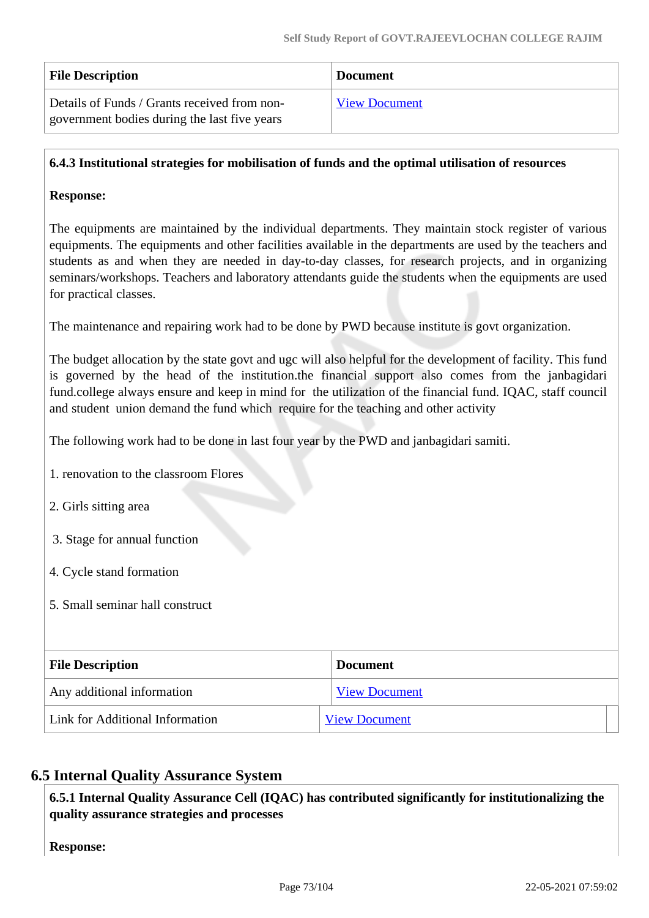| File Description | Document |
|---|---|
| Details of Funds / Grants received from non-government bodies during the last five years | View Document |

**6.4.3 Institutional strategies for mobilisation of funds and the optimal utilisation of resources**

**Response:**

The equipments are maintained by the individual departments. They maintain stock register of various equipments. The equipments and other facilities available in the departments are used by the teachers and students as and when they are needed in day-to-day classes, for research projects, and in organizing seminars/workshops. Teachers and laboratory attendants guide the students when the equipments are used for practical classes.

The maintenance and repairing work had to be done by PWD because institute is govt organization.

The budget allocation by the state govt and ugc will also helpful for the development of facility. This fund is governed by the head of the institution.the financial support also comes from the janbagidari fund.college always ensure and keep in mind for the utilization of the financial fund. IQAC, staff council and student union demand the fund which require for the teaching and other activity

The following work had to be done in last four year by the PWD and janbagidari samiti.

1. renovation to the classroom Flores

2. Girls sitting area

3. Stage for annual function

4. Cycle stand formation

5. Small seminar hall construct

| File Description | Document |
|---|---|
| Any additional information | View Document |
| Link for Additional Information | View Document |

## 6.5 Internal Quality Assurance System

**6.5.1 Internal Quality Assurance Cell (IQAC) has contributed significantly for institutionalizing the quality assurance strategies and processes**

**Response:**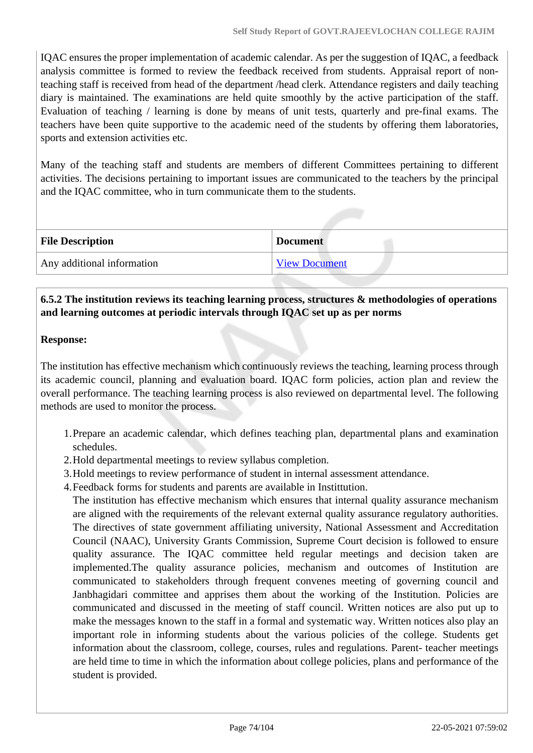IQAC ensures the proper implementation of academic calendar. As per the suggestion of IQAC, a feedback analysis committee is formed to review the feedback received from students. Appraisal report of non-teaching staff is received from head of the department /head clerk. Attendance registers and daily teaching diary is maintained. The examinations are held quite smoothly by the active participation of the staff. Evaluation of teaching / learning is done by means of unit tests, quarterly and pre-final exams. The teachers have been quite supportive to the academic need of the students by offering them laboratories, sports and extension activities etc.

Many of the teaching staff and students are members of different Committees pertaining to different activities. The decisions pertaining to important issues are communicated to the teachers by the principal and the IQAC committee, who in turn communicate them to the students.

| File Description | Document |
| --- | --- |
| Any additional information | View Document |

**6.5.2 The institution reviews its teaching learning process, structures & methodologies of operations and learning outcomes at periodic intervals through IQAC set up as per norms**

**Response:**

The institution has effective mechanism which continuously reviews the teaching, learning process through its academic council, planning and evaluation board. IQAC form policies, action plan and review the overall performance. The teaching learning process is also reviewed on departmental level. The following methods are used to monitor the process.

1. Prepare an academic calendar, which defines teaching plan, departmental plans and examination schedules.
2. Hold departmental meetings to review syllabus completion.
3. Hold meetings to review performance of student in internal assessment attendance.
4. Feedback forms for students and parents are available in Instittution.
   The institution has effective mechanism which ensures that internal quality assurance mechanism are aligned with the requirements of the relevant external quality assurance regulatory authorities. The directives of state government affiliating university, National Assessment and Accreditation Council (NAAC), University Grants Commission, Supreme Court decision is followed to ensure quality assurance. The IQAC committee held regular meetings and decision taken are implemented.The quality assurance policies, mechanism and outcomes of Institution are communicated to stakeholders through frequent convenes meeting of governing council and Janbhagidari committee and apprises them about the working of the Institution. Policies are communicated and discussed in the meeting of staff council. Written notices are also put up to make the messages known to the staff in a formal and systematic way. Written notices also play an important role in informing students about the various policies of the college. Students get information about the classroom, college, courses, rules and regulations. Parent- teacher meetings are held time to time in which the information about college policies, plans and performance of the student is provided.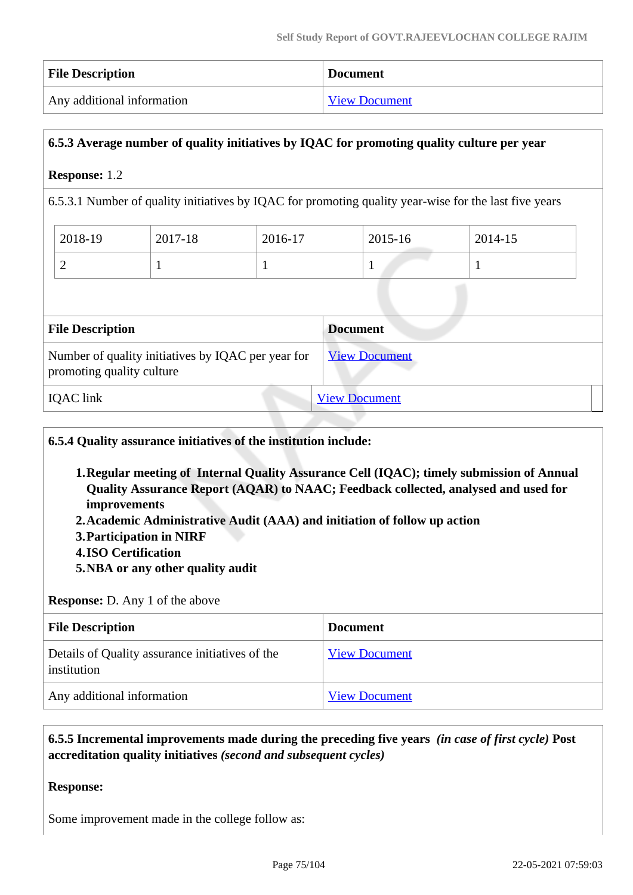| File Description | Document |
|---|---|
| Any additional information | View Document |

**6.5.3 Average number of quality initiatives by IQAC for promoting quality culture per year**

**Response:** 1.2

6.5.3.1 Number of quality initiatives by IQAC for promoting quality year-wise for the last five years

| 2018-19 | 2017-18 | 2016-17 | 2015-16 | 2014-15 |
|---|---|---|---|---|
| 2 | 1 | 1 | 1 | 1 |

| File Description | Document |
|---|---|
| Number of quality initiatives by IQAC per year for promoting quality culture | View Document |
| IQAC link | View Document |

**6.5.4 Quality assurance initiatives of the institution include:**

1. **Regular meeting of Internal Quality Assurance Cell (IQAC); timely submission of Annual Quality Assurance Report (AQAR) to NAAC; Feedback collected, analysed and used for improvements**
2. **Academic Administrative Audit (AAA) and initiation of follow up action**
3. **Participation in NIRF**
4. **ISO Certification**
5. **NBA or any other quality audit**

**Response:** D. Any 1 of the above

| File Description | Document |
|---|---|
| Details of Quality assurance initiatives of the institution | View Document |
| Any additional information | View Document |

**6.5.5 Incremental improvements made during the preceding five years** ***(in case of first cycle)*** **Post accreditation quality initiatives** ***(second and subsequent cycles)***

**Response:**

Some improvement made in the college follow as: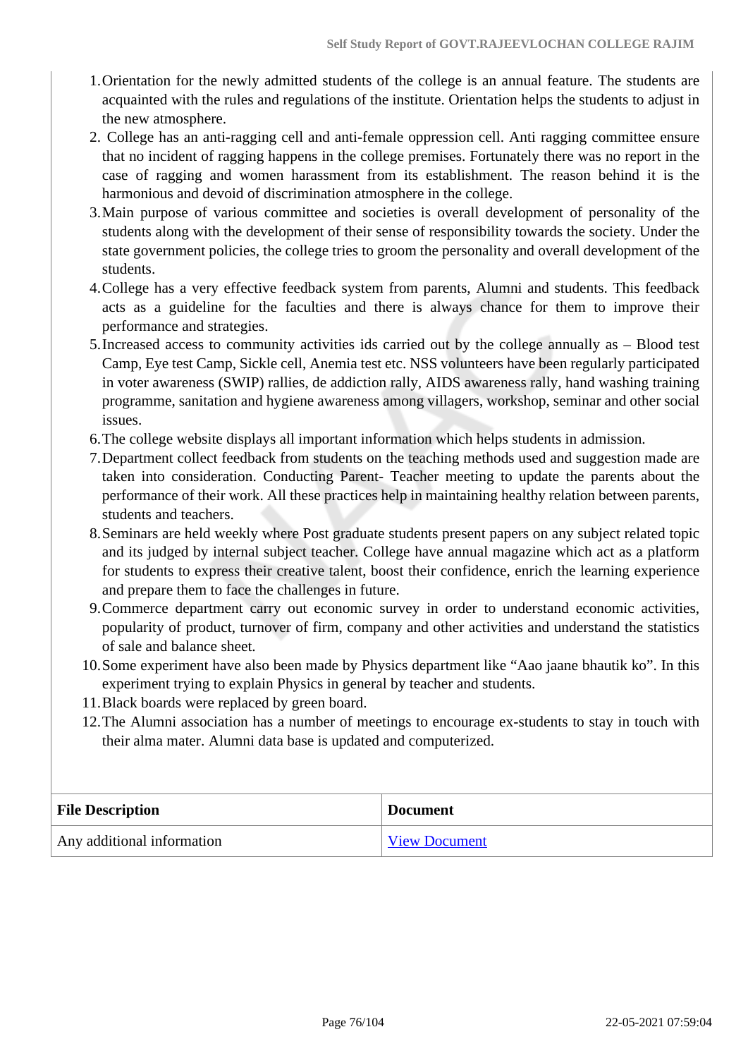1. Orientation for the newly admitted students of the college is an annual feature. The students are acquainted with the rules and regulations of the institute. Orientation helps the students to adjust in the new atmosphere.
2. College has an anti-ragging cell and anti-female oppression cell. Anti ragging committee ensure that no incident of ragging happens in the college premises. Fortunately there was no report in the case of ragging and women harassment from its establishment. The reason behind it is the harmonious and devoid of discrimination atmosphere in the college.
3. Main purpose of various committee and societies is overall development of personality of the students along with the development of their sense of responsibility towards the society. Under the state government policies, the college tries to groom the personality and overall development of the students.
4. College has a very effective feedback system from parents, Alumni and students. This feedback acts as a guideline for the faculties and there is always chance for them to improve their performance and strategies.
5. Increased access to community activities ids carried out by the college annually as – Blood test Camp, Eye test Camp, Sickle cell, Anemia test etc. NSS volunteers have been regularly participated in voter awareness (SWIP) rallies, de addiction rally, AIDS awareness rally, hand washing training programme, sanitation and hygiene awareness among villagers, workshop, seminar and other social issues.
6. The college website displays all important information which helps students in admission.
7. Department collect feedback from students on the teaching methods used and suggestion made are taken into consideration. Conducting Parent- Teacher meeting to update the parents about the performance of their work. All these practices help in maintaining healthy relation between parents, students and teachers.
8. Seminars are held weekly where Post graduate students present papers on any subject related topic and its judged by internal subject teacher. College have annual magazine which act as a platform for students to express their creative talent, boost their confidence, enrich the learning experience and prepare them to face the challenges in future.
9. Commerce department carry out economic survey in order to understand economic activities, popularity of product, turnover of firm, company and other activities and understand the statistics of sale and balance sheet.
10. Some experiment have also been made by Physics department like “Aao jaane bhautik ko”. In this experiment trying to explain Physics in general by teacher and students.
11. Black boards were replaced by green board.
12. The Alumni association has a number of meetings to encourage ex-students to stay in touch with their alma mater. Alumni data base is updated and computerized.

| File Description | Document |
|---|---|
| Any additional information | View Document |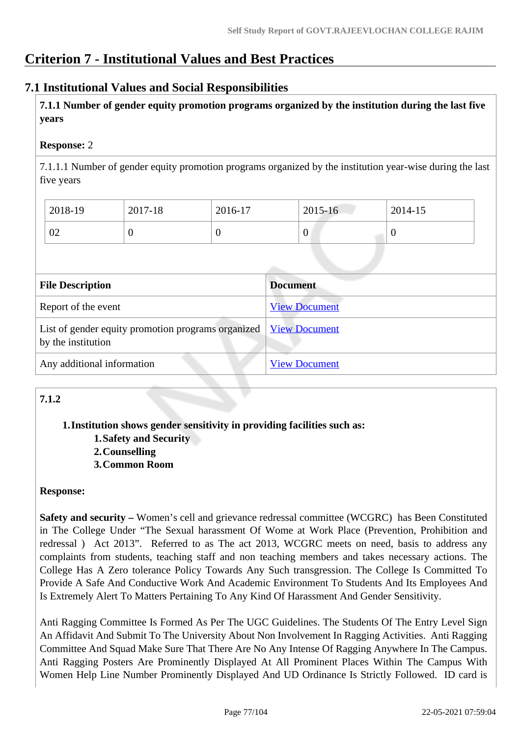# Criterion 7 - Institutional Values and Best Practices

## 7.1 Institutional Values and Social Responsibilities

**7.1.1 Number of gender equity promotion programs organized by the institution during the last five years**

**Response:** 2

7.1.1.1 Number of gender equity promotion programs organized by the institution year-wise during the last five years

| 2018-19 | 2017-18 | 2016-17 | 2015-16 | 2014-15 |
|---|---|---|---|---|
| 02 | 0 | 0 | 0 | 0 |

| File Description | Document |
|---|---|
| Report of the event | View Document |
| List of gender equity promotion programs organized by the institution | View Document |
| Any additional information | View Document |

**7.1.2**

1. **Institution shows gender sensitivity in providing facilities such as:**
   1. **Safety and Security**
   2. **Counselling**
   3. **Common Room**

**Response:**

**Safety and security –** Women's cell and grievance redressal committee (WCGRC) has Been Constituted in The College Under "The Sexual harassment Of Wome at Work Place (Prevention, Prohibition and redressal ) Act 2013". Referred to as The act 2013, WCGRC meets on need, basis to address any complaints from students, teaching staff and non teaching members and takes necessary actions. The College Has A Zero tolerance Policy Towards Any Such transgression. The College Is Committed To Provide A Safe And Conductive Work And Academic Environment To Students And Its Employees And Is Extremely Alert To Matters Pertaining To Any Kind Of Harassment And Gender Sensitivity.

Anti Ragging Committee Is Formed As Per The UGC Guidelines. The Students Of The Entry Level Sign An Affidavit And Submit To The University About Non Involvement In Ragging Activities. Anti Ragging Committee And Squad Make Sure That There Are No Any Intense Of Ragging Anywhere In The Campus. Anti Ragging Posters Are Prominently Displayed At All Prominent Places Within The Campus With Women Help Line Number Prominently Displayed And UD Ordinance Is Strictly Followed. ID card is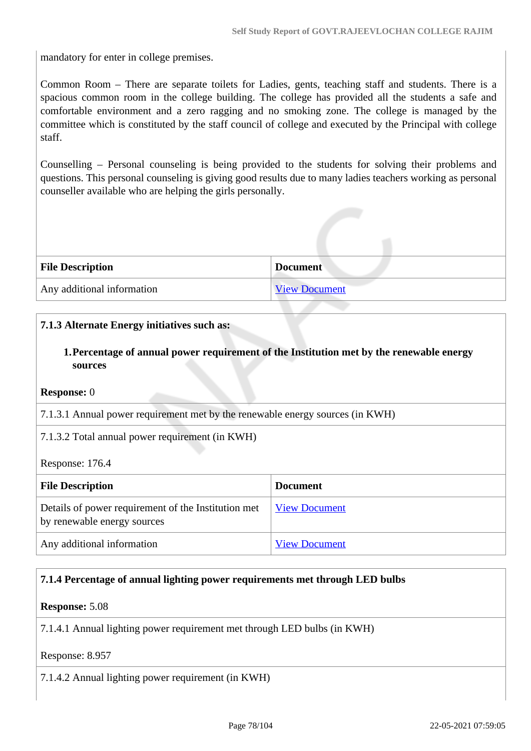mandatory for enter in college premises.

Common Room – There are separate toilets for Ladies, gents, teaching staff and students. There is a spacious common room in the college building. The college has provided all the students a safe and comfortable environment and a zero ragging and no smoking zone. The college is managed by the committee which is constituted by the staff council of college and executed by the Principal with college staff.

Counselling – Personal counseling is being provided to the students for solving their problems and questions. This personal counseling is giving good results due to many ladies teachers working as personal counseller available who are helping the girls personally.

| File Description | Document |
|---|---|
| Any additional information | View Document |

**7.1.3 Alternate Energy initiatives such as:**

1. **Percentage of annual power requirement of the Institution met by the renewable energy sources**

**Response:** 0

7.1.3.1 Annual power requirement met by the renewable energy sources (in KWH)

7.1.3.2 Total annual power requirement (in KWH)

Response: 176.4

| File Description | Document |
|---|---|
| Details of power requirement of the Institution met by renewable energy sources | View Document |
| Any additional information | View Document |

**7.1.4 Percentage of annual lighting power requirements met through LED bulbs**

**Response:** 5.08

7.1.4.1 Annual lighting power requirement met through LED bulbs (in KWH)

Response: 8.957

7.1.4.2 Annual lighting power requirement (in KWH)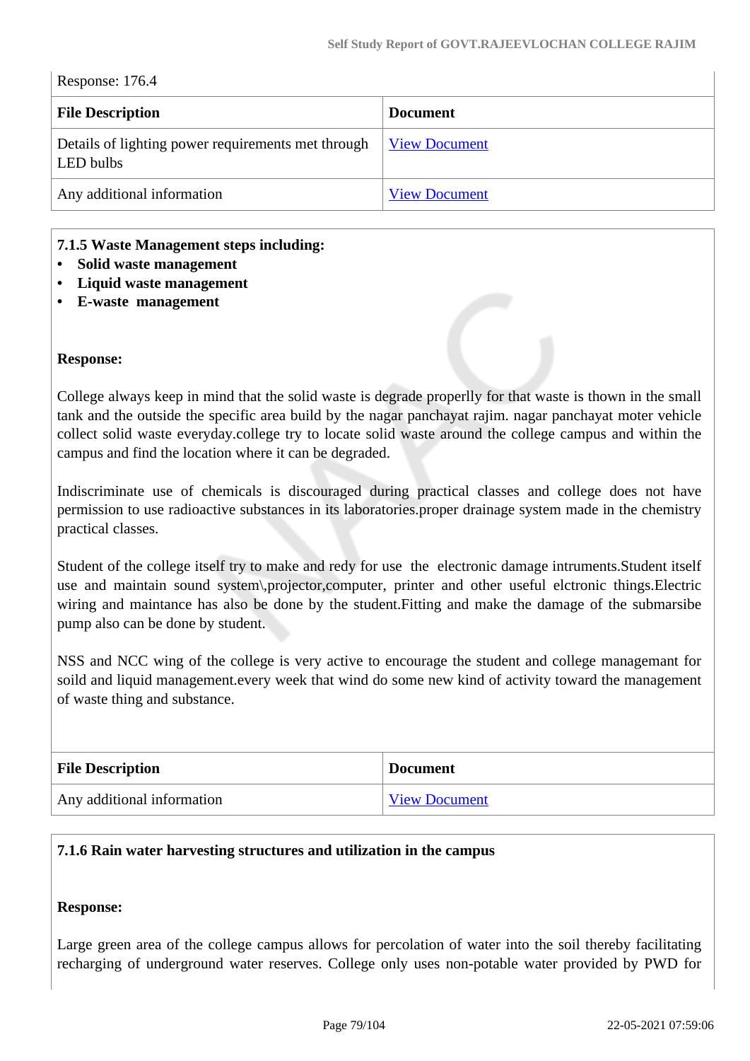Response: 176.4

| File Description | Document |
| --- | --- |
| Details of lighting power requirements met through LED bulbs | View Document |
| Any additional information | View Document |

**7.1.5 Waste Management steps including:**

- **Solid waste management**
- **Liquid waste management**
- **E-waste management**

**Response:**

College always keep in mind that the solid waste is degrade properlly for that waste is thown in the small tank and the outside the specific area build by the nagar panchayat rajim. nagar panchayat moter vehicle collect solid waste everyday.college try to locate solid waste around the college campus and within the campus and find the location where it can be degraded.

Indiscriminate use of chemicals is discouraged during practical classes and college does not have permission to use radioactive substances in its laboratories.proper drainage system made in the chemistry practical classes.

Student of the college itself try to make and redy for use the electronic damage intruments.Student itself use and maintain sound system\,projector,computer, printer and other useful elctronic things.Electric wiring and maintance has also be done by the student.Fitting and make the damage of the submarsibe pump also can be done by student.

NSS and NCC wing of the college is very active to encourage the student and college managemant for soild and liquid management.every week that wind do some new kind of activity toward the management of waste thing and substance.

| File Description | Document |
| --- | --- |
| Any additional information | View Document |

**7.1.6 Rain water harvesting structures and utilization in the campus**

**Response:**

Large green area of the college campus allows for percolation of water into the soil thereby facilitating recharging of underground water reserves. College only uses non-potable water provided by PWD for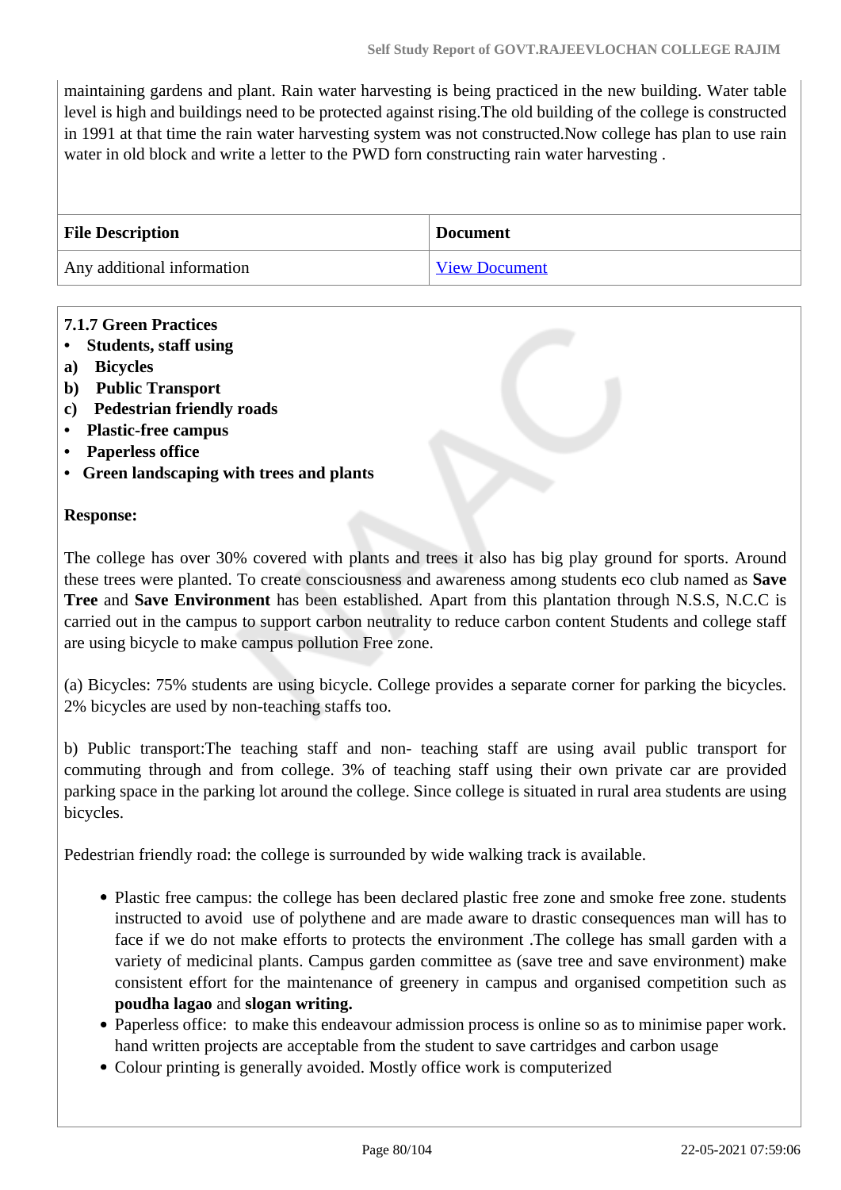maintaining gardens and plant. Rain water harvesting is being practiced in the new building. Water table level is high and buildings need to be protected against rising.The old building of the college is constructed in 1991 at that time the rain water harvesting system was not constructed.Now college has plan to use rain water in old block and write a letter to the PWD forn constructing rain water harvesting .

| File Description | Document |
| --- | --- |
| Any additional information | View Document |

**7.1.7 Green Practices**

- **Students, staff using**

**a) Bicycles**
**b) Public Transport**
**c) Pedestrian friendly roads**

- **Plastic-free campus**
- **Paperless office**
- **Green landscaping with trees and plants**

**Response:**

The college has over 30% covered with plants and trees it also has big play ground for sports. Around these trees were planted. To create consciousness and awareness among students eco club named as **Save Tree** and **Save Environment** has been established. Apart from this plantation through N.S.S, N.C.C is carried out in the campus to support carbon neutrality to reduce carbon content Students and college staff are using bicycle to make campus pollution Free zone.

(a) Bicycles: 75% students are using bicycle. College provides a separate corner for parking the bicycles. 2% bicycles are used by non-teaching staffs too.

b) Public transport:The teaching staff and non- teaching staff are using avail public transport for commuting through and from college. 3% of teaching staff using their own private car are provided parking space in the parking lot around the college. Since college is situated in rural area students are using bicycles.

Pedestrian friendly road: the college is surrounded by wide walking track is available.

- Plastic free campus: the college has been declared plastic free zone and smoke free zone. students instructed to avoid use of polythene and are made aware to drastic consequences man will has to face if we do not make efforts to protects the environment .The college has small garden with a variety of medicinal plants. Campus garden committee as (save tree and save environment) make consistent effort for the maintenance of greenery in campus and organised competition such as **poudha lagao** and **slogan writing.**
- Paperless office: to make this endeavour admission process is online so as to minimise paper work. hand written projects are acceptable from the student to save cartridges and carbon usage
- Colour printing is generally avoided. Mostly office work is computerized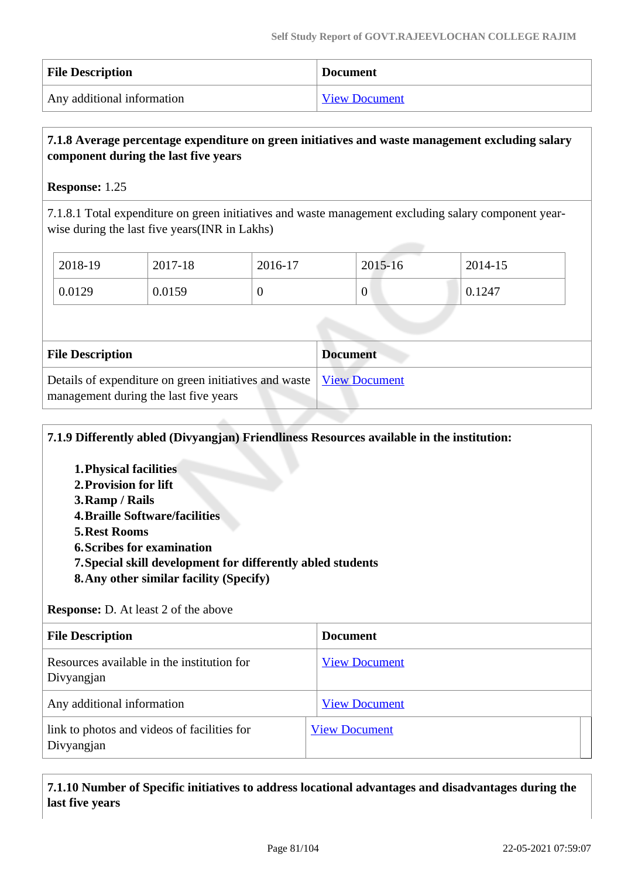| File Description | Document |
|---|---|
| Any additional information | View Document |

**7.1.8 Average percentage expenditure on green initiatives and waste management excluding salary component during the last five years**

**Response:** 1.25

7.1.8.1 Total expenditure on green initiatives and waste management excluding salary component year-wise during the last five years(INR in Lakhs)

| 2018-19 | 2017-18 | 2016-17 | 2015-16 | 2014-15 |
|---|---|---|---|---|
| 0.0129 | 0.0159 | 0 | 0 | 0.1247 |

| File Description | Document |
|---|---|
| Details of expenditure on green initiatives and waste management during the last five years | View Document |

**7.1.9 Differently abled (Divyangjan) Friendliness Resources available in the institution:**

1. **Physical facilities**
2. **Provision for lift**
3. **Ramp / Rails**
4. **Braille Software/facilities**
5. **Rest Rooms**
6. **Scribes for examination**
7. **Special skill development for differently abled students**
8. **Any other similar facility (Specify)**

**Response:** D. At least 2 of the above

| File Description | Document |
|---|---|
| Resources available in the institution for Divyangjan | View Document |
| Any additional information | View Document |
| link to photos and videos of facilities for Divyangjan | View Document |

**7.1.10 Number of Specific initiatives to address locational advantages and disadvantages during the last five years**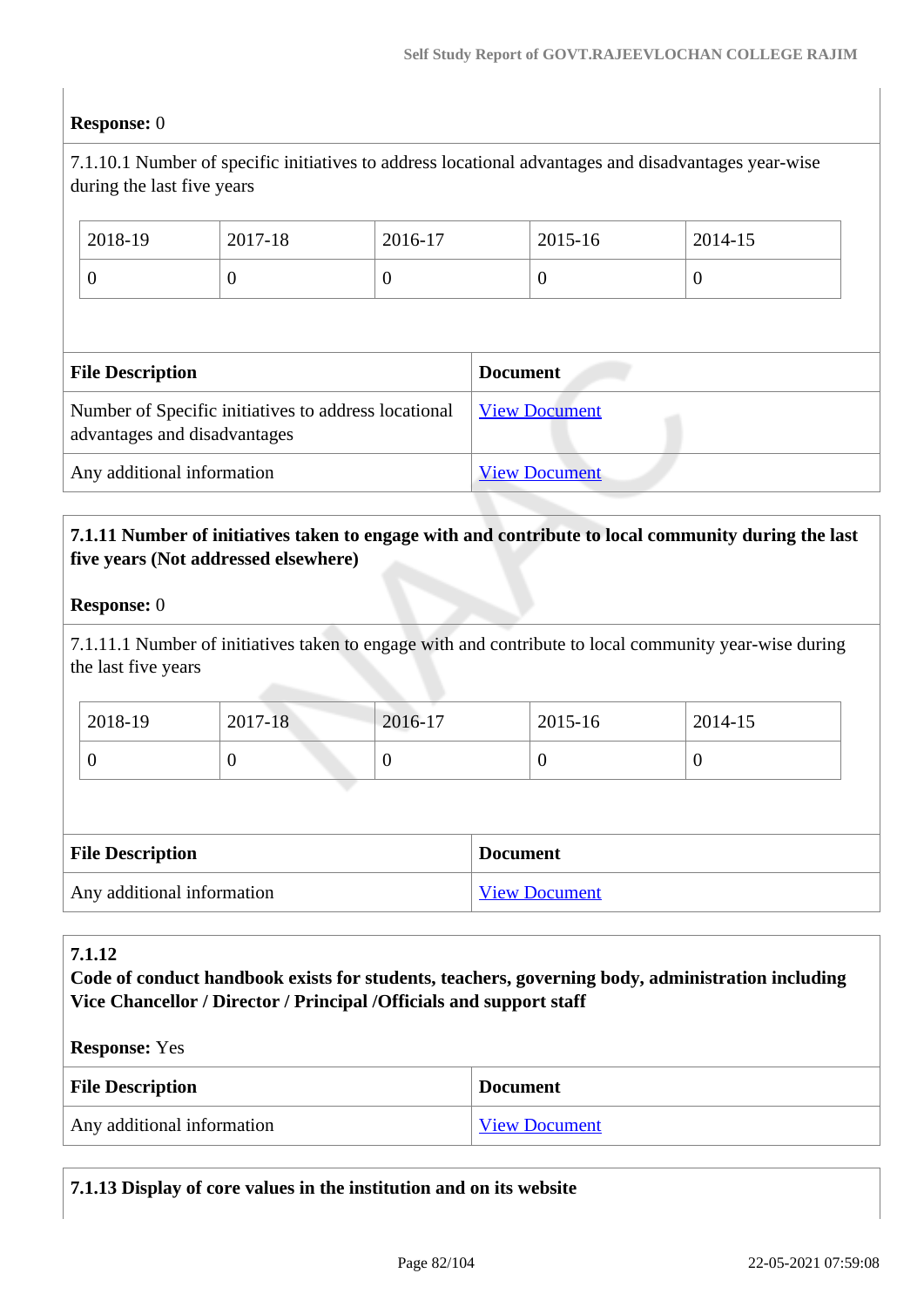**Response:** 0

7.1.10.1 Number of specific initiatives to address locational advantages and disadvantages year-wise during the last five years

| 2018-19 | 2017-18 | 2016-17 | 2015-16 | 2014-15 |
|---|---|---|---|---|
| 0 | 0 | 0 | 0 | 0 |

| File Description | Document |
|---|---|
| Number of Specific initiatives to address locational advantages and disadvantages | View Document |
| Any additional information | View Document |

**7.1.11 Number of initiatives taken to engage with and contribute to local community during the last five years (Not addressed elsewhere)**

**Response:** 0

7.1.11.1 Number of initiatives taken to engage with and contribute to local community year-wise during the last five years

| 2018-19 | 2017-18 | 2016-17 | 2015-16 | 2014-15 |
|---|---|---|---|---|
| 0 | 0 | 0 | 0 | 0 |

| File Description | Document |
|---|---|
| Any additional information | View Document |

**7.1.12**
**Code of conduct handbook exists for students, teachers, governing body, administration including Vice Chancellor / Director / Principal /Officials and support staff**

**Response:** Yes

| File Description | Document |
|---|---|
| Any additional information | View Document |

**7.1.13 Display of core values in the institution and on its website**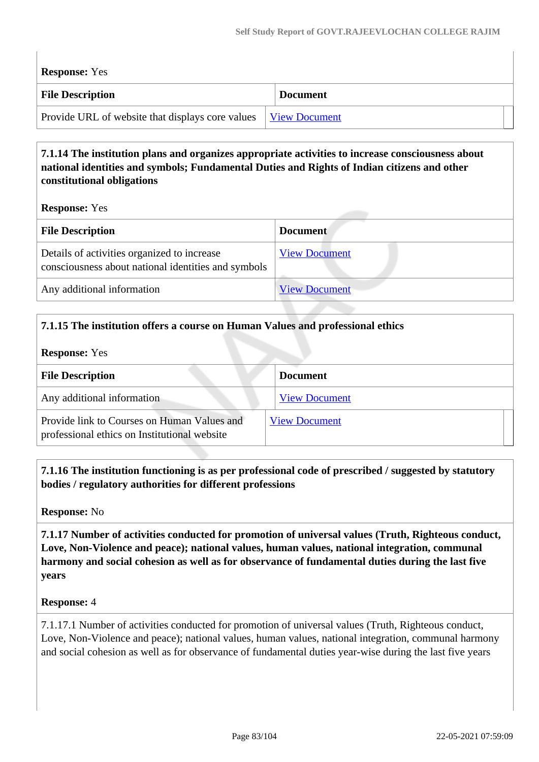**Response:** Yes

| File Description | Document |
|---|---|
| Provide URL of website that displays core values | View Document |

**7.1.14 The institution plans and organizes appropriate activities to increase consciousness about national identities and symbols; Fundamental Duties and Rights of Indian citizens and other constitutional obligations**

**Response:** Yes

| File Description | Document |
|---|---|
| Details of activities organized to increase consciousness about national identities and symbols | View Document |
| Any additional information | View Document |

**7.1.15 The institution offers a course on Human Values and professional ethics**

**Response:** Yes

| File Description | Document |
|---|---|
| Any additional information | View Document |
| Provide link to Courses on Human Values and professional ethics on Institutional website | View Document |

**7.1.16 The institution functioning is as per professional code of prescribed / suggested by statutory bodies / regulatory authorities for different professions**

**Response:** No

**7.1.17 Number of activities conducted for promotion of universal values (Truth, Righteous conduct, Love, Non-Violence and peace); national values, human values, national integration, communal harmony and social cohesion as well as for observance of fundamental duties during the last five years**

**Response:** 4

7.1.17.1 Number of activities conducted for promotion of universal values (Truth, Righteous conduct, Love, Non-Violence and peace); national values, human values, national integration, communal harmony and social cohesion as well as for observance of fundamental duties year-wise during the last five years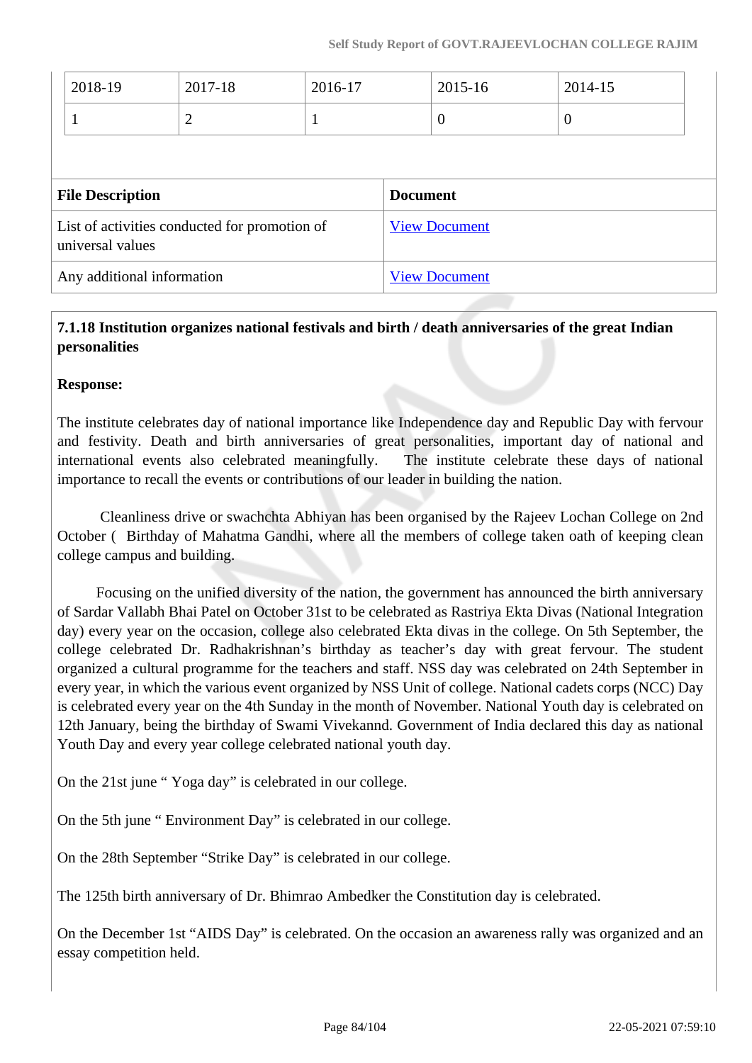| 2018-19 | 2017-18 | 2016-17 | 2015-16 | 2014-15 |
|---|---|---|---|---|
| 1 | 2 | 1 | 0 | 0 |

| File Description | Document |
|---|---|
| List of activities conducted for promotion of universal values | View Document |
| Any additional information | View Document |

**7.1.18 Institution organizes national festivals and birth / death anniversaries of the great Indian personalities**

**Response:**

The institute celebrates day of national importance like Independence day and Republic Day with fervour and festivity. Death and birth anniversaries of great personalities, important day of national and international events also celebrated meaningfully. The institute celebrate these days of national importance to recall the events or contributions of our leader in building the nation.

Cleanliness drive or swachchta Abhiyan has been organised by the Rajeev Lochan College on 2nd October ( Birthday of Mahatma Gandhi, where all the members of college taken oath of keeping clean college campus and building.

Focusing on the unified diversity of the nation, the government has announced the birth anniversary of Sardar Vallabh Bhai Patel on October 31st to be celebrated as Rastriya Ekta Divas (National Integration day) every year on the occasion, college also celebrated Ekta divas in the college. On 5th September, the college celebrated Dr. Radhakrishnan's birthday as teacher's day with great fervour. The student organized a cultural programme for the teachers and staff. NSS day was celebrated on 24th September in every year, in which the various event organized by NSS Unit of college. National cadets corps (NCC) Day is celebrated every year on the 4th Sunday in the month of November. National Youth day is celebrated on 12th January, being the birthday of Swami Vivekannd. Government of India declared this day as national Youth Day and every year college celebrated national youth day.

On the 21st june " Yoga day" is celebrated in our college.

On the 5th june " Environment Day" is celebrated in our college.

On the 28th September "Strike Day" is celebrated in our college.

The 125th birth anniversary of Dr. Bhimrao Ambedker the Constitution day is celebrated.

On the December 1st "AIDS Day" is celebrated. On the occasion an awareness rally was organized and an essay competition held.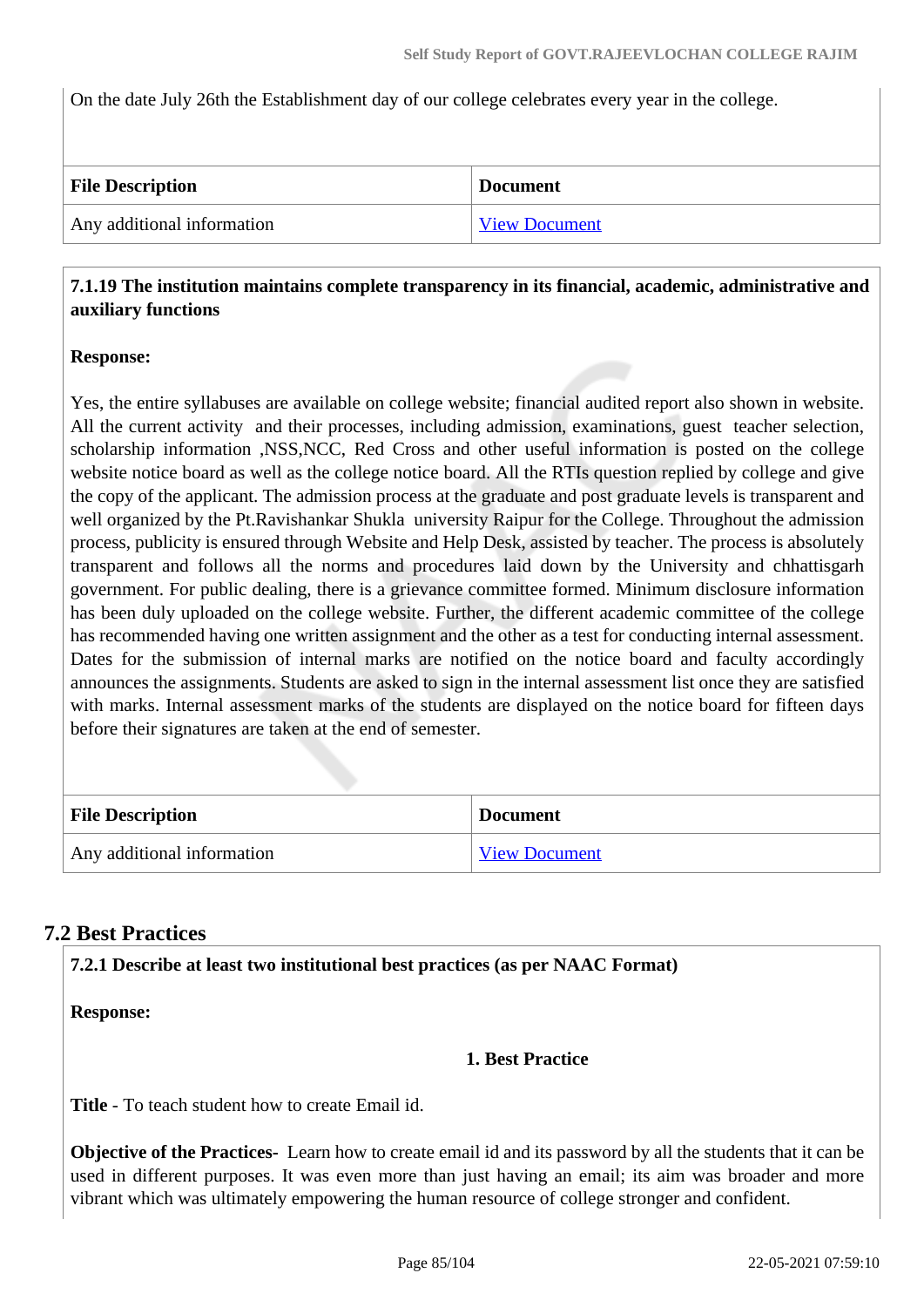On the date July 26th the Establishment day of our college celebrates every year in the college.

| File Description | Document |
|---|---|
| Any additional information | View Document |

**7.1.19 The institution maintains complete transparency in its financial, academic, administrative and auxiliary functions**

**Response:**

Yes, the entire syllabuses are available on college website; financial audited report also shown in website. All the current activity and their processes, including admission, examinations, guest teacher selection, scholarship information ,NSS,NCC, Red Cross and other useful information is posted on the college website notice board as well as the college notice board. All the RTIs question replied by college and give the copy of the applicant. The admission process at the graduate and post graduate levels is transparent and well organized by the Pt.Ravishankar Shukla university Raipur for the College. Throughout the admission process, publicity is ensured through Website and Help Desk, assisted by teacher. The process is absolutely transparent and follows all the norms and procedures laid down by the University and chhattisgarh government. For public dealing, there is a grievance committee formed. Minimum disclosure information has been duly uploaded on the college website. Further, the different academic committee of the college has recommended having one written assignment and the other as a test for conducting internal assessment. Dates for the submission of internal marks are notified on the notice board and faculty accordingly announces the assignments. Students are asked to sign in the internal assessment list once they are satisfied with marks. Internal assessment marks of the students are displayed on the notice board for fifteen days before their signatures are taken at the end of semester.

| File Description | Document |
|---|---|
| Any additional information | View Document |

## 7.2 Best Practices

**7.2.1 Describe at least two institutional best practices (as per NAAC Format)**

**Response:**

**1. Best Practice**

**Title** - To teach student how to create Email id.

**Objective of the Practices-** Learn how to create email id and its password by all the students that it can be used in different purposes. It was even more than just having an email; its aim was broader and more vibrant which was ultimately empowering the human resource of college stronger and confident.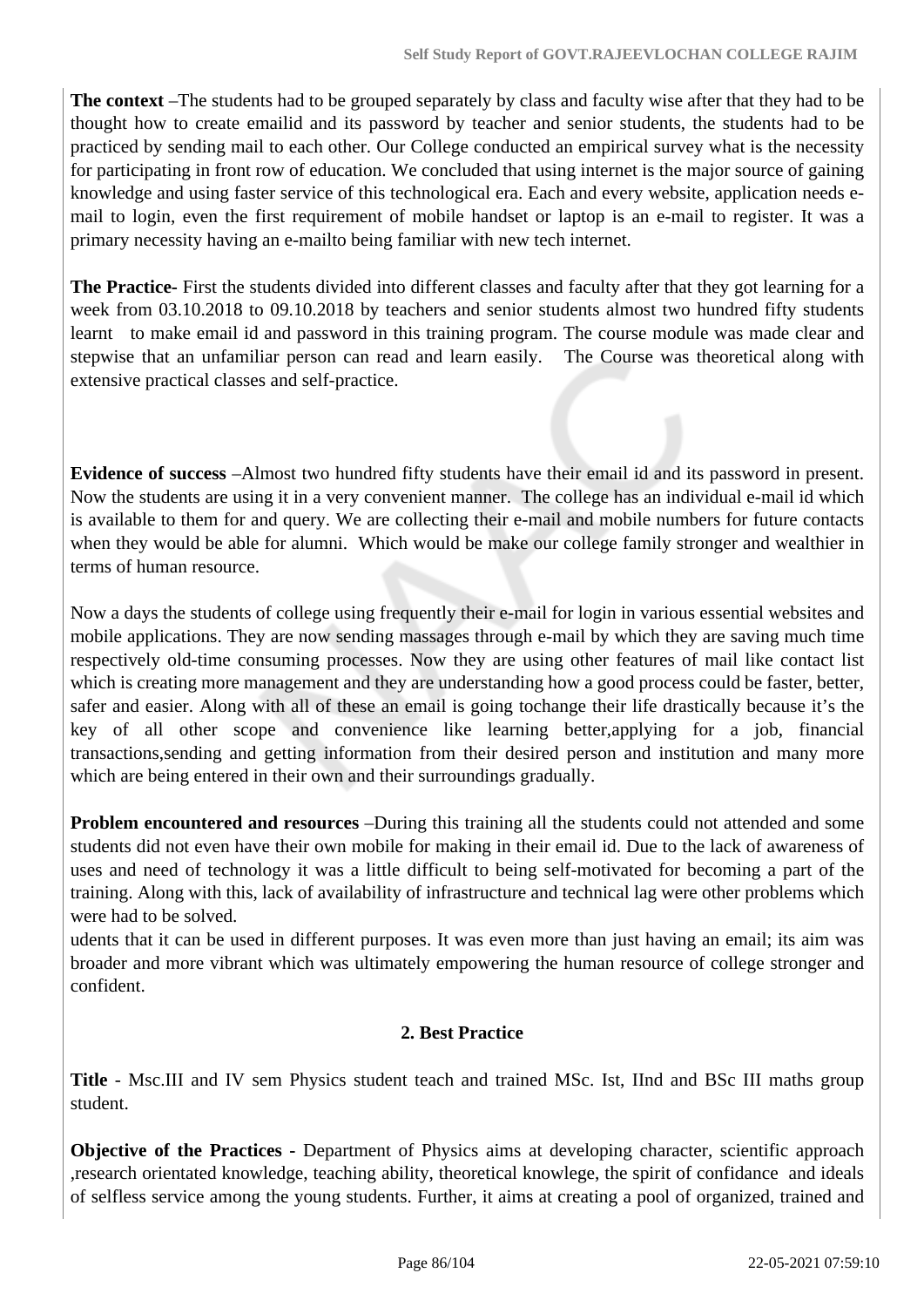**The context** –The students had to be grouped separately by class and faculty wise after that they had to be thought how to create emailid and its password by teacher and senior students, the students had to be practiced by sending mail to each other. Our College conducted an empirical survey what is the necessity for participating in front row of education. We concluded that using internet is the major source of gaining knowledge and using faster service of this technological era. Each and every website, application needs e-mail to login, even the first requirement of mobile handset or laptop is an e-mail to register. It was a primary necessity having an e-mailto being familiar with new tech internet.

**The Practice-** First the students divided into different classes and faculty after that they got learning for a week from 03.10.2018 to 09.10.2018 by teachers and senior students almost two hundred fifty students learnt to make email id and password in this training program. The course module was made clear and stepwise that an unfamiliar person can read and learn easily. The Course was theoretical along with extensive practical classes and self-practice.

**Evidence of success** –Almost two hundred fifty students have their email id and its password in present. Now the students are using it in a very convenient manner. The college has an individual e-mail id which is available to them for and query. We are collecting their e-mail and mobile numbers for future contacts when they would be able for alumni. Which would be make our college family stronger and wealthier in terms of human resource.

Now a days the students of college using frequently their e-mail for login in various essential websites and mobile applications. They are now sending massages through e-mail by which they are saving much time respectively old-time consuming processes. Now they are using other features of mail like contact list which is creating more management and they are understanding how a good process could be faster, better, safer and easier. Along with all of these an email is going tochange their life drastically because it's the key of all other scope and convenience like learning better,applying for a job, financial transactions,sending and getting information from their desired person and institution and many more which are being entered in their own and their surroundings gradually.

**Problem encountered and resources** –During this training all the students could not attended and some students did not even have their own mobile for making in their email id. Due to the lack of awareness of uses and need of technology it was a little difficult to being self-motivated for becoming a part of the training. Along with this, lack of availability of infrastructure and technical lag were other problems which were had to be solved.
udents that it can be used in different purposes. It was even more than just having an email; its aim was broader and more vibrant which was ultimately empowering the human resource of college stronger and confident.

**2. Best Practice**

**Title** - Msc.III and IV sem Physics student teach and trained MSc. Ist, IInd and BSc III maths group student.

**Objective of the Practices -** Department of Physics aims at developing character, scientific approach ,research orientated knowledge, teaching ability, theoretical knowlege, the spirit of confidance and ideals of selfless service among the young students. Further, it aims at creating a pool of organized, trained and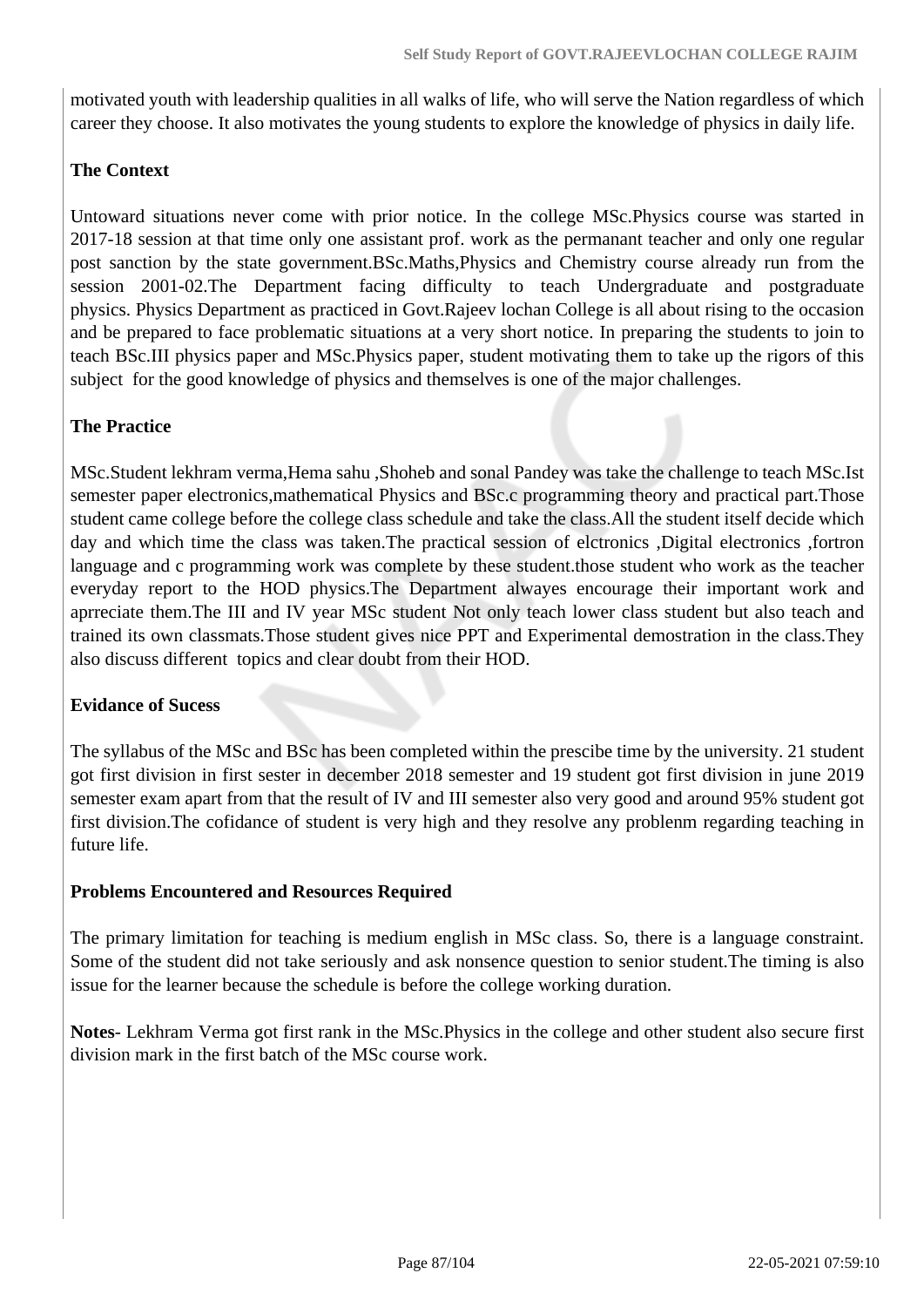motivated youth with leadership qualities in all walks of life, who will serve the Nation regardless of which career they choose. It also motivates the young students to explore the knowledge of physics in daily life.

**The Context**

Untoward situations never come with prior notice. In the college MSc.Physics course was started in 2017-18 session at that time only one assistant prof. work as the permanant teacher and only one regular post sanction by the state government.BSc.Maths,Physics and Chemistry course already run from the session 2001-02.The Department facing difficulty to teach Undergraduate and postgraduate physics. Physics Department as practiced in Govt.Rajeev lochan College is all about rising to the occasion and be prepared to face problematic situations at a very short notice. In preparing the students to join to teach BSc.III physics paper and MSc.Physics paper, student motivating them to take up the rigors of this subject for the good knowledge of physics and themselves is one of the major challenges.

**The Practice**

MSc.Student lekhram verma,Hema sahu ,Shoheb and sonal Pandey was take the challenge to teach MSc.Ist semester paper electronics,mathematical Physics and BSc.c programming theory and practical part.Those student came college before the college class schedule and take the class.All the student itself decide which day and which time the class was taken.The practical session of elctronics ,Digital electronics ,fortron language and c programming work was complete by these student.those student who work as the teacher everyday report to the HOD physics.The Department alwayes encourage their important work and aprreciate them.The III and IV year MSc student Not only teach lower class student but also teach and trained its own classmats.Those student gives nice PPT and Experimental demostration in the class.They also discuss different topics and clear doubt from their HOD.

**Evidance of Sucess**

The syllabus of the MSc and BSc has been completed within the prescibe time by the university. 21 student got first division in first sester in december 2018 semester and 19 student got first division in june 2019 semester exam apart from that the result of IV and III semester also very good and around 95% student got first division.The cofidance of student is very high and they resolve any problenm regarding teaching in future life.

**Problems Encountered and Resources Required**

The primary limitation for teaching is medium english in MSc class. So, there is a language constraint. Some of the student did not take seriously and ask nonsence question to senior student.The timing is also issue for the learner because the schedule is before the college working duration.

**Notes**- Lekhram Verma got first rank in the MSc.Physics in the college and other student also secure first division mark in the first batch of the MSc course work.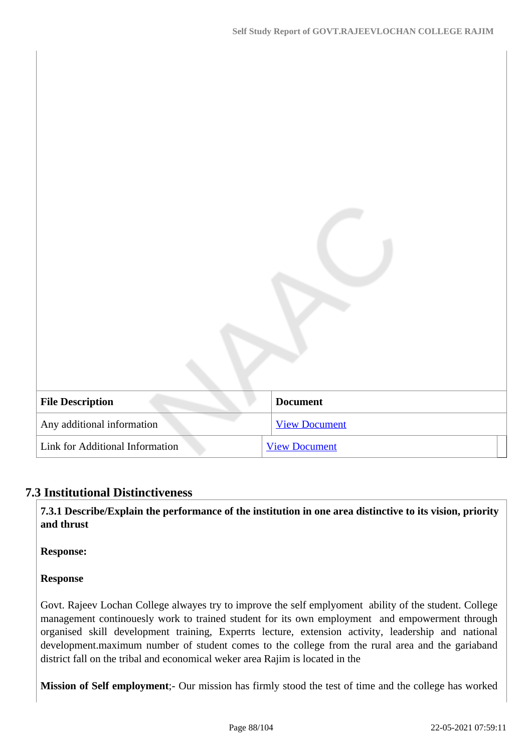| File Description | Document |
| --- | --- |
| Any additional information | [View Document](#) |
| Link for Additional Information | [View Document](#) |

## 7.3 Institutional Distinctiveness

**7.3.1 Describe/Explain the performance of the institution in one area distinctive to its vision, priority and thrust**

**Response:**

**Response**

Govt. Rajeev Lochan College alwayes try to improve the self emplyoment ability of the student. College management continouesly work to trained student for its own employment and empowerment through organised skill development training, Experrts lecture, extension activity, leadership and national development.maximum number of student comes to the college from the rural area and the gariaband district fall on the tribal and economical weker area Rajim is located in the

**Mission of Self employment**;- Our mission has firmly stood the test of time and the college has worked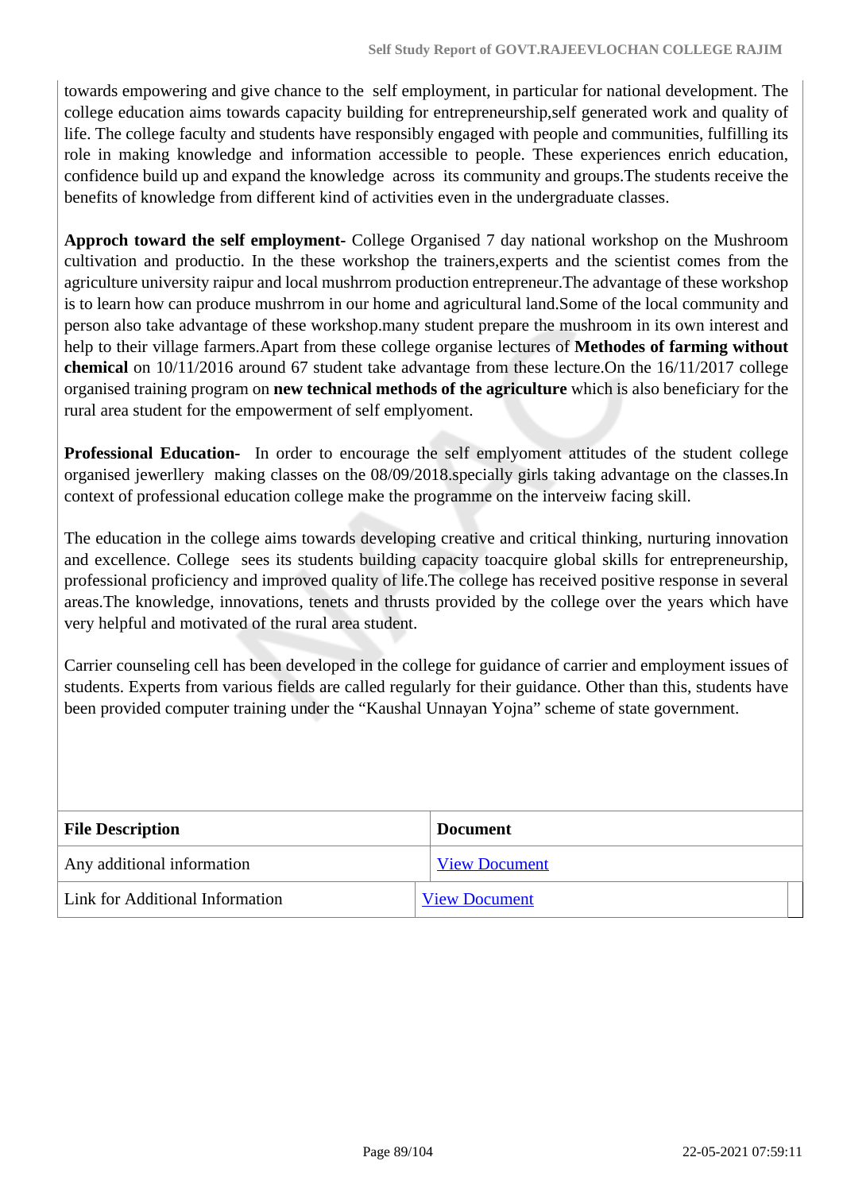towards empowering and give chance to the self employment, in particular for national development. The college education aims towards capacity building for entrepreneurship,self generated work and quality of life. The college faculty and students have responsibly engaged with people and communities, fulfilling its role in making knowledge and information accessible to people. These experiences enrich education, confidence build up and expand the knowledge across its community and groups.The students receive the benefits of knowledge from different kind of activities even in the undergraduate classes.

**Approch toward the self employment-** College Organised 7 day national workshop on the Mushroom cultivation and productio. In the these workshop the trainers,experts and the scientist comes from the agriculture university raipur and local mushrrom production entrepreneur.The advantage of these workshop is to learn how can produce mushrrom in our home and agricultural land.Some of the local community and person also take advantage of these workshop.many student prepare the mushroom in its own interest and help to their village farmers.Apart from these college organise lectures of **Methodes of farming without chemical** on 10/11/2016 around 67 student take advantage from these lecture.On the 16/11/2017 college organised training program on **new technical methods of the agriculture** which is also beneficiary for the rural area student for the empowerment of self emplyoment.

**Professional Education-** In order to encourage the self emplyoment attitudes of the student college organised jewerllery making classes on the 08/09/2018.specially girls taking advantage on the classes.In context of professional education college make the programme on the interveiw facing skill.

The education in the college aims towards developing creative and critical thinking, nurturing innovation and excellence. College sees its students building capacity toacquire global skills for entrepreneurship, professional proficiency and improved quality of life.The college has received positive response in several areas.The knowledge, innovations, tenets and thrusts provided by the college over the years which have very helpful and motivated of the rural area student.

Carrier counseling cell has been developed in the college for guidance of carrier and employment issues of students. Experts from various fields are called regularly for their guidance. Other than this, students have been provided computer training under the “Kaushal Unnayan Yojna” scheme of state government.

| File Description | Document |
|---|---|
| Any additional information | View Document |
| Link for Additional Information | View Document |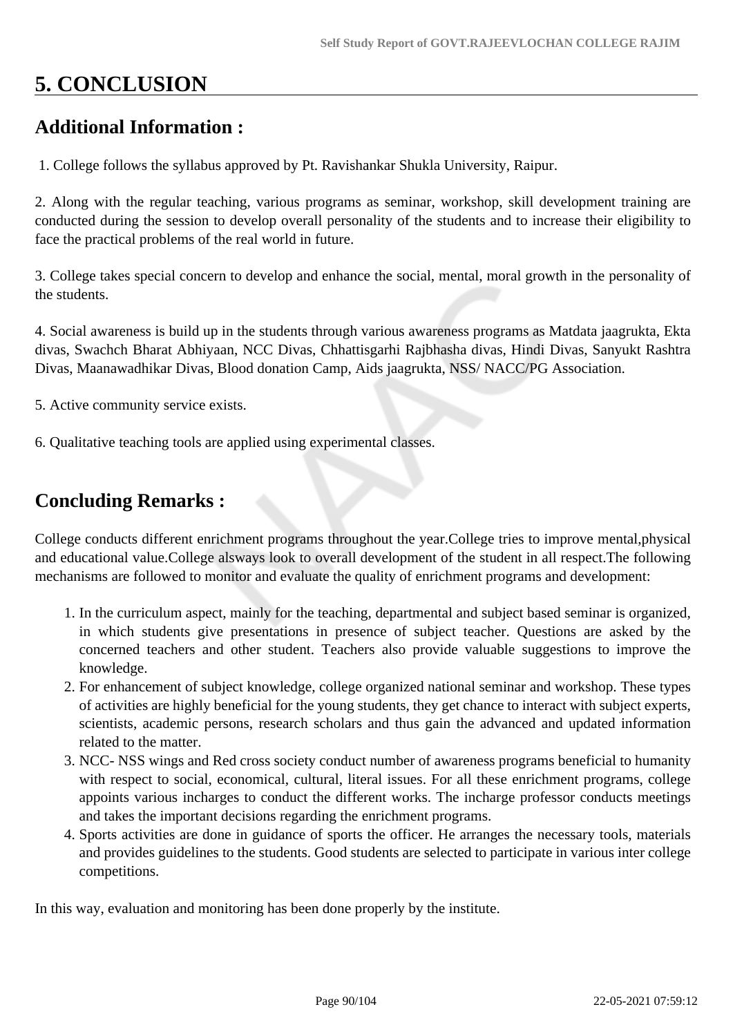# 5. CONCLUSION

## Additional Information :

1. College follows the syllabus approved by Pt. Ravishankar Shukla University, Raipur.

2. Along with the regular teaching, various programs as seminar, workshop, skill development training are conducted during the session to develop overall personality of the students and to increase their eligibility to face the practical problems of the real world in future.

3. College takes special concern to develop and enhance the social, mental, moral growth in the personality of the students.

4. Social awareness is build up in the students through various awareness programs as Matdata jaagrukta, Ekta divas, Swachch Bharat Abhiyaan, NCC Divas, Chhattisgarhi Rajbhasha divas, Hindi Divas, Sanyukt Rashtra Divas, Maanawadhikar Divas, Blood donation Camp, Aids jaagrukta, NSS/ NACC/PG Association.

5. Active community service exists.

6. Qualitative teaching tools are applied using experimental classes.

## Concluding Remarks :

College conducts different enrichment programs throughout the year.College tries to improve mental,physical and educational value.College alsways look to overall development of the student in all respect.The following mechanisms are followed to monitor and evaluate the quality of enrichment programs and development:

1. In the curriculum aspect, mainly for the teaching, departmental and subject based seminar is organized, in which students give presentations in presence of subject teacher. Questions are asked by the concerned teachers and other student. Teachers also provide valuable suggestions to improve the knowledge.
2. For enhancement of subject knowledge, college organized national seminar and workshop. These types of activities are highly beneficial for the young students, they get chance to interact with subject experts, scientists, academic persons, research scholars and thus gain the advanced and updated information related to the matter.
3. NCC- NSS wings and Red cross society conduct number of awareness programs beneficial to humanity with respect to social, economical, cultural, literal issues. For all these enrichment programs, college appoints various incharges to conduct the different works. The incharge professor conducts meetings and takes the important decisions regarding the enrichment programs.
4. Sports activities are done in guidance of sports the officer. He arranges the necessary tools, materials and provides guidelines to the students. Good students are selected to participate in various inter college competitions.

In this way, evaluation and monitoring has been done properly by the institute.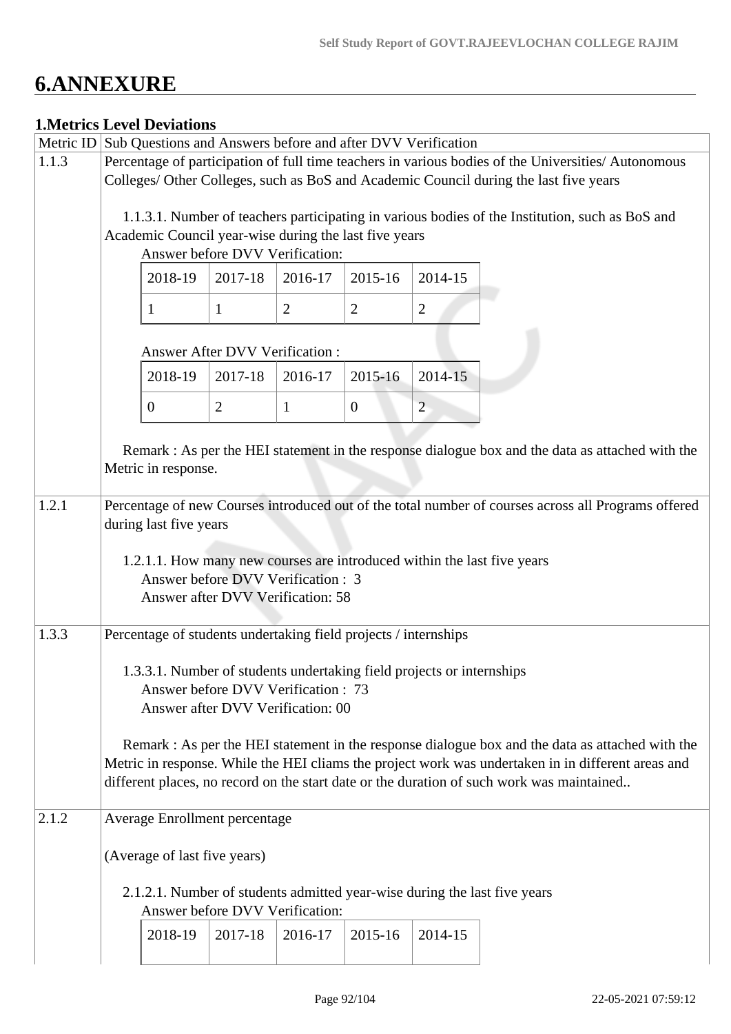# 6.ANNEXURE

**1.Metrics Level Deviations**

| Metric ID | Sub Questions and Answers before and after DVV Verification |
|---|---|
| 1.1.3 | Percentage of participation of full time teachers in various bodies of the Universities/ Autonomous Colleges/ Other Colleges, such as BoS and Academic Council during the last five years<br><br>1.1.3.1. Number of teachers participating in various bodies of the Institution, such as BoS and Academic Council year-wise during the last five years<br>Answer before DVV Verification:<br>2018-19: 1, 2017-18: 1, 2016-17: 2, 2015-16: 2, 2014-15: 2<br><br>Answer After DVV Verification :<br>2018-19: 0, 2017-18: 2, 2016-17: 1, 2015-16: 0, 2014-15: 2<br><br>Remark : As per the HEI statement in the response dialogue box and the data as attached with the Metric in response. |
| 1.2.1 | Percentage of new Courses introduced out of the total number of courses across all Programs offered during last five years<br><br>1.2.1.1. How many new courses are introduced within the last five years<br>Answer before DVV Verification : 3<br>Answer after DVV Verification: 58 |
| 1.3.3 | Percentage of students undertaking field projects / internships<br><br>1.3.3.1. Number of students undertaking field projects or internships<br>Answer before DVV Verification : 73<br>Answer after DVV Verification: 00<br><br>Remark : As per the HEI statement in the response dialogue box and the data as attached with the Metric in response. While the HEI cliams the project work was undertaken in in different areas and different places, no record on the start date or the duration of such work was maintained.. |
| 2.1.2 | Average Enrollment percentage<br><br>(Average of last five years)<br><br>2.1.2.1. Number of students admitted year-wise during the last five years<br>Answer before DVV Verification:<br>2018-19, 2017-18, 2016-17, 2015-16, 2014-15 |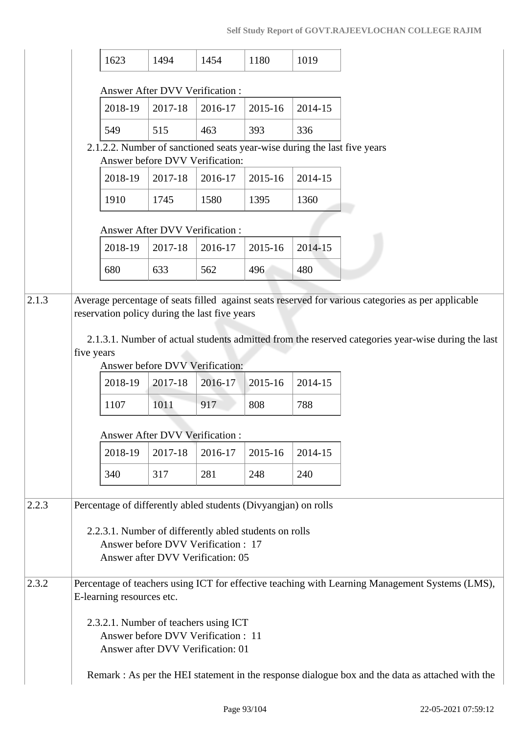| 1623 | 1494 | 1454 | 1180 | 1019 |
|---|---|---|---|---|

Answer After DVV Verification :

| 2018-19 | 2017-18 | 2016-17 | 2015-16 | 2014-15 |
|---|---|---|---|---|
| 549 | 515 | 463 | 393 | 336 |

2.1.2.2. Number of sanctioned seats year-wise during the last five years

Answer before DVV Verification:

| 2018-19 | 2017-18 | 2016-17 | 2015-16 | 2014-15 |
|---|---|---|---|---|
| 1910 | 1745 | 1580 | 1395 | 1360 |

Answer After DVV Verification :

| 2018-19 | 2017-18 | 2016-17 | 2015-16 | 2014-15 |
|---|---|---|---|---|
| 680 | 633 | 562 | 496 | 480 |

**2.1.3** Average percentage of seats filled against seats reserved for various categories as per applicable reservation policy during the last five years

2.1.3.1. Number of actual students admitted from the reserved categories year-wise during the last five years

Answer before DVV Verification:

| 2018-19 | 2017-18 | 2016-17 | 2015-16 | 2014-15 |
|---|---|---|---|---|
| 1107 | 1011 | 917 | 808 | 788 |

Answer After DVV Verification :

| 2018-19 | 2017-18 | 2016-17 | 2015-16 | 2014-15 |
|---|---|---|---|---|
| 340 | 317 | 281 | 248 | 240 |

**2.2.3** Percentage of differently abled students (Divyangjan) on rolls

2.2.3.1. Number of differently abled students on rolls

Answer before DVV Verification : 17

Answer after DVV Verification: 05

**2.3.2** Percentage of teachers using ICT for effective teaching with Learning Management Systems (LMS), E-learning resources etc.

2.3.2.1. Number of teachers using ICT

Answer before DVV Verification : 11

Answer after DVV Verification: 01

Remark : As per the HEI statement in the response dialogue box and the data as attached with the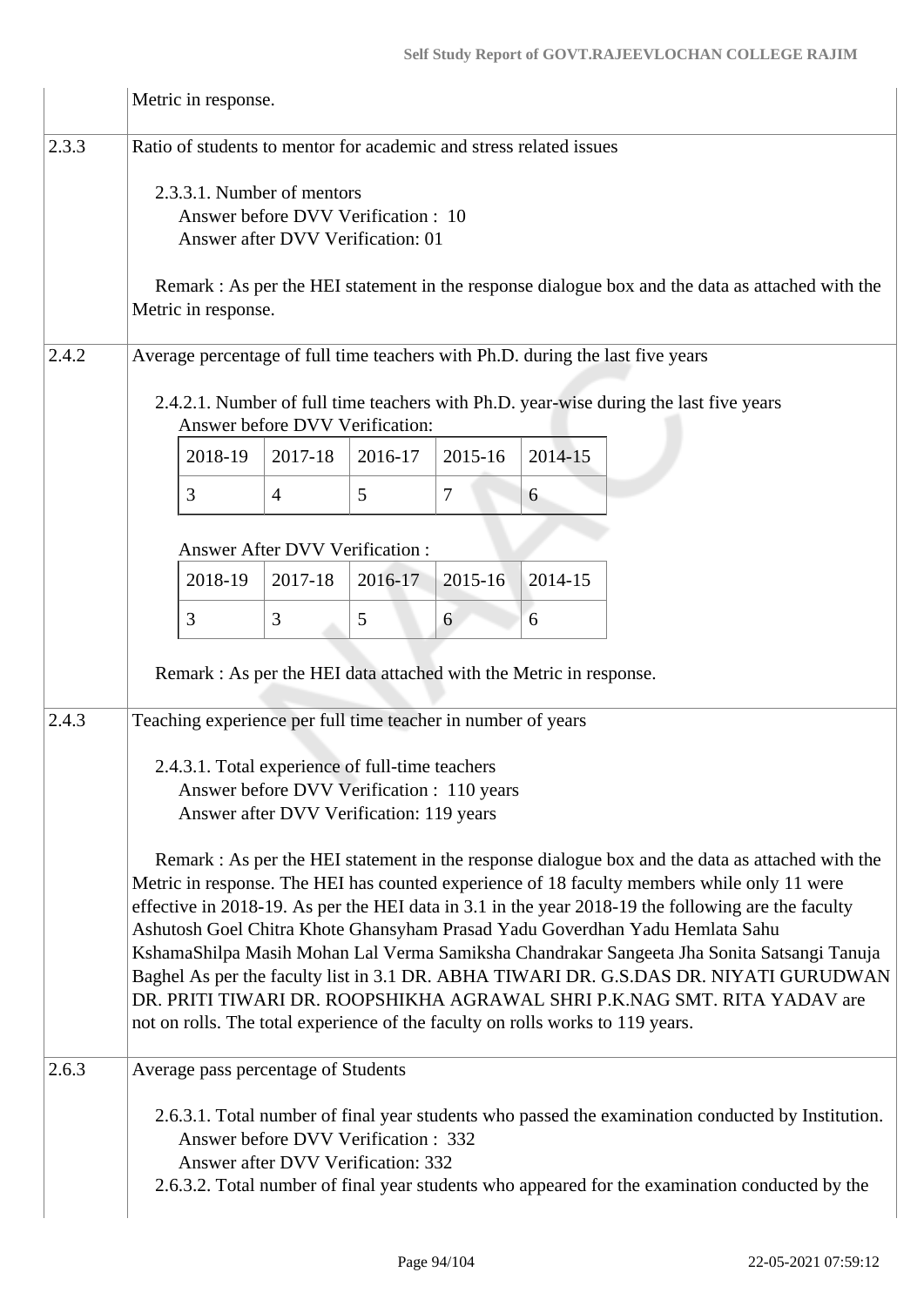| | |
|---|---|
| | Metric in response. |
| 2.3.3 | Ratio of students to mentor for academic and stress related issues<br><br>2.3.3.1. Number of mentors<br>Answer before DVV Verification : 10<br>Answer after DVV Verification: 01<br><br>Remark : As per the HEI statement in the response dialogue box and the data as attached with the Metric in response. |
| 2.4.2 | Average percentage of full time teachers with Ph.D. during the last five years<br><br>2.4.2.1. Number of full time teachers with Ph.D. year-wise during the last five years<br>Answer before DVV Verification:<br>2018-19: 3, 2017-18: 4, 2016-17: 5, 2015-16: 7, 2014-15: 6<br><br>Answer After DVV Verification :<br>2018-19: 3, 2017-18: 3, 2016-17: 5, 2015-16: 6, 2014-15: 6<br><br>Remark : As per the HEI data attached with the Metric in response. |
| 2.4.3 | Teaching experience per full time teacher in number of years<br><br>2.4.3.1. Total experience of full-time teachers<br>Answer before DVV Verification : 110 years<br>Answer after DVV Verification: 119 years<br><br>Remark : As per the HEI statement in the response dialogue box and the data as attached with the Metric in response. The HEI has counted experience of 18 faculty members while only 11 were effective in 2018-19. As per the HEI data in 3.1 in the year 2018-19 the following are the faculty Ashutosh Goel Chitra Khote Ghansyham Prasad Yadu Goverdhan Yadu Hemlata Sahu KshamaShilpa Masih Mohan Lal Verma Samiksha Chandrakar Sangeeta Jha Sonita Satsangi Tanuja Baghel As per the faculty list in 3.1 DR. ABHA TIWARI DR. G.S.DAS DR. NIYATI GURUDWAN DR. PRITI TIWARI DR. ROOPSHIKHA AGRAWAL SHRI P.K.NAG SMT. RITA YADAV are not on rolls. The total experience of the faculty on rolls works to 119 years. |
| 2.6.3 | Average pass percentage of Students<br><br>2.6.3.1. Total number of final year students who passed the examination conducted by Institution.<br>Answer before DVV Verification : 332<br>Answer after DVV Verification: 332<br>2.6.3.2. Total number of final year students who appeared for the examination conducted by the |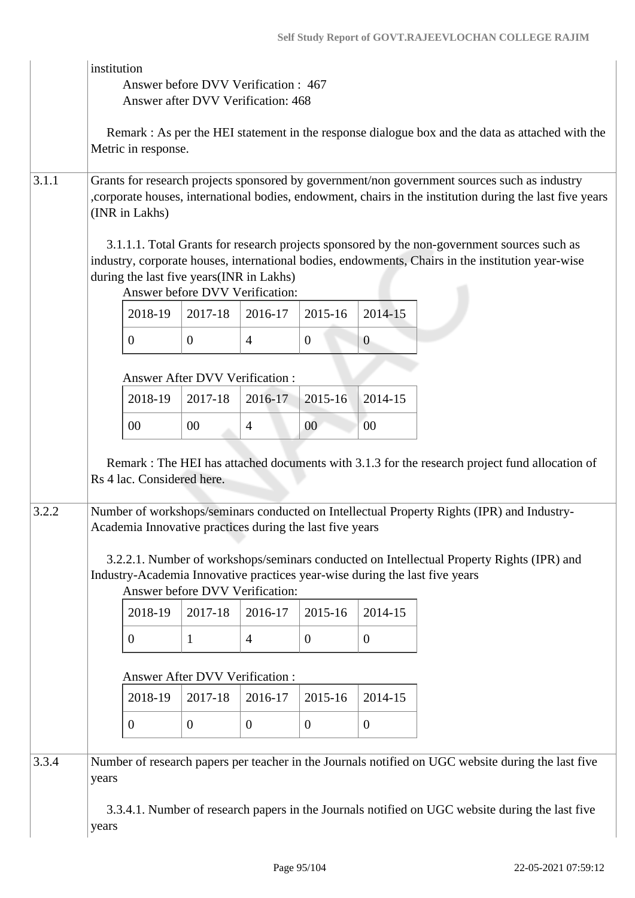| | |
|---|---|
| | institution<br>Answer before DVV Verification : 467<br>Answer after DVV Verification: 468<br><br>Remark : As per the HEI statement in the response dialogue box and the data as attached with the Metric in response. |
| 3.1.1 | Grants for research projects sponsored by government/non government sources such as industry ,corporate houses, international bodies, endowment, chairs in the institution during the last five years (INR in Lakhs)<br><br>3.1.1.1. Total Grants for research projects sponsored by the non-government sources such as industry, corporate houses, international bodies, endowments, Chairs in the institution year-wise during the last five years(INR in Lakhs)<br>Answer before DVV Verification:<br>2018-19: 0, 2017-18: 0, 2016-17: 4, 2015-16: 0, 2014-15: 0<br><br>Answer After DVV Verification :<br>2018-19: 00, 2017-18: 00, 2016-17: 4, 2015-16: 00, 2014-15: 00<br><br>Remark : The HEI has attached documents with 3.1.3 for the research project fund allocation of Rs 4 lac. Considered here. |
| 3.2.2 | Number of workshops/seminars conducted on Intellectual Property Rights (IPR) and Industry-Academia Innovative practices during the last five years<br><br>3.2.2.1. Number of workshops/seminars conducted on Intellectual Property Rights (IPR) and Industry-Academia Innovative practices year-wise during the last five years<br>Answer before DVV Verification:<br>2018-19: 0, 2017-18: 1, 2016-17: 4, 2015-16: 0, 2014-15: 0<br><br>Answer After DVV Verification :<br>2018-19: 0, 2017-18: 0, 2016-17: 0, 2015-16: 0, 2014-15: 0 |
| 3.3.4 | Number of research papers per teacher in the Journals notified on UGC website during the last five years<br><br>3.3.4.1. Number of research papers in the Journals notified on UGC website during the last five years |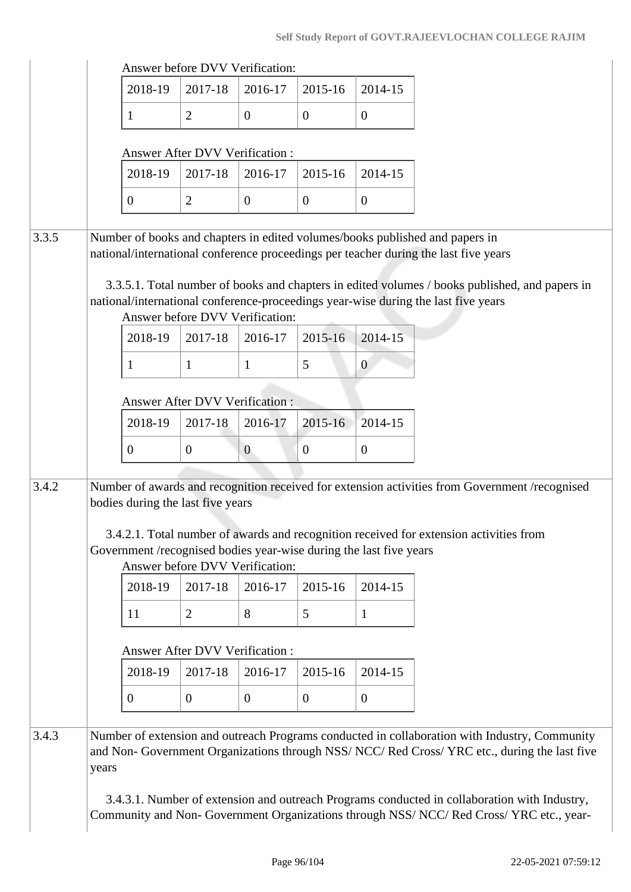Answer before DVV Verification:

| 2018-19 | 2017-18 | 2016-17 | 2015-16 | 2014-15 |
|---|---|---|---|---|
| 1 | 2 | 0 | 0 | 0 |

Answer After DVV Verification :

| 2018-19 | 2017-18 | 2016-17 | 2015-16 | 2014-15 |
|---|---|---|---|---|
| 0 | 2 | 0 | 0 | 0 |

**3.3.5** Number of books and chapters in edited volumes/books published and papers in national/international conference proceedings per teacher during the last five years

3.3.5.1. Total number of books and chapters in edited volumes / books published, and papers in national/international conference-proceedings year-wise during the last five years

Answer before DVV Verification:

| 2018-19 | 2017-18 | 2016-17 | 2015-16 | 2014-15 |
|---|---|---|---|---|
| 1 | 1 | 1 | 5 | 0 |

Answer After DVV Verification :

| 2018-19 | 2017-18 | 2016-17 | 2015-16 | 2014-15 |
|---|---|---|---|---|
| 0 | 0 | 0 | 0 | 0 |

**3.4.2** Number of awards and recognition received for extension activities from Government /recognised bodies during the last five years

3.4.2.1. Total number of awards and recognition received for extension activities from Government /recognised bodies year-wise during the last five years

Answer before DVV Verification:

| 2018-19 | 2017-18 | 2016-17 | 2015-16 | 2014-15 |
|---|---|---|---|---|
| 11 | 2 | 8 | 5 | 1 |

Answer After DVV Verification :

| 2018-19 | 2017-18 | 2016-17 | 2015-16 | 2014-15 |
|---|---|---|---|---|
| 0 | 0 | 0 | 0 | 0 |

**3.4.3** Number of extension and outreach Programs conducted in collaboration with Industry, Community and Non- Government Organizations through NSS/ NCC/ Red Cross/ YRC etc., during the last five years

3.4.3.1. Number of extension and outreach Programs conducted in collaboration with Industry, Community and Non- Government Organizations through NSS/ NCC/ Red Cross/ YRC etc., year-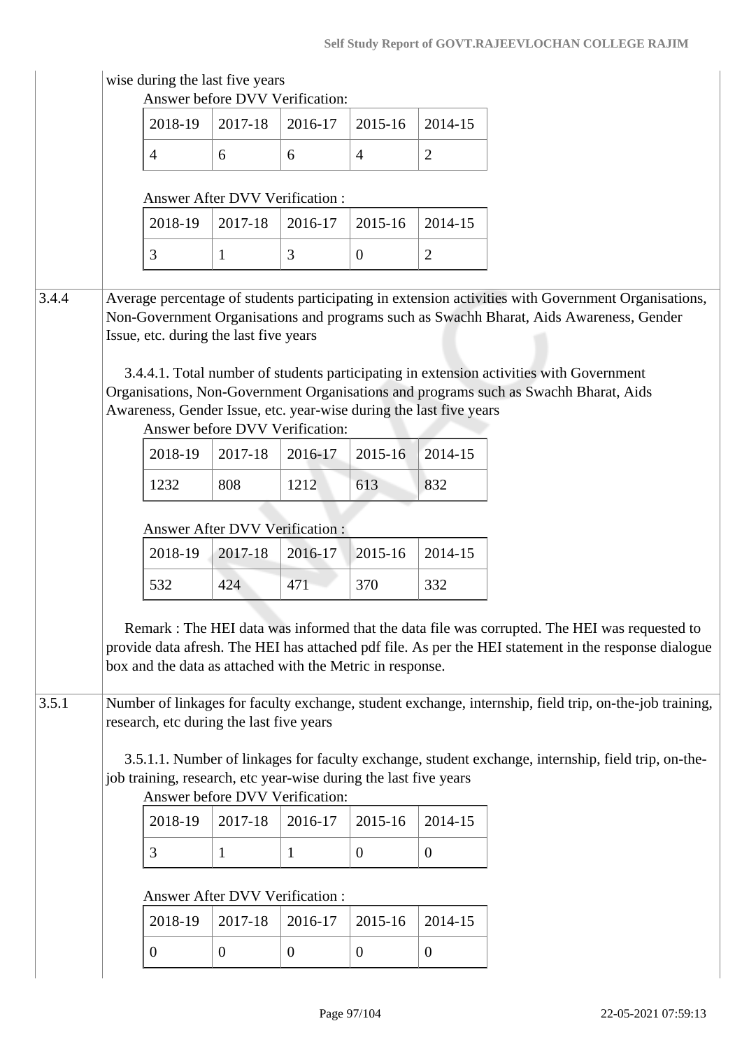wise during the last five years

Answer before DVV Verification:

| 2018-19 | 2017-18 | 2016-17 | 2015-16 | 2014-15 |
|---|---|---|---|---|
| 4 | 6 | 6 | 4 | 2 |

Answer After DVV Verification :

| 2018-19 | 2017-18 | 2016-17 | 2015-16 | 2014-15 |
|---|---|---|---|---|
| 3 | 1 | 3 | 0 | 2 |

**3.4.4** Average percentage of students participating in extension activities with Government Organisations, Non-Government Organisations and programs such as Swachh Bharat, Aids Awareness, Gender Issue, etc. during the last five years

3.4.4.1. Total number of students participating in extension activities with Government Organisations, Non-Government Organisations and programs such as Swachh Bharat, Aids Awareness, Gender Issue, etc. year-wise during the last five years

Answer before DVV Verification:

| 2018-19 | 2017-18 | 2016-17 | 2015-16 | 2014-15 |
|---|---|---|---|---|
| 1232 | 808 | 1212 | 613 | 832 |

Answer After DVV Verification :

| 2018-19 | 2017-18 | 2016-17 | 2015-16 | 2014-15 |
|---|---|---|---|---|
| 532 | 424 | 471 | 370 | 332 |

Remark : The HEI data was informed that the data file was corrupted. The HEI was requested to provide data afresh. The HEI has attached pdf file. As per the HEI statement in the response dialogue box and the data as attached with the Metric in response.

**3.5.1** Number of linkages for faculty exchange, student exchange, internship, field trip, on-the-job training, research, etc during the last five years

3.5.1.1. Number of linkages for faculty exchange, student exchange, internship, field trip, on-the-job training, research, etc year-wise during the last five years

Answer before DVV Verification:

| 2018-19 | 2017-18 | 2016-17 | 2015-16 | 2014-15 |
|---|---|---|---|---|
| 3 | 1 | 1 | 0 | 0 |

Answer After DVV Verification :

| 2018-19 | 2017-18 | 2016-17 | 2015-16 | 2014-15 |
|---|---|---|---|---|
| 0 | 0 | 0 | 0 | 0 |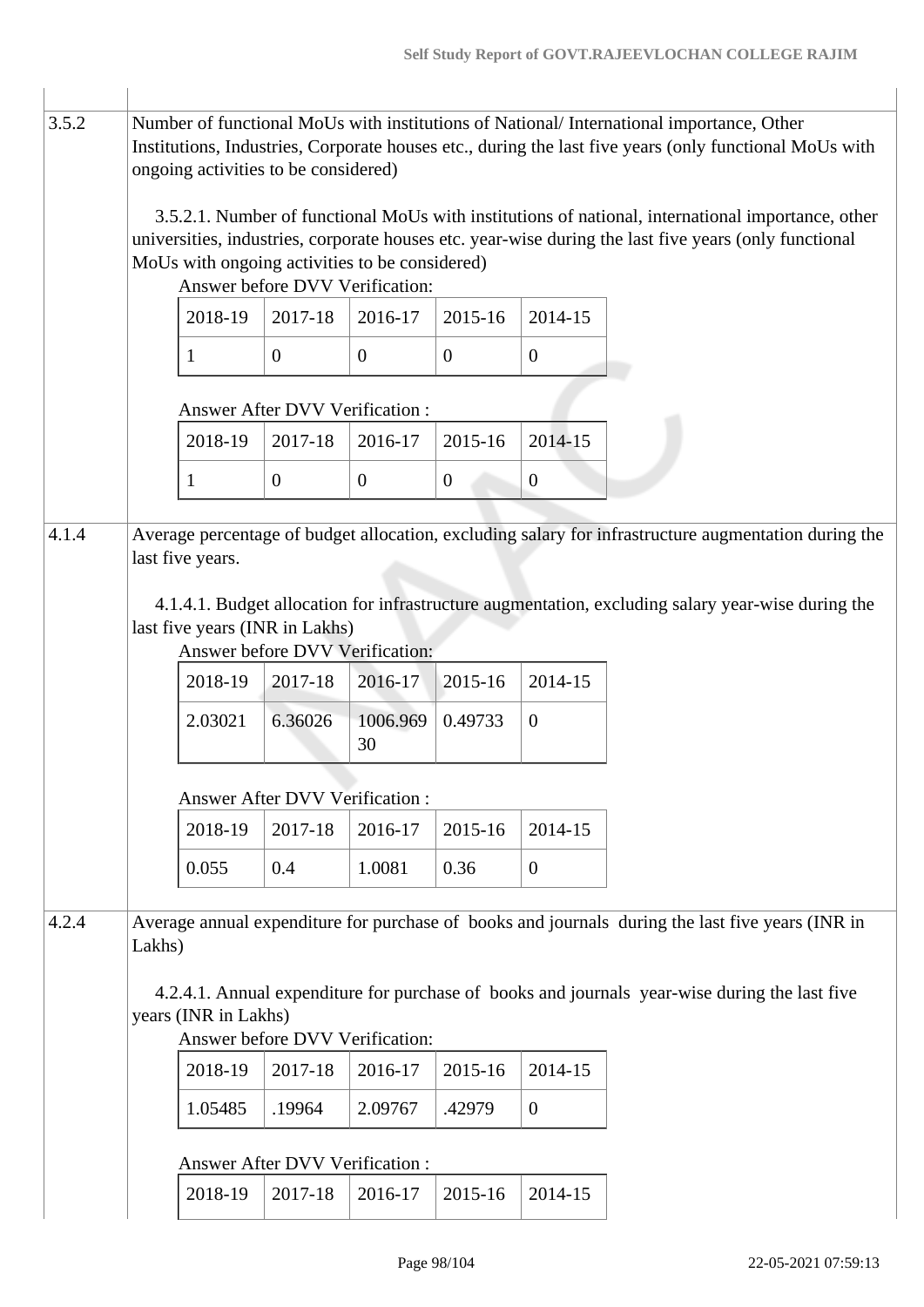3.5.2 Number of functional MoUs with institutions of National/ International importance, Other Institutions, Industries, Corporate houses etc., during the last five years (only functional MoUs with ongoing activities to be considered)

3.5.2.1. Number of functional MoUs with institutions of national, international importance, other universities, industries, corporate houses etc. year-wise during the last five years (only functional MoUs with ongoing activities to be considered)

Answer before DVV Verification:

| 2018-19 | 2017-18 | 2016-17 | 2015-16 | 2014-15 |
|---|---|---|---|---|
| 1 | 0 | 0 | 0 | 0 |

Answer After DVV Verification :

| 2018-19 | 2017-18 | 2016-17 | 2015-16 | 2014-15 |
|---|---|---|---|---|
| 1 | 0 | 0 | 0 | 0 |

4.1.4 Average percentage of budget allocation, excluding salary for infrastructure augmentation during the last five years.

4.1.4.1. Budget allocation for infrastructure augmentation, excluding salary year-wise during the last five years (INR in Lakhs)

Answer before DVV Verification:

| 2018-19 | 2017-18 | 2016-17 | 2015-16 | 2014-15 |
|---|---|---|---|---|
| 2.03021 | 6.36026 | 1006.96930 | 0.49733 | 0 |

Answer After DVV Verification :

| 2018-19 | 2017-18 | 2016-17 | 2015-16 | 2014-15 |
|---|---|---|---|---|
| 0.055 | 0.4 | 1.0081 | 0.36 | 0 |

4.2.4 Average annual expenditure for purchase of books and journals during the last five years (INR in Lakhs)

4.2.4.1. Annual expenditure for purchase of books and journals year-wise during the last five years (INR in Lakhs)

Answer before DVV Verification:

| 2018-19 | 2017-18 | 2016-17 | 2015-16 | 2014-15 |
|---|---|---|---|---|
| 1.05485 | .19964 | 2.09767 | .42979 | 0 |

Answer After DVV Verification :

| 2018-19 | 2017-18 | 2016-17 | 2015-16 | 2014-15 |
|---|---|---|---|---|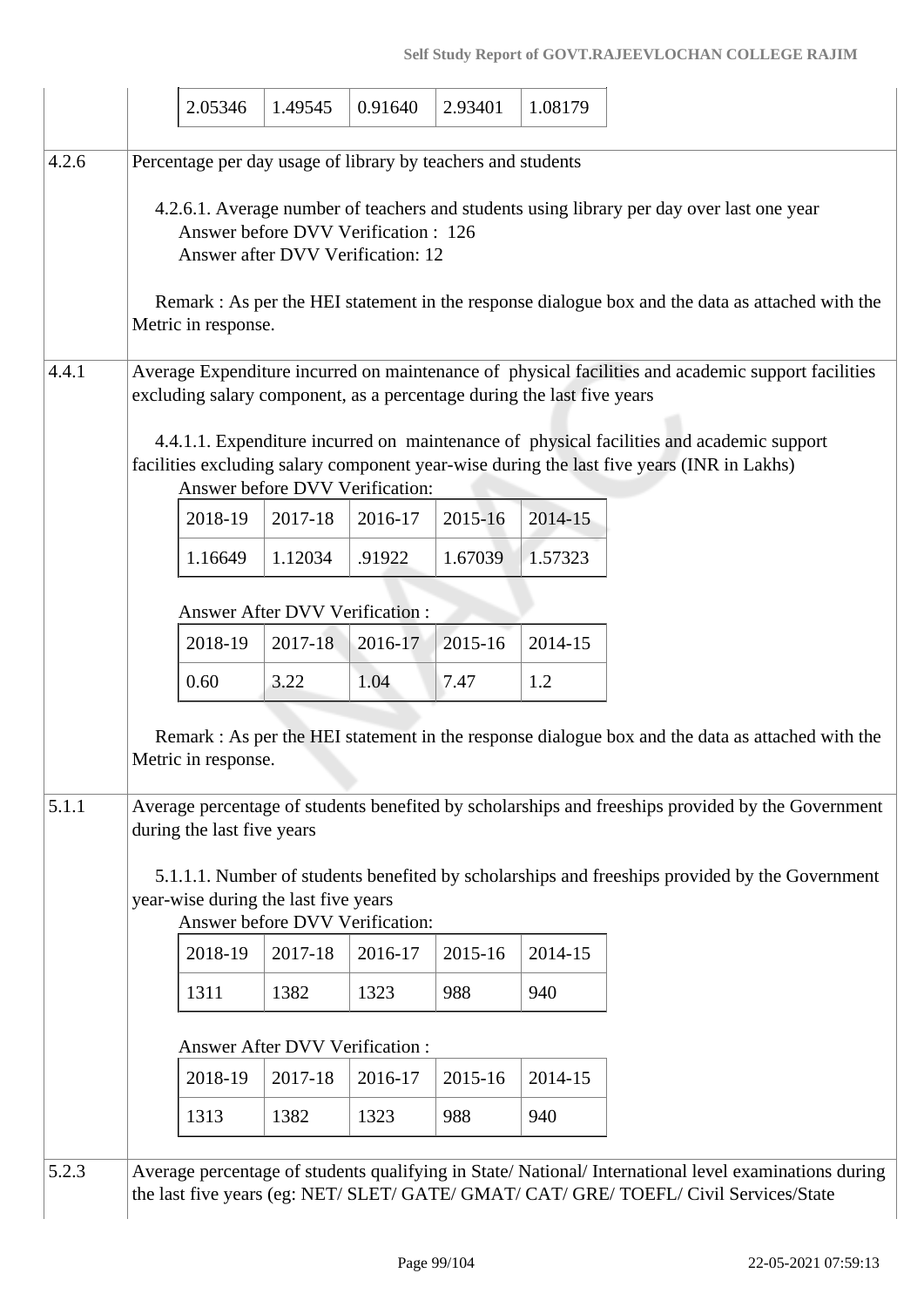| 2.05346 | 1.49545 | 0.91640 | 2.93401 | 1.08179 |
|---|---|---|---|---|

**4.2.6** Percentage per day usage of library by teachers and students

4.2.6.1. Average number of teachers and students using library per day over last one year
Answer before DVV Verification : 126
Answer after DVV Verification: 12

Remark : As per the HEI statement in the response dialogue box and the data as attached with the Metric in response.

**4.4.1** Average Expenditure incurred on maintenance of physical facilities and academic support facilities excluding salary component, as a percentage during the last five years

4.4.1.1. Expenditure incurred on maintenance of physical facilities and academic support facilities excluding salary component year-wise during the last five years (INR in Lakhs)

Answer before DVV Verification:

| 2018-19 | 2017-18 | 2016-17 | 2015-16 | 2014-15 |
|---|---|---|---|---|
| 1.16649 | 1.12034 | .91922 | 1.67039 | 1.57323 |

Answer After DVV Verification :

| 2018-19 | 2017-18 | 2016-17 | 2015-16 | 2014-15 |
|---|---|---|---|---|
| 0.60 | 3.22 | 1.04 | 7.47 | 1.2 |

Remark : As per the HEI statement in the response dialogue box and the data as attached with the Metric in response.

**5.1.1** Average percentage of students benefited by scholarships and freeships provided by the Government during the last five years

5.1.1.1. Number of students benefited by scholarships and freeships provided by the Government year-wise during the last five years

Answer before DVV Verification:

| 2018-19 | 2017-18 | 2016-17 | 2015-16 | 2014-15 |
|---|---|---|---|---|
| 1311 | 1382 | 1323 | 988 | 940 |

Answer After DVV Verification :

| 2018-19 | 2017-18 | 2016-17 | 2015-16 | 2014-15 |
|---|---|---|---|---|
| 1313 | 1382 | 1323 | 988 | 940 |

**5.2.3** Average percentage of students qualifying in State/ National/ International level examinations during the last five years (eg: NET/ SLET/ GATE/ GMAT/ CAT/ GRE/ TOEFL/ Civil Services/State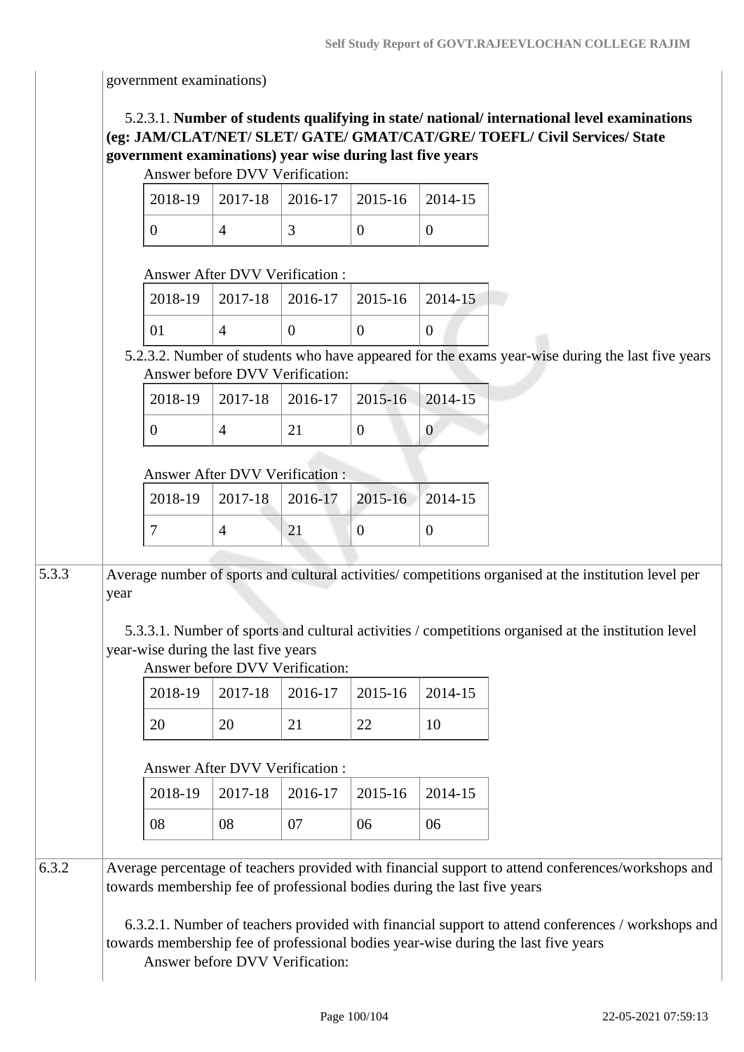government examinations)

5.2.3.1. **Number of students qualifying in state/ national/ international level examinations (eg: JAM/CLAT/NET/ SLET/ GATE/ GMAT/CAT/GRE/ TOEFL/ Civil Services/ State government examinations) year wise during last five years**

Answer before DVV Verification:

| 2018-19 | 2017-18 | 2016-17 | 2015-16 | 2014-15 |
|---|---|---|---|---|
| 0 | 4 | 3 | 0 | 0 |

Answer After DVV Verification :

| 2018-19 | 2017-18 | 2016-17 | 2015-16 | 2014-15 |
|---|---|---|---|---|
| 01 | 4 | 0 | 0 | 0 |

5.2.3.2. Number of students who have appeared for the exams year-wise during the last five years

Answer before DVV Verification:

| 2018-19 | 2017-18 | 2016-17 | 2015-16 | 2014-15 |
|---|---|---|---|---|
| 0 | 4 | 21 | 0 | 0 |

Answer After DVV Verification :

| 2018-19 | 2017-18 | 2016-17 | 2015-16 | 2014-15 |
|---|---|---|---|---|
| 7 | 4 | 21 | 0 | 0 |

**5.3.3** Average number of sports and cultural activities/ competitions organised at the institution level per year

5.3.3.1. Number of sports and cultural activities / competitions organised at the institution level year-wise during the last five years

Answer before DVV Verification:

| 2018-19 | 2017-18 | 2016-17 | 2015-16 | 2014-15 |
|---|---|---|---|---|
| 20 | 20 | 21 | 22 | 10 |

Answer After DVV Verification :

| 2018-19 | 2017-18 | 2016-17 | 2015-16 | 2014-15 |
|---|---|---|---|---|
| 08 | 08 | 07 | 06 | 06 |

**6.3.2** Average percentage of teachers provided with financial support to attend conferences/workshops and towards membership fee of professional bodies during the last five years

6.3.2.1. Number of teachers provided with financial support to attend conferences / workshops and towards membership fee of professional bodies year-wise during the last five years

Answer before DVV Verification: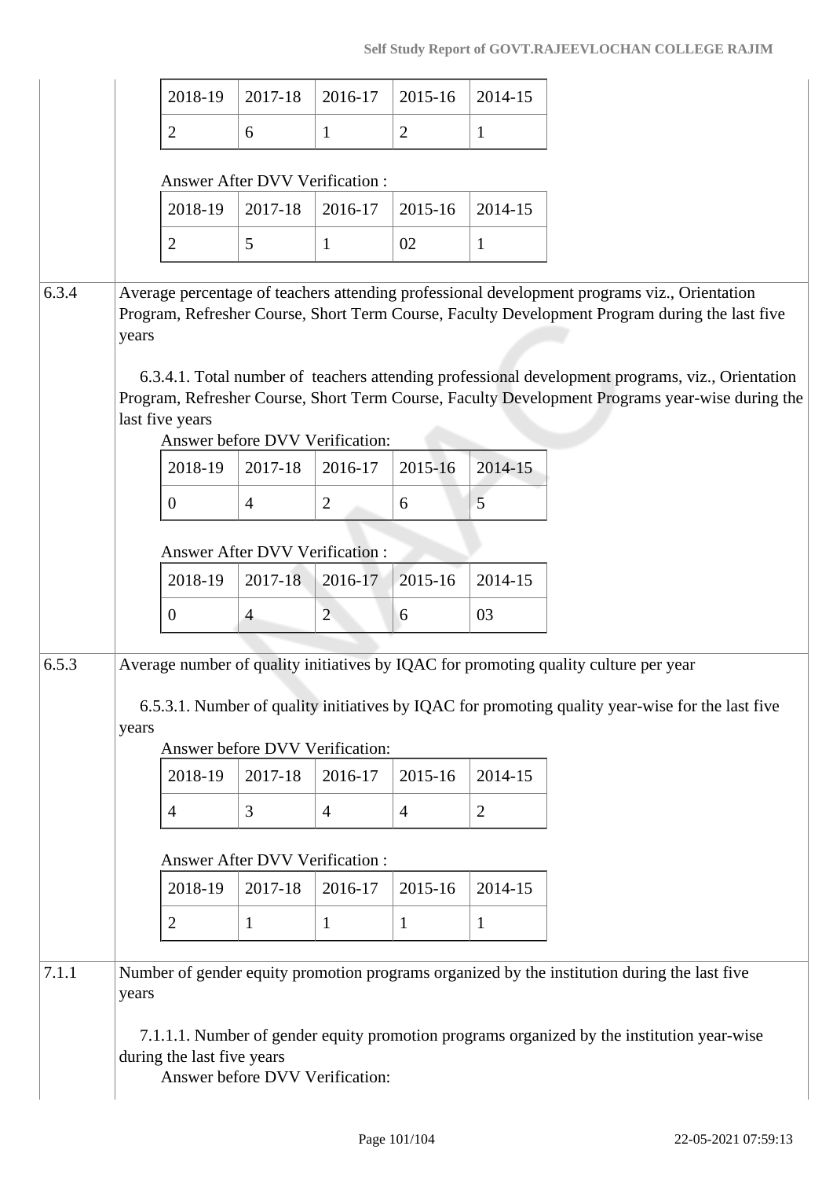| 2018-19 | 2017-18 | 2016-17 | 2015-16 | 2014-15 |
|---|---|---|---|---|
| 2 | 6 | 1 | 2 | 1 |

Answer After DVV Verification :

| 2018-19 | 2017-18 | 2016-17 | 2015-16 | 2014-15 |
|---|---|---|---|---|
| 2 | 5 | 1 | 02 | 1 |

**6.3.4** Average percentage of teachers attending professional development programs viz., Orientation Program, Refresher Course, Short Term Course, Faculty Development Program during the last five years

6.3.4.1. Total number of teachers attending professional development programs, viz., Orientation Program, Refresher Course, Short Term Course, Faculty Development Programs year-wise during the last five years

Answer before DVV Verification:

| 2018-19 | 2017-18 | 2016-17 | 2015-16 | 2014-15 |
|---|---|---|---|---|
| 0 | 4 | 2 | 6 | 5 |

Answer After DVV Verification :

| 2018-19 | 2017-18 | 2016-17 | 2015-16 | 2014-15 |
|---|---|---|---|---|
| 0 | 4 | 2 | 6 | 03 |

**6.5.3** Average number of quality initiatives by IQAC for promoting quality culture per year

6.5.3.1. Number of quality initiatives by IQAC for promoting quality year-wise for the last five years

Answer before DVV Verification:

| 2018-19 | 2017-18 | 2016-17 | 2015-16 | 2014-15 |
|---|---|---|---|---|
| 4 | 3 | 4 | 4 | 2 |

Answer After DVV Verification :

| 2018-19 | 2017-18 | 2016-17 | 2015-16 | 2014-15 |
|---|---|---|---|---|
| 2 | 1 | 1 | 1 | 1 |

**7.1.1** Number of gender equity promotion programs organized by the institution during the last five years

7.1.1.1. Number of gender equity promotion programs organized by the institution year-wise during the last five years

Answer before DVV Verification: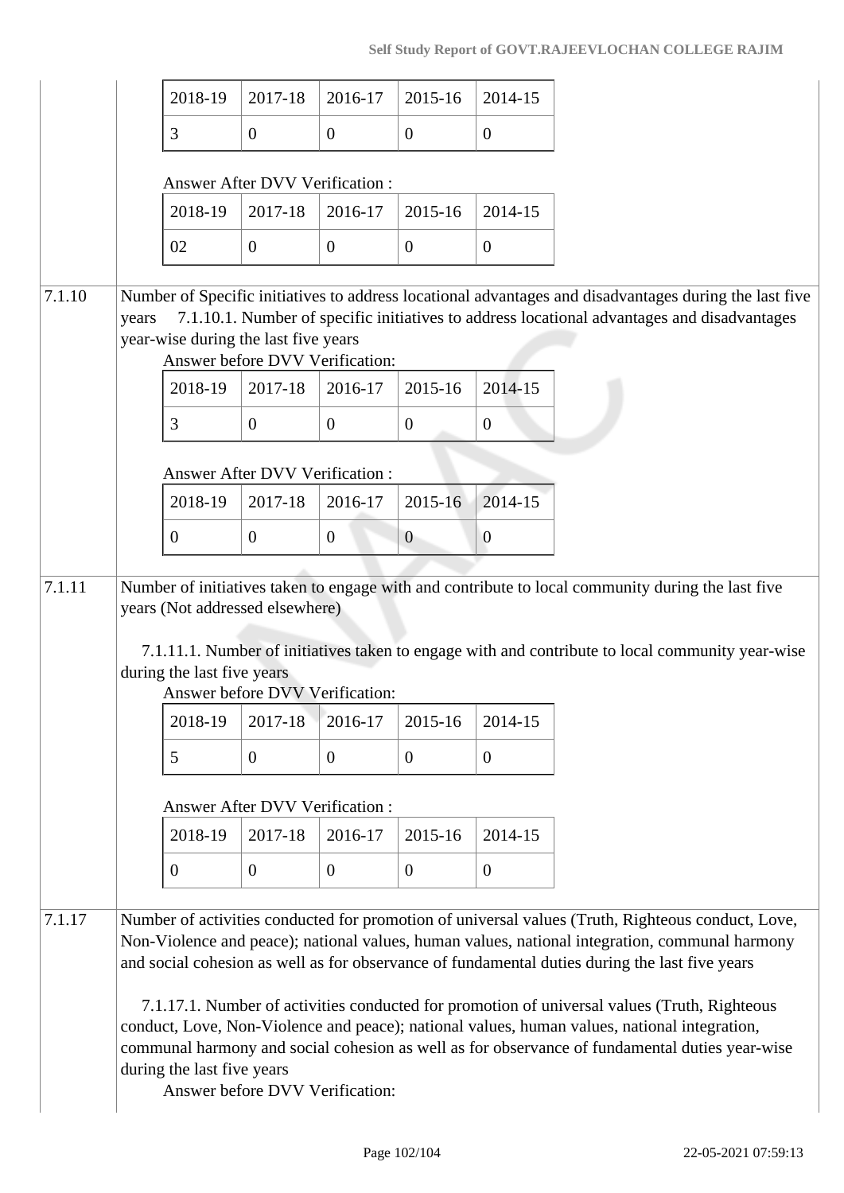| 2018-19 | 2017-18 | 2016-17 | 2015-16 | 2014-15 |
|---|---|---|---|---|
| 3 | 0 | 0 | 0 | 0 |

Answer After DVV Verification :

| 2018-19 | 2017-18 | 2016-17 | 2015-16 | 2014-15 |
|---|---|---|---|---|
| 02 | 0 | 0 | 0 | 0 |

**7.1.10** Number of Specific initiatives to address locational advantages and disadvantages during the last five years

7.1.10.1. Number of specific initiatives to address locational advantages and disadvantages year-wise during the last five years

Answer before DVV Verification:

| 2018-19 | 2017-18 | 2016-17 | 2015-16 | 2014-15 |
|---|---|---|---|---|
| 3 | 0 | 0 | 0 | 0 |

Answer After DVV Verification :

| 2018-19 | 2017-18 | 2016-17 | 2015-16 | 2014-15 |
|---|---|---|---|---|
| 0 | 0 | 0 | 0 | 0 |

**7.1.11** Number of initiatives taken to engage with and contribute to local community during the last five years (Not addressed elsewhere)

7.1.11.1. Number of initiatives taken to engage with and contribute to local community year-wise during the last five years

Answer before DVV Verification:

| 2018-19 | 2017-18 | 2016-17 | 2015-16 | 2014-15 |
|---|---|---|---|---|
| 5 | 0 | 0 | 0 | 0 |

Answer After DVV Verification :

| 2018-19 | 2017-18 | 2016-17 | 2015-16 | 2014-15 |
|---|---|---|---|---|
| 0 | 0 | 0 | 0 | 0 |

**7.1.17** Number of activities conducted for promotion of universal values (Truth, Righteous conduct, Love, Non-Violence and peace); national values, human values, national integration, communal harmony and social cohesion as well as for observance of fundamental duties during the last five years

7.1.17.1. Number of activities conducted for promotion of universal values (Truth, Righteous conduct, Love, Non-Violence and peace); national values, human values, national integration, communal harmony and social cohesion as well as for observance of fundamental duties year-wise during the last five years

Answer before DVV Verification: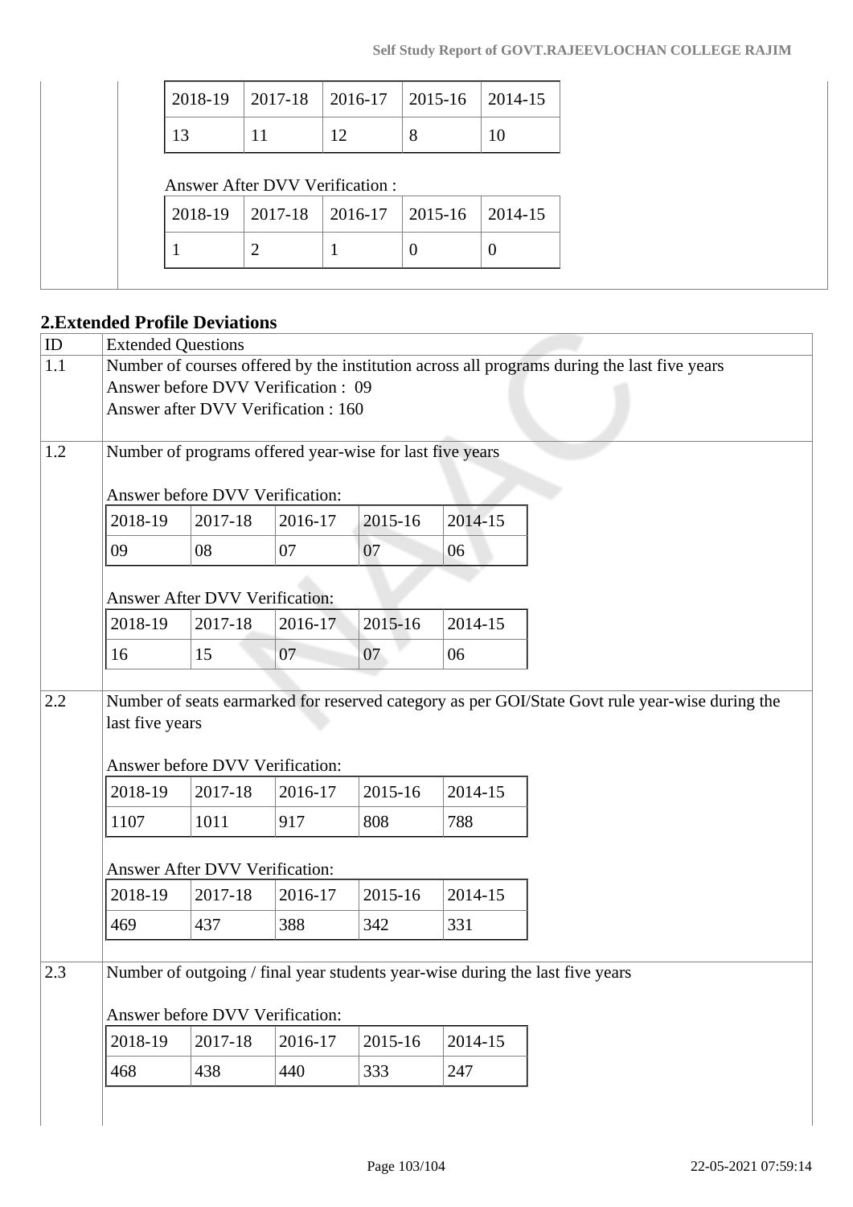| 2018-19 | 2017-18 | 2016-17 | 2015-16 | 2014-15 |
|---|---|---|---|---|
| 13 | 11 | 12 | 8 | 10 |

Answer After DVV Verification :

| 2018-19 | 2017-18 | 2016-17 | 2015-16 | 2014-15 |
|---|---|---|---|---|
| 1 | 2 | 1 | 0 | 0 |

## 2.Extended Profile Deviations

| ID | Extended Questions |
|---|---|
| 1.1 | Number of courses offered by the institution across all programs during the last five years<br>Answer before DVV Verification : 09<br>Answer after DVV Verification : 160 |

**1.2** Number of programs offered year-wise for last five years

Answer before DVV Verification:

| 2018-19 | 2017-18 | 2016-17 | 2015-16 | 2014-15 |
|---|---|---|---|---|
| 09 | 08 | 07 | 07 | 06 |

Answer After DVV Verification:

| 2018-19 | 2017-18 | 2016-17 | 2015-16 | 2014-15 |
|---|---|---|---|---|
| 16 | 15 | 07 | 07 | 06 |

**2.2** Number of seats earmarked for reserved category as per GOI/State Govt rule year-wise during the last five years

Answer before DVV Verification:

| 2018-19 | 2017-18 | 2016-17 | 2015-16 | 2014-15 |
|---|---|---|---|---|
| 1107 | 1011 | 917 | 808 | 788 |

Answer After DVV Verification:

| 2018-19 | 2017-18 | 2016-17 | 2015-16 | 2014-15 |
|---|---|---|---|---|
| 469 | 437 | 388 | 342 | 331 |

**2.3** Number of outgoing / final year students year-wise during the last five years

Answer before DVV Verification:

| 2018-19 | 2017-18 | 2016-17 | 2015-16 | 2014-15 |
|---|---|---|---|---|
| 468 | 438 | 440 | 333 | 247 |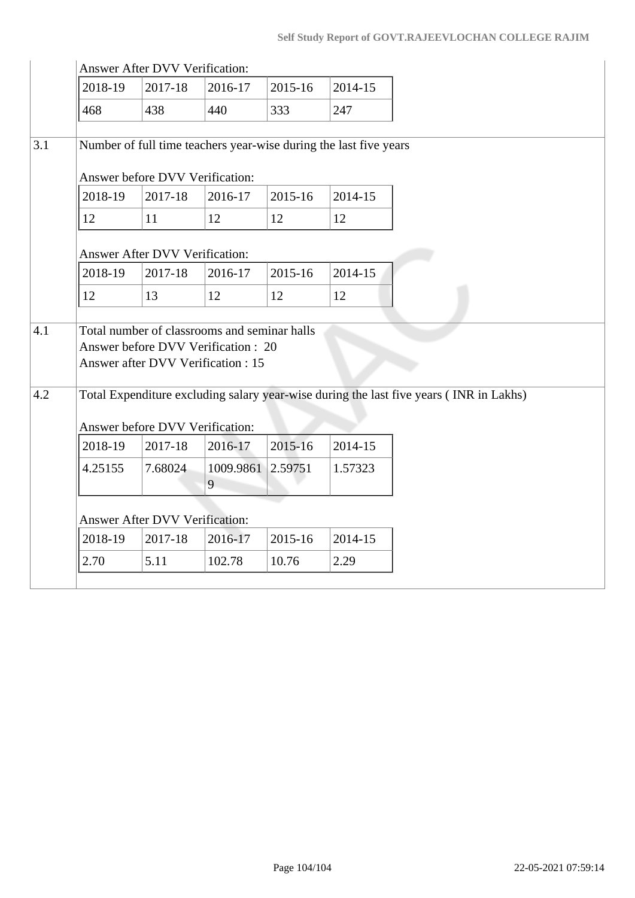Answer After DVV Verification:

| 2018-19 | 2017-18 | 2016-17 | 2015-16 | 2014-15 |
|---|---|---|---|---|
| 468 | 438 | 440 | 333 | 247 |

3.1 Number of full time teachers year-wise during the last five years

Answer before DVV Verification:

| 2018-19 | 2017-18 | 2016-17 | 2015-16 | 2014-15 |
|---|---|---|---|---|
| 12 | 11 | 12 | 12 | 12 |

Answer After DVV Verification:

| 2018-19 | 2017-18 | 2016-17 | 2015-16 | 2014-15 |
|---|---|---|---|---|
| 12 | 13 | 12 | 12 | 12 |

4.1 Total number of classrooms and seminar halls

Answer before DVV Verification : 20

Answer after DVV Verification : 15

4.2 Total Expenditure excluding salary year-wise during the last five years ( INR in Lakhs)

Answer before DVV Verification:

| 2018-19 | 2017-18 | 2016-17 | 2015-16 | 2014-15 |
|---|---|---|---|---|
| 4.25155 | 7.68024 | 1009.98619 | 2.59751 | 1.57323 |

Answer After DVV Verification:

| 2018-19 | 2017-18 | 2016-17 | 2015-16 | 2014-15 |
|---|---|---|---|---|
| 2.70 | 5.11 | 102.78 | 10.76 | 2.29 |